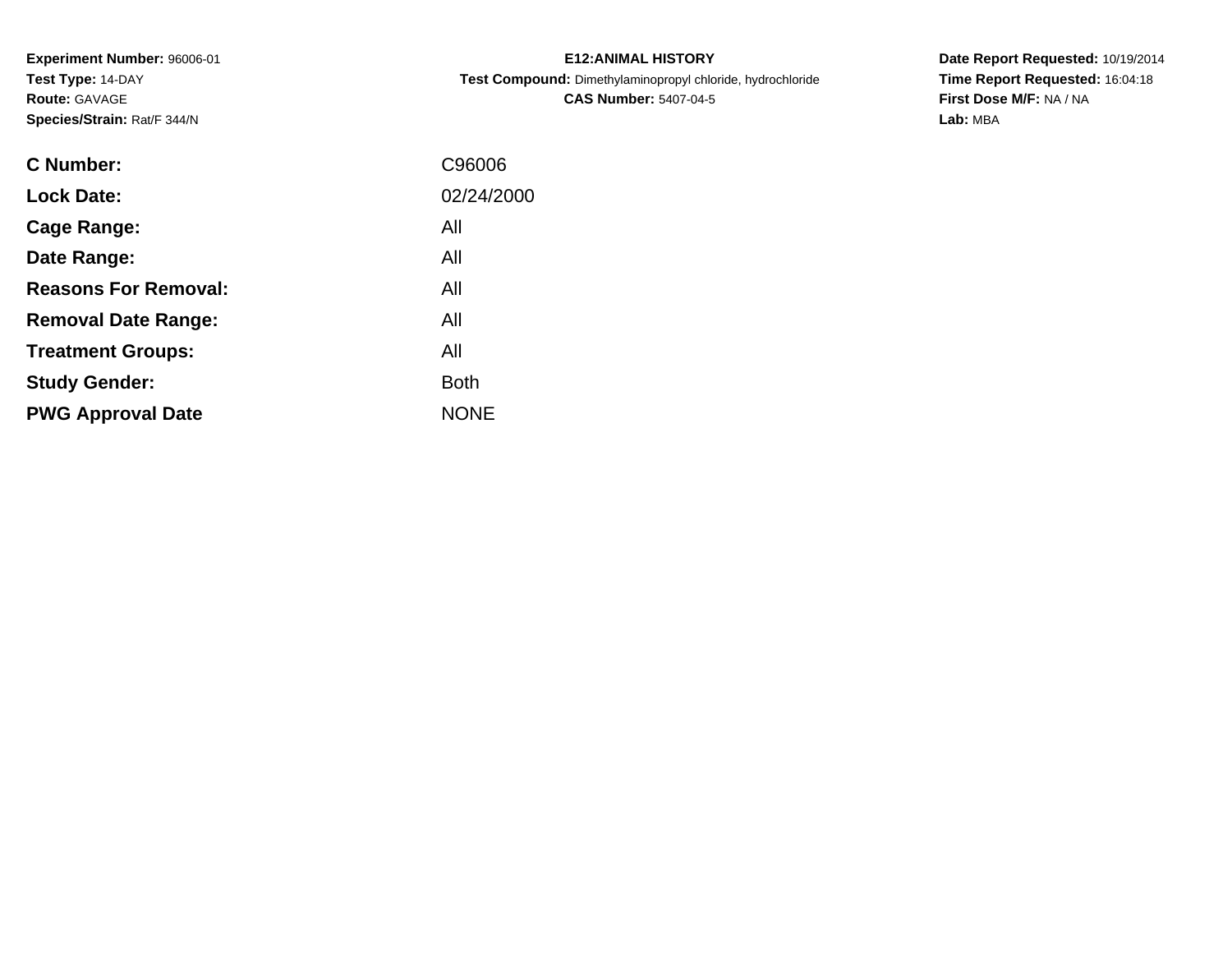**Experiment Number:** 96006-01
**Test Type:** 14-DAY
**Route:** GAVAGE
**Species/Strain:** Rat/F 344/N

**E12:ANIMAL HISTORY**
**Test Compound:** Dimethylaminopropyl chloride, hydrochloride
**CAS Number:** 5407-04-5

**Date Report Requested:** 10/19/2014
**Time Report Requested:** 16:04:18
**First Dose M/F:** NA / NA
**Lab:** MBA

| | |
|---|---|
| **C Number:** | C96006 |
| **Lock Date:** | 02/24/2000 |
| **Cage Range:** | All |
| **Date Range:** | All |
| **Reasons For Removal:** | All |
| **Removal Date Range:** | All |
| **Treatment Groups:** | All |
| **Study Gender:** | Both |
| **PWG Approval Date** | NONE |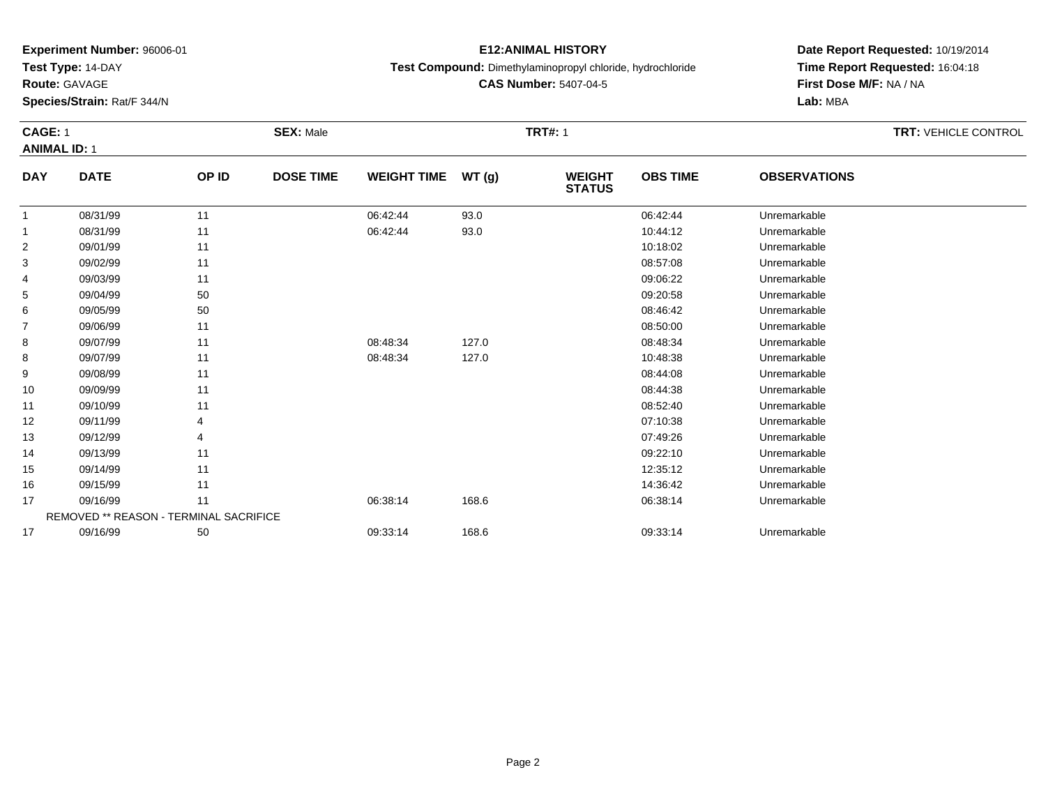**Experiment Number:** 96006-01
**Test Type:** 14-DAY
**Route:** GAVAGE
**Species/Strain:** Rat/F 344/N

**E12:ANIMAL HISTORY**
**Test Compound:** Dimethylaminopropyl chloride, hydrochloride
**CAS Number:** 5407-04-5

**Date Report Requested:** 10/19/2014
**Time Report Requested:** 16:04:18
**First Dose M/F:** NA / NA
**Lab:** MBA

**CAGE:** 1 | **SEX:** Male | **TRT#:** 1 | **TRT:** VEHICLE CONTROL

**ANIMAL ID:** 1

| DAY | DATE | OP ID | DOSE TIME | WEIGHT TIME | WT (g) | WEIGHT STATUS | OBS TIME | OBSERVATIONS |
|---|---|---|---|---|---|---|---|---|
| 1 | 08/31/99 | 11 | | 06:42:44 | 93.0 | | 06:42:44 | Unremarkable |
| 1 | 08/31/99 | 11 | | 06:42:44 | 93.0 | | 10:44:12 | Unremarkable |
| 2 | 09/01/99 | 11 | | | | | 10:18:02 | Unremarkable |
| 3 | 09/02/99 | 11 | | | | | 08:57:08 | Unremarkable |
| 4 | 09/03/99 | 11 | | | | | 09:06:22 | Unremarkable |
| 5 | 09/04/99 | 50 | | | | | 09:20:58 | Unremarkable |
| 6 | 09/05/99 | 50 | | | | | 08:46:42 | Unremarkable |
| 7 | 09/06/99 | 11 | | | | | 08:50:00 | Unremarkable |
| 8 | 09/07/99 | 11 | | 08:48:34 | 127.0 | | 08:48:34 | Unremarkable |
| 8 | 09/07/99 | 11 | | 08:48:34 | 127.0 | | 10:48:38 | Unremarkable |
| 9 | 09/08/99 | 11 | | | | | 08:44:08 | Unremarkable |
| 10 | 09/09/99 | 11 | | | | | 08:44:38 | Unremarkable |
| 11 | 09/10/99 | 11 | | | | | 08:52:40 | Unremarkable |
| 12 | 09/11/99 | 4 | | | | | 07:10:38 | Unremarkable |
| 13 | 09/12/99 | 4 | | | | | 07:49:26 | Unremarkable |
| 14 | 09/13/99 | 11 | | | | | 09:22:10 | Unremarkable |
| 15 | 09/14/99 | 11 | | | | | 12:35:12 | Unremarkable |
| 16 | 09/15/99 | 11 | | | | | 14:36:42 | Unremarkable |
| 17 | 09/16/99 | 11 | | 06:38:14 | 168.6 | | 06:38:14 | Unremarkable |
| REMOVED ** REASON - TERMINAL SACRIFICE | | | | | | | | |
| 17 | 09/16/99 | 50 | | 09:33:14 | 168.6 | | 09:33:14 | Unremarkable |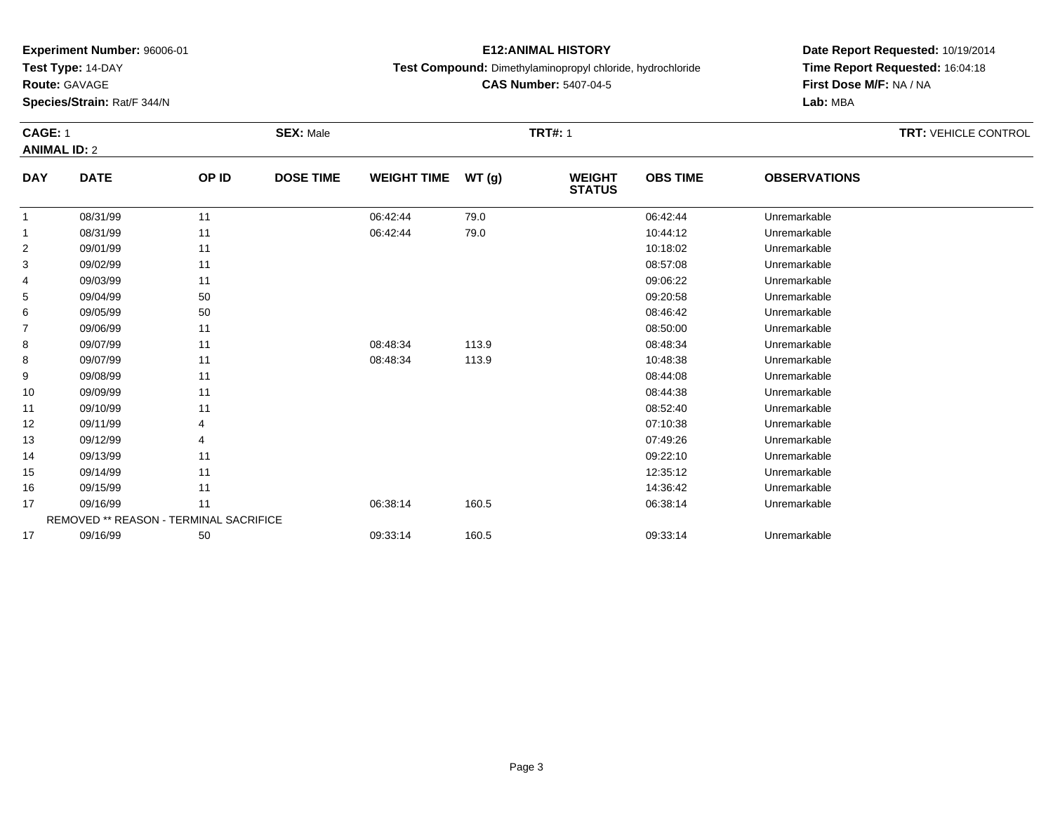**Experiment Number:** 96006-01
**Test Type:** 14-DAY
**Route:** GAVAGE
**Species/Strain:** Rat/F 344/N

**E12:ANIMAL HISTORY**
**Test Compound:** Dimethylaminopropyl chloride, hydrochloride
**CAS Number:** 5407-04-5

**Date Report Requested:** 10/19/2014
**Time Report Requested:** 16:04:18
**First Dose M/F:** NA / NA
**Lab:** MBA

**CAGE:** 1 **SEX:** Male **TRT#:** 1 **TRT:** VEHICLE CONTROL
**ANIMAL ID:** 2

| DAY | DATE | OP ID | DOSE TIME | WEIGHT TIME | WT (g) | WEIGHT STATUS | OBS TIME | OBSERVATIONS |
|---|---|---|---|---|---|---|---|---|
| 1 | 08/31/99 | 11 | | 06:42:44 | 79.0 | | 06:42:44 | Unremarkable |
| 1 | 08/31/99 | 11 | | 06:42:44 | 79.0 | | 10:44:12 | Unremarkable |
| 2 | 09/01/99 | 11 | | | | | 10:18:02 | Unremarkable |
| 3 | 09/02/99 | 11 | | | | | 08:57:08 | Unremarkable |
| 4 | 09/03/99 | 11 | | | | | 09:06:22 | Unremarkable |
| 5 | 09/04/99 | 50 | | | | | 09:20:58 | Unremarkable |
| 6 | 09/05/99 | 50 | | | | | 08:46:42 | Unremarkable |
| 7 | 09/06/99 | 11 | | | | | 08:50:00 | Unremarkable |
| 8 | 09/07/99 | 11 | | 08:48:34 | 113.9 | | 08:48:34 | Unremarkable |
| 8 | 09/07/99 | 11 | | 08:48:34 | 113.9 | | 10:48:38 | Unremarkable |
| 9 | 09/08/99 | 11 | | | | | 08:44:08 | Unremarkable |
| 10 | 09/09/99 | 11 | | | | | 08:44:38 | Unremarkable |
| 11 | 09/10/99 | 11 | | | | | 08:52:40 | Unremarkable |
| 12 | 09/11/99 | 4 | | | | | 07:10:38 | Unremarkable |
| 13 | 09/12/99 | 4 | | | | | 07:49:26 | Unremarkable |
| 14 | 09/13/99 | 11 | | | | | 09:22:10 | Unremarkable |
| 15 | 09/14/99 | 11 | | | | | 12:35:12 | Unremarkable |
| 16 | 09/15/99 | 11 | | | | | 14:36:42 | Unremarkable |
| 17 | 09/16/99 | 11 | | 06:38:14 | 160.5 | | 06:38:14 | Unremarkable |
| REMOVED ** REASON - TERMINAL SACRIFICE | | | | | | | | |
| 17 | 09/16/99 | 50 | | 09:33:14 | 160.5 | | 09:33:14 | Unremarkable |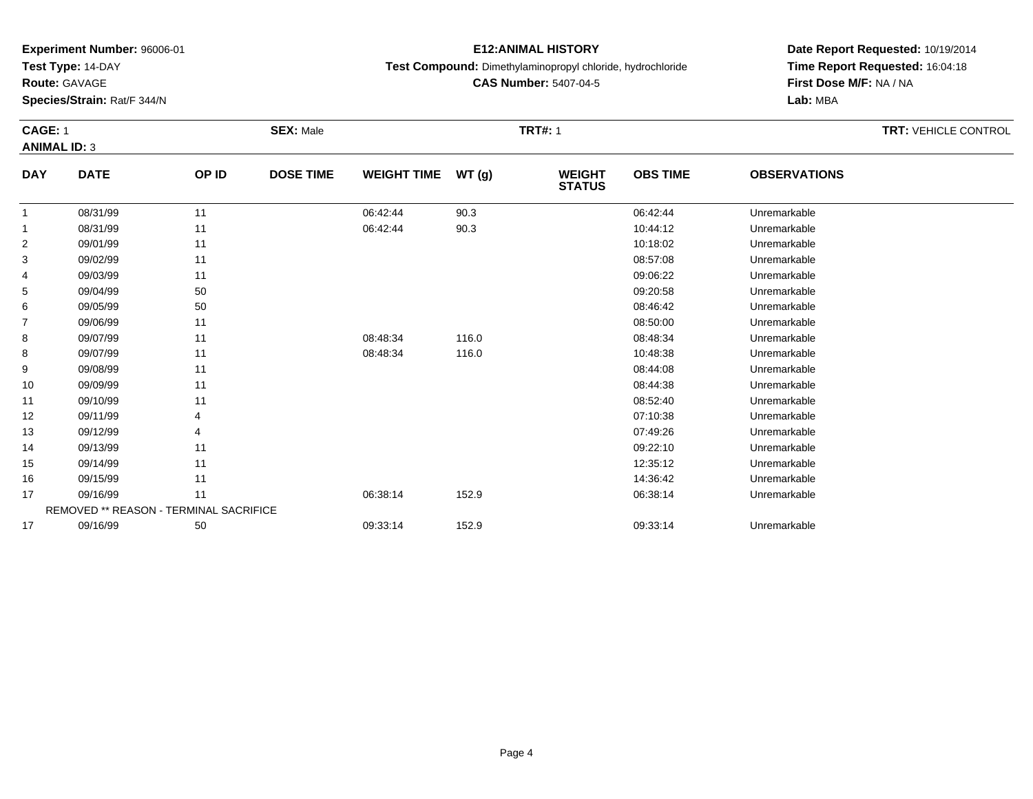**Experiment Number:** 96006-01
**Test Type:** 14-DAY
**Route:** GAVAGE
**Species/Strain:** Rat/F 344/N

**E12:ANIMAL HISTORY**
**Test Compound:** Dimethylaminopropyl chloride, hydrochloride
**CAS Number:** 5407-04-5

**Date Report Requested:** 10/19/2014
**Time Report Requested:** 16:04:18
**First Dose M/F:** NA / NA
**Lab:** MBA

**CAGE:** 1 **SEX:** Male **TRT#:** 1 **TRT:** VEHICLE CONTROL
**ANIMAL ID:** 3

| DAY | DATE | OP ID | DOSE TIME | WEIGHT TIME | WT (g) | WEIGHT STATUS | OBS TIME | OBSERVATIONS |
|---|---|---|---|---|---|---|---|---|
| 1 | 08/31/99 | 11 | | 06:42:44 | 90.3 | | 06:42:44 | Unremarkable |
| 1 | 08/31/99 | 11 | | 06:42:44 | 90.3 | | 10:44:12 | Unremarkable |
| 2 | 09/01/99 | 11 | | | | | 10:18:02 | Unremarkable |
| 3 | 09/02/99 | 11 | | | | | 08:57:08 | Unremarkable |
| 4 | 09/03/99 | 11 | | | | | 09:06:22 | Unremarkable |
| 5 | 09/04/99 | 50 | | | | | 09:20:58 | Unremarkable |
| 6 | 09/05/99 | 50 | | | | | 08:46:42 | Unremarkable |
| 7 | 09/06/99 | 11 | | | | | 08:50:00 | Unremarkable |
| 8 | 09/07/99 | 11 | | 08:48:34 | 116.0 | | 08:48:34 | Unremarkable |
| 8 | 09/07/99 | 11 | | 08:48:34 | 116.0 | | 10:48:38 | Unremarkable |
| 9 | 09/08/99 | 11 | | | | | 08:44:08 | Unremarkable |
| 10 | 09/09/99 | 11 | | | | | 08:44:38 | Unremarkable |
| 11 | 09/10/99 | 11 | | | | | 08:52:40 | Unremarkable |
| 12 | 09/11/99 | 4 | | | | | 07:10:38 | Unremarkable |
| 13 | 09/12/99 | 4 | | | | | 07:49:26 | Unremarkable |
| 14 | 09/13/99 | 11 | | | | | 09:22:10 | Unremarkable |
| 15 | 09/14/99 | 11 | | | | | 12:35:12 | Unremarkable |
| 16 | 09/15/99 | 11 | | | | | 14:36:42 | Unremarkable |
| 17 | 09/16/99 | 11 | | 06:38:14 | 152.9 | | 06:38:14 | Unremarkable |
| REMOVED ** REASON - TERMINAL SACRIFICE | | | | | | | | |
| 17 | 09/16/99 | 50 | | 09:33:14 | 152.9 | | 09:33:14 | Unremarkable |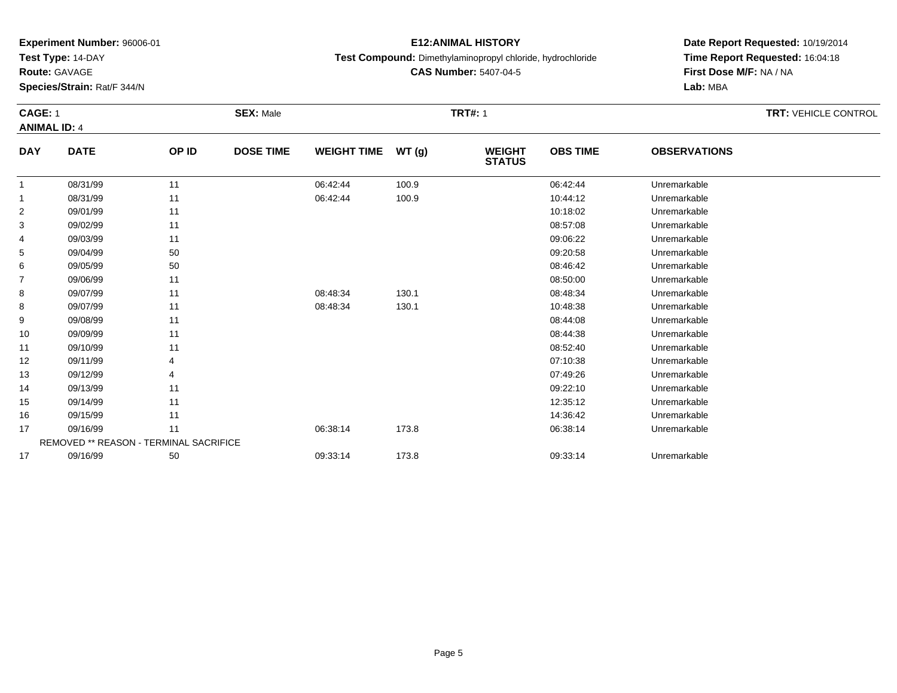**Experiment Number:** 96006-01
**Test Type:** 14-DAY
**Route:** GAVAGE
**Species/Strain:** Rat/F 344/N

**E12:ANIMAL HISTORY**
**Test Compound:** Dimethylaminopropyl chloride, hydrochloride
**CAS Number:** 5407-04-5

**Date Report Requested:** 10/19/2014
**Time Report Requested:** 16:04:18
**First Dose M/F:** NA / NA
**Lab:** MBA

**CAGE:** 1 **SEX:** Male **TRT#:** 1 **TRT:** VEHICLE CONTROL
**ANIMAL ID:** 4

| DAY | DATE | OP ID | DOSE TIME | WEIGHT TIME | WT (g) | WEIGHT STATUS | OBS TIME | OBSERVATIONS |
|---|---|---|---|---|---|---|---|---|
| 1 | 08/31/99 | 11 | | 06:42:44 | 100.9 | | 06:42:44 | Unremarkable |
| 1 | 08/31/99 | 11 | | 06:42:44 | 100.9 | | 10:44:12 | Unremarkable |
| 2 | 09/01/99 | 11 | | | | | 10:18:02 | Unremarkable |
| 3 | 09/02/99 | 11 | | | | | 08:57:08 | Unremarkable |
| 4 | 09/03/99 | 11 | | | | | 09:06:22 | Unremarkable |
| 5 | 09/04/99 | 50 | | | | | 09:20:58 | Unremarkable |
| 6 | 09/05/99 | 50 | | | | | 08:46:42 | Unremarkable |
| 7 | 09/06/99 | 11 | | | | | 08:50:00 | Unremarkable |
| 8 | 09/07/99 | 11 | | 08:48:34 | 130.1 | | 08:48:34 | Unremarkable |
| 8 | 09/07/99 | 11 | | 08:48:34 | 130.1 | | 10:48:38 | Unremarkable |
| 9 | 09/08/99 | 11 | | | | | 08:44:08 | Unremarkable |
| 10 | 09/09/99 | 11 | | | | | 08:44:38 | Unremarkable |
| 11 | 09/10/99 | 11 | | | | | 08:52:40 | Unremarkable |
| 12 | 09/11/99 | 4 | | | | | 07:10:38 | Unremarkable |
| 13 | 09/12/99 | 4 | | | | | 07:49:26 | Unremarkable |
| 14 | 09/13/99 | 11 | | | | | 09:22:10 | Unremarkable |
| 15 | 09/14/99 | 11 | | | | | 12:35:12 | Unremarkable |
| 16 | 09/15/99 | 11 | | | | | 14:36:42 | Unremarkable |
| 17 | 09/16/99 | 11 | | 06:38:14 | 173.8 | | 06:38:14 | Unremarkable |
| REMOVED ** REASON - TERMINAL SACRIFICE | | | | | | | | |
| 17 | 09/16/99 | 50 | | 09:33:14 | 173.8 | | 09:33:14 | Unremarkable |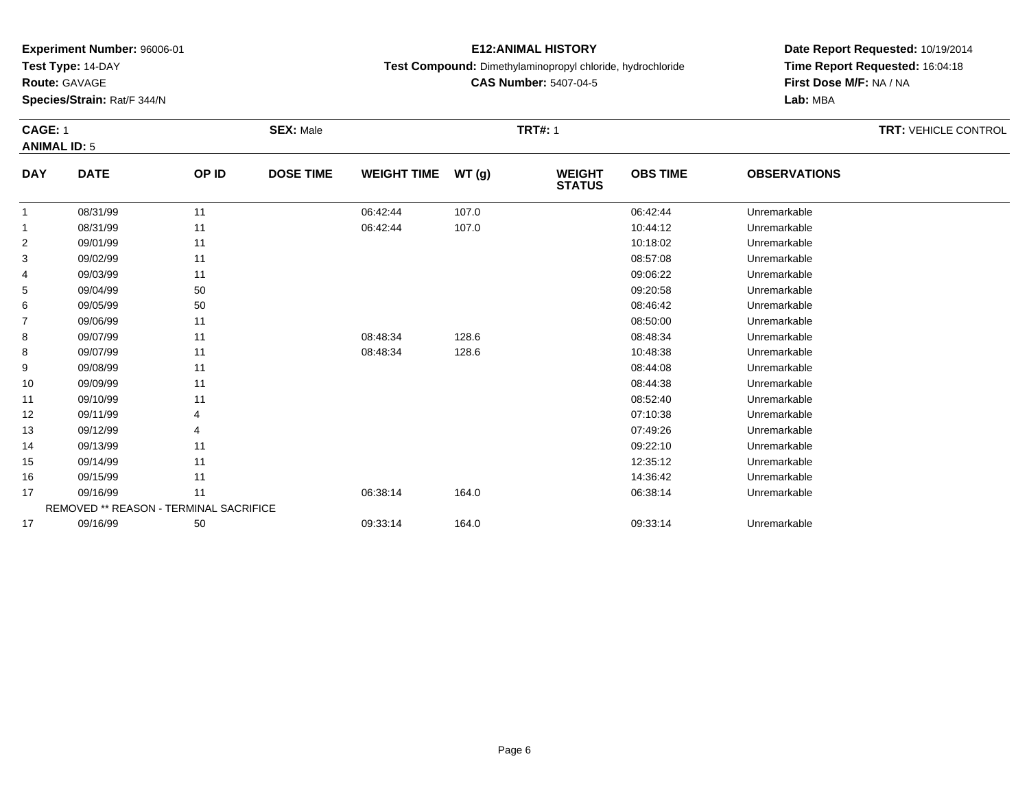**Experiment Number:** 96006-01
**Test Type:** 14-DAY
**Route:** GAVAGE
**Species/Strain:** Rat/F 344/N

**E12:ANIMAL HISTORY**
**Test Compound:** Dimethylaminopropyl chloride, hydrochloride
**CAS Number:** 5407-04-5

**Date Report Requested:** 10/19/2014
**Time Report Requested:** 16:04:18
**First Dose M/F:** NA / NA
**Lab:** MBA

**CAGE:** 1 | **SEX:** Male | **TRT#:** 1 | **TRT:** VEHICLE CONTROL
**ANIMAL ID:** 5

| DAY | DATE | OP ID | DOSE TIME | WEIGHT TIME | WT (g) | WEIGHT STATUS | OBS TIME | OBSERVATIONS |
|---|---|---|---|---|---|---|---|---|
| 1 | 08/31/99 | 11 | | 06:42:44 | 107.0 | | 06:42:44 | Unremarkable |
| 1 | 08/31/99 | 11 | | 06:42:44 | 107.0 | | 10:44:12 | Unremarkable |
| 2 | 09/01/99 | 11 | | | | | 10:18:02 | Unremarkable |
| 3 | 09/02/99 | 11 | | | | | 08:57:08 | Unremarkable |
| 4 | 09/03/99 | 11 | | | | | 09:06:22 | Unremarkable |
| 5 | 09/04/99 | 50 | | | | | 09:20:58 | Unremarkable |
| 6 | 09/05/99 | 50 | | | | | 08:46:42 | Unremarkable |
| 7 | 09/06/99 | 11 | | | | | 08:50:00 | Unremarkable |
| 8 | 09/07/99 | 11 | | 08:48:34 | 128.6 | | 08:48:34 | Unremarkable |
| 8 | 09/07/99 | 11 | | 08:48:34 | 128.6 | | 10:48:38 | Unremarkable |
| 9 | 09/08/99 | 11 | | | | | 08:44:08 | Unremarkable |
| 10 | 09/09/99 | 11 | | | | | 08:44:38 | Unremarkable |
| 11 | 09/10/99 | 11 | | | | | 08:52:40 | Unremarkable |
| 12 | 09/11/99 | 4 | | | | | 07:10:38 | Unremarkable |
| 13 | 09/12/99 | 4 | | | | | 07:49:26 | Unremarkable |
| 14 | 09/13/99 | 11 | | | | | 09:22:10 | Unremarkable |
| 15 | 09/14/99 | 11 | | | | | 12:35:12 | Unremarkable |
| 16 | 09/15/99 | 11 | | | | | 14:36:42 | Unremarkable |
| 17 | 09/16/99 | 11 | | 06:38:14 | 164.0 | | 06:38:14 | Unremarkable |
| REMOVED ** REASON - TERMINAL SACRIFICE | | | | | | | | |
| 17 | 09/16/99 | 50 | | 09:33:14 | 164.0 | | 09:33:14 | Unremarkable |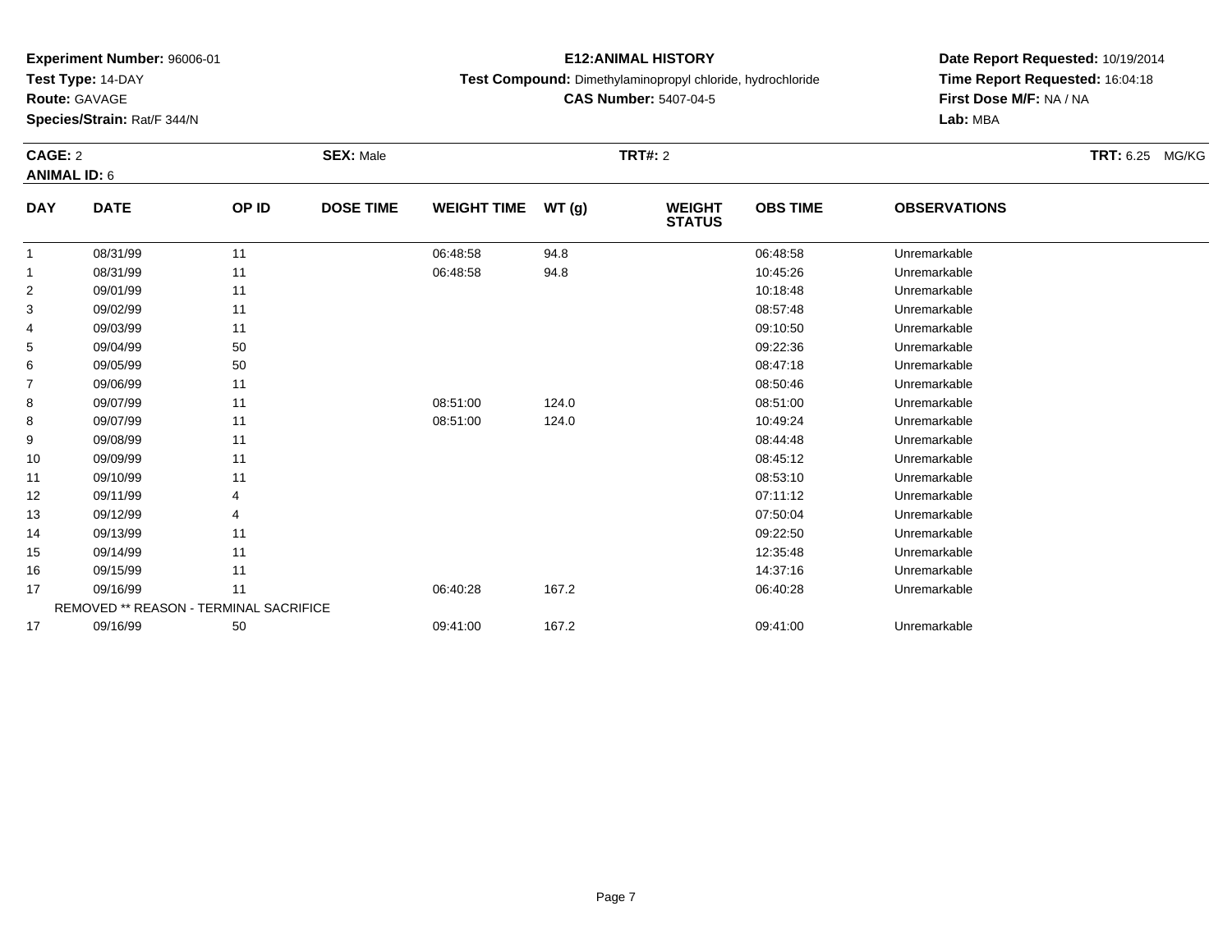**Experiment Number:** 96006-01
**Test Type:** 14-DAY
**Route:** GAVAGE
**Species/Strain:** Rat/F 344/N

**E12:ANIMAL HISTORY**
**Test Compound:** Dimethylaminopropyl chloride, hydrochloride
**CAS Number:** 5407-04-5

**Date Report Requested:** 10/19/2014
**Time Report Requested:** 16:04:18
**First Dose M/F:** NA / NA
**Lab:** MBA

**CAGE:** 2 **SEX:** Male **TRT#:** 2 **TRT:** 6.25 MG/KG
**ANIMAL ID:** 6

| DAY | DATE | OP ID | DOSE TIME | WEIGHT TIME | WT (g) | WEIGHT STATUS | OBS TIME | OBSERVATIONS |
|---|---|---|---|---|---|---|---|---|
| 1 | 08/31/99 | 11 | | 06:48:58 | 94.8 | | 06:48:58 | Unremarkable |
| 1 | 08/31/99 | 11 | | 06:48:58 | 94.8 | | 10:45:26 | Unremarkable |
| 2 | 09/01/99 | 11 | | | | | 10:18:48 | Unremarkable |
| 3 | 09/02/99 | 11 | | | | | 08:57:48 | Unremarkable |
| 4 | 09/03/99 | 11 | | | | | 09:10:50 | Unremarkable |
| 5 | 09/04/99 | 50 | | | | | 09:22:36 | Unremarkable |
| 6 | 09/05/99 | 50 | | | | | 08:47:18 | Unremarkable |
| 7 | 09/06/99 | 11 | | | | | 08:50:46 | Unremarkable |
| 8 | 09/07/99 | 11 | | 08:51:00 | 124.0 | | 08:51:00 | Unremarkable |
| 8 | 09/07/99 | 11 | | 08:51:00 | 124.0 | | 10:49:24 | Unremarkable |
| 9 | 09/08/99 | 11 | | | | | 08:44:48 | Unremarkable |
| 10 | 09/09/99 | 11 | | | | | 08:45:12 | Unremarkable |
| 11 | 09/10/99 | 11 | | | | | 08:53:10 | Unremarkable |
| 12 | 09/11/99 | 4 | | | | | 07:11:12 | Unremarkable |
| 13 | 09/12/99 | 4 | | | | | 07:50:04 | Unremarkable |
| 14 | 09/13/99 | 11 | | | | | 09:22:50 | Unremarkable |
| 15 | 09/14/99 | 11 | | | | | 12:35:48 | Unremarkable |
| 16 | 09/15/99 | 11 | | | | | 14:37:16 | Unremarkable |
| 17 | 09/16/99 | 11 | | 06:40:28 | 167.2 | | 06:40:28 | Unremarkable |
| REMOVED ** REASON - TERMINAL SACRIFICE | | | | | | | | |
| 17 | 09/16/99 | 50 | | 09:41:00 | 167.2 | | 09:41:00 | Unremarkable |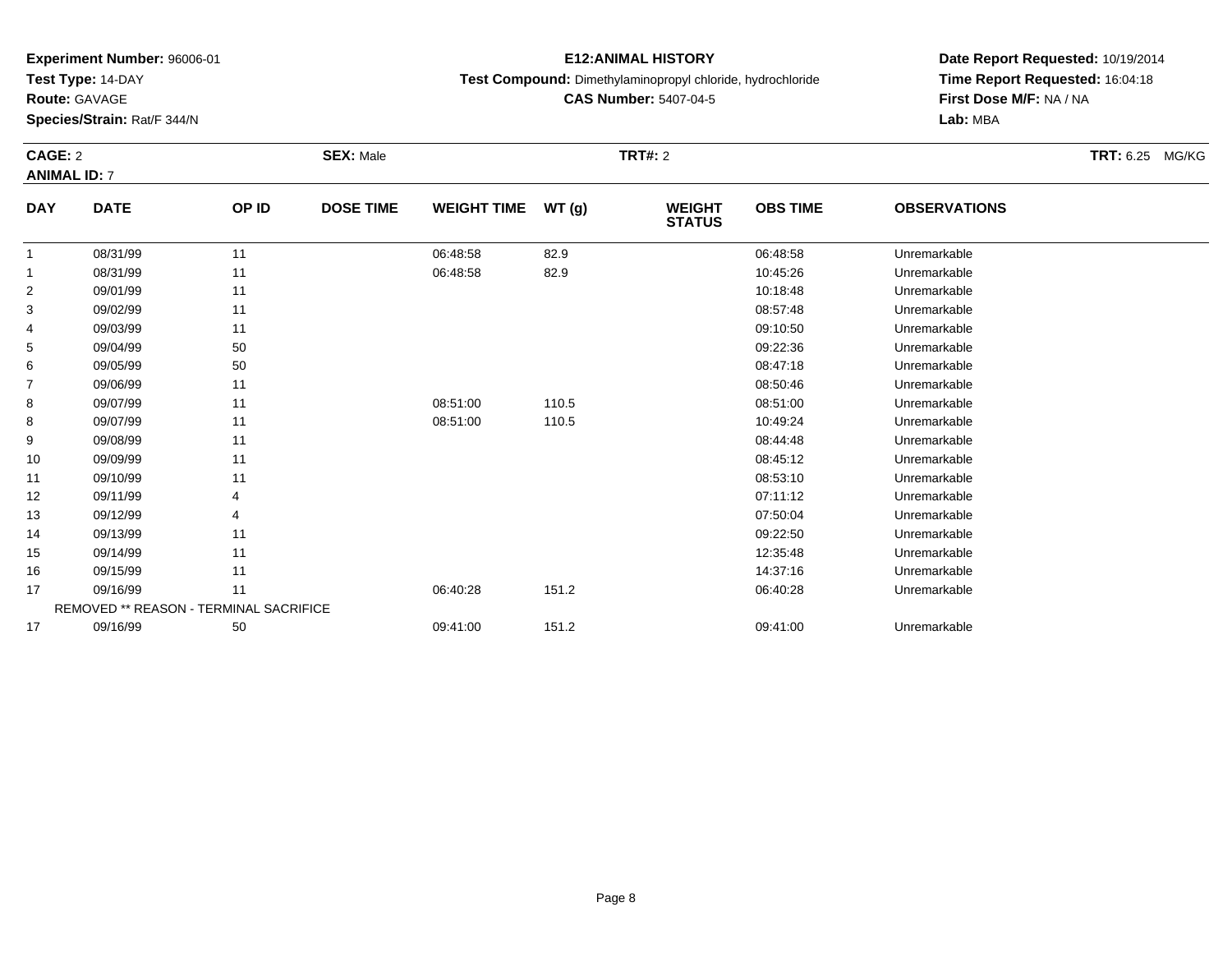**Experiment Number:** 96006-01
**Test Type:** 14-DAY
**Route:** GAVAGE
**Species/Strain:** Rat/F 344/N

**E12:ANIMAL HISTORY**
**Test Compound:** Dimethylaminopropyl chloride, hydrochloride
**CAS Number:** 5407-04-5

**Date Report Requested:** 10/19/2014
**Time Report Requested:** 16:04:18
**First Dose M/F:** NA / NA
**Lab:** MBA

**CAGE:** 2 **SEX:** Male **TRT#:** 2 **TRT:** 6.25 MG/KG
**ANIMAL ID:** 7

| DAY | DATE | OP ID | DOSE TIME | WEIGHT TIME | WT (g) | WEIGHT STATUS | OBS TIME | OBSERVATIONS |
|---|---|---|---|---|---|---|---|---|
| 1 | 08/31/99 | 11 | | 06:48:58 | 82.9 | | 06:48:58 | Unremarkable |
| 1 | 08/31/99 | 11 | | 06:48:58 | 82.9 | | 10:45:26 | Unremarkable |
| 2 | 09/01/99 | 11 | | | | | 10:18:48 | Unremarkable |
| 3 | 09/02/99 | 11 | | | | | 08:57:48 | Unremarkable |
| 4 | 09/03/99 | 11 | | | | | 09:10:50 | Unremarkable |
| 5 | 09/04/99 | 50 | | | | | 09:22:36 | Unremarkable |
| 6 | 09/05/99 | 50 | | | | | 08:47:18 | Unremarkable |
| 7 | 09/06/99 | 11 | | | | | 08:50:46 | Unremarkable |
| 8 | 09/07/99 | 11 | | 08:51:00 | 110.5 | | 08:51:00 | Unremarkable |
| 8 | 09/07/99 | 11 | | 08:51:00 | 110.5 | | 10:49:24 | Unremarkable |
| 9 | 09/08/99 | 11 | | | | | 08:44:48 | Unremarkable |
| 10 | 09/09/99 | 11 | | | | | 08:45:12 | Unremarkable |
| 11 | 09/10/99 | 11 | | | | | 08:53:10 | Unremarkable |
| 12 | 09/11/99 | 4 | | | | | 07:11:12 | Unremarkable |
| 13 | 09/12/99 | 4 | | | | | 07:50:04 | Unremarkable |
| 14 | 09/13/99 | 11 | | | | | 09:22:50 | Unremarkable |
| 15 | 09/14/99 | 11 | | | | | 12:35:48 | Unremarkable |
| 16 | 09/15/99 | 11 | | | | | 14:37:16 | Unremarkable |
| 17 | 09/16/99 | 11 | | 06:40:28 | 151.2 | | 06:40:28 | Unremarkable |
| REMOVED ** REASON - TERMINAL SACRIFICE | | | | | | | | |
| 17 | 09/16/99 | 50 | | 09:41:00 | 151.2 | | 09:41:00 | Unremarkable |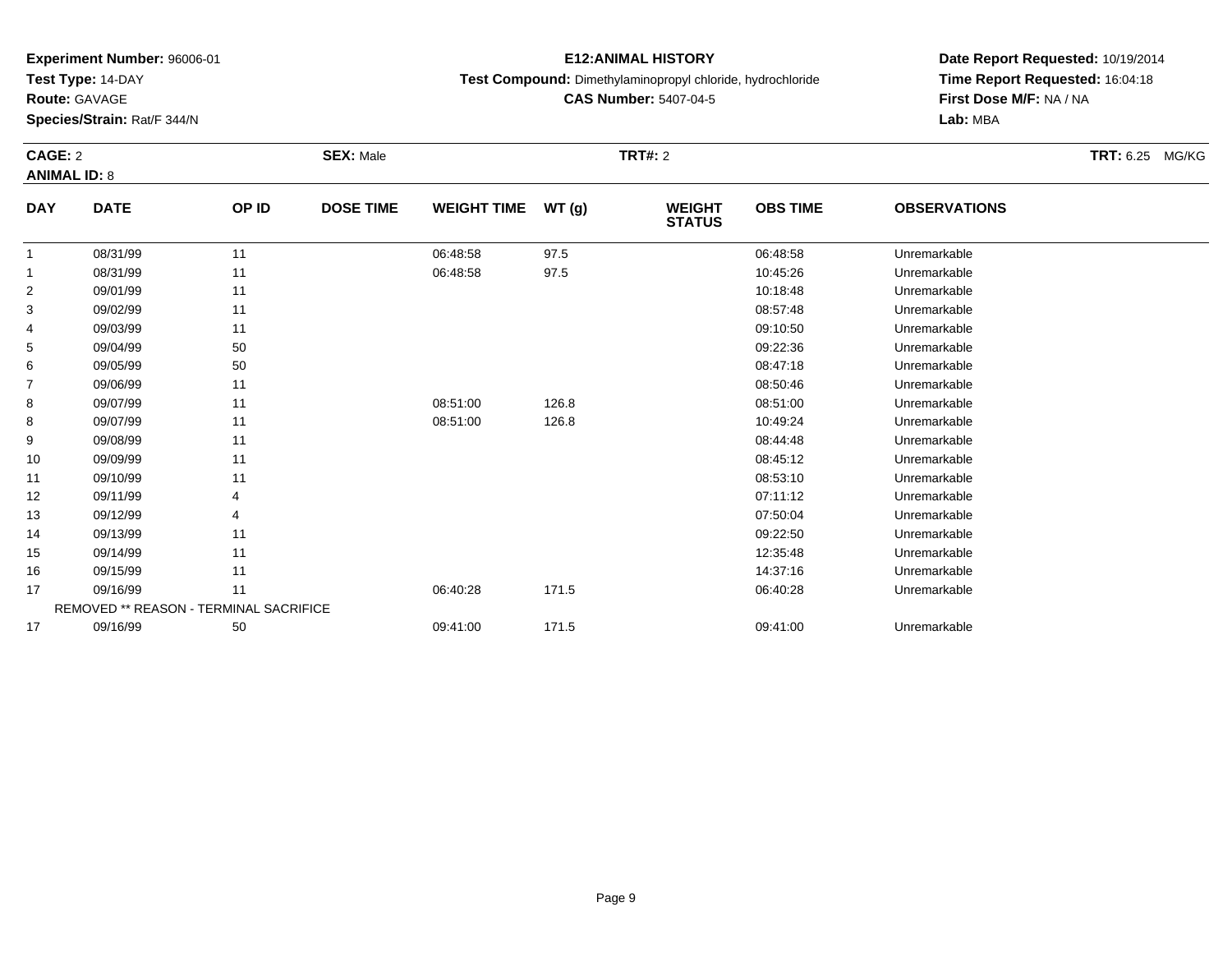**Experiment Number:** 96006-01
**Test Type:** 14-DAY
**Route:** GAVAGE
**Species/Strain:** Rat/F 344/N

**E12:ANIMAL HISTORY**
**Test Compound:** Dimethylaminopropyl chloride, hydrochloride
**CAS Number:** 5407-04-5

**Date Report Requested:** 10/19/2014
**Time Report Requested:** 16:04:18
**First Dose M/F:** NA / NA
**Lab:** MBA

**CAGE:** 2 **SEX:** Male **TRT#:** 2 **TRT:** 6.25 MG/KG
**ANIMAL ID:** 8

| DAY | DATE | OP ID | DOSE TIME | WEIGHT TIME | WT (g) | WEIGHT STATUS | OBS TIME | OBSERVATIONS |
|---|---|---|---|---|---|---|---|---|
| 1 | 08/31/99 | 11 | | 06:48:58 | 97.5 | | 06:48:58 | Unremarkable |
| 1 | 08/31/99 | 11 | | 06:48:58 | 97.5 | | 10:45:26 | Unremarkable |
| 2 | 09/01/99 | 11 | | | | | 10:18:48 | Unremarkable |
| 3 | 09/02/99 | 11 | | | | | 08:57:48 | Unremarkable |
| 4 | 09/03/99 | 11 | | | | | 09:10:50 | Unremarkable |
| 5 | 09/04/99 | 50 | | | | | 09:22:36 | Unremarkable |
| 6 | 09/05/99 | 50 | | | | | 08:47:18 | Unremarkable |
| 7 | 09/06/99 | 11 | | | | | 08:50:46 | Unremarkable |
| 8 | 09/07/99 | 11 | | 08:51:00 | 126.8 | | 08:51:00 | Unremarkable |
| 8 | 09/07/99 | 11 | | 08:51:00 | 126.8 | | 10:49:24 | Unremarkable |
| 9 | 09/08/99 | 11 | | | | | 08:44:48 | Unremarkable |
| 10 | 09/09/99 | 11 | | | | | 08:45:12 | Unremarkable |
| 11 | 09/10/99 | 11 | | | | | 08:53:10 | Unremarkable |
| 12 | 09/11/99 | 4 | | | | | 07:11:12 | Unremarkable |
| 13 | 09/12/99 | 4 | | | | | 07:50:04 | Unremarkable |
| 14 | 09/13/99 | 11 | | | | | 09:22:50 | Unremarkable |
| 15 | 09/14/99 | 11 | | | | | 12:35:48 | Unremarkable |
| 16 | 09/15/99 | 11 | | | | | 14:37:16 | Unremarkable |
| 17 | 09/16/99 | 11 | | 06:40:28 | 171.5 | | 06:40:28 | Unremarkable |
| REMOVED ** REASON - TERMINAL SACRIFICE | | | | | | | | |
| 17 | 09/16/99 | 50 | | 09:41:00 | 171.5 | | 09:41:00 | Unremarkable |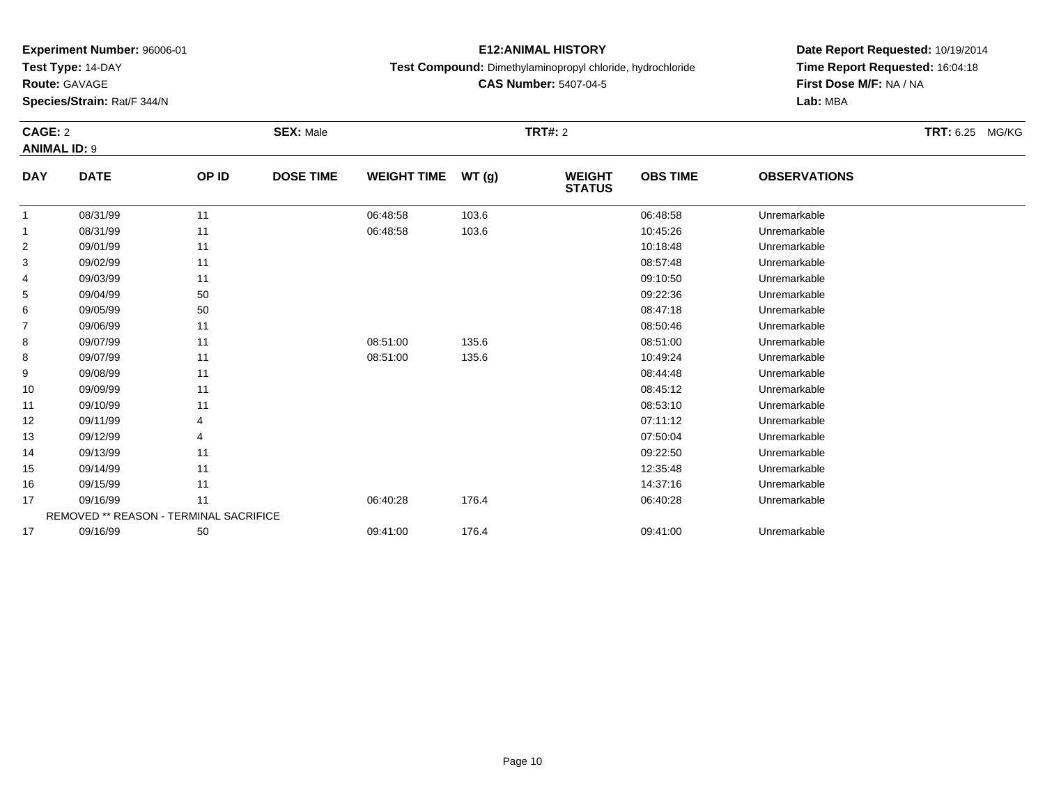**Experiment Number:** 96006-01
**Test Type:** 14-DAY
**Route:** GAVAGE
**Species/Strain:** Rat/F 344/N

**E12:ANIMAL HISTORY**
**Test Compound:** Dimethylaminopropyl chloride, hydrochloride
**CAS Number:** 5407-04-5

**Date Report Requested:** 10/19/2014
**Time Report Requested:** 16:04:18
**First Dose M/F:** NA / NA
**Lab:** MBA

**CAGE:** 2 **SEX:** Male **TRT#:** 2 **TRT:** 6.25 MG/KG
**ANIMAL ID:** 9

| DAY | DATE | OP ID | DOSE TIME | WEIGHT TIME | WT (g) | WEIGHT STATUS | OBS TIME | OBSERVATIONS |
|---|---|---|---|---|---|---|---|---|
| 1 | 08/31/99 | 11 | | 06:48:58 | 103.6 | | 06:48:58 | Unremarkable |
| 1 | 08/31/99 | 11 | | 06:48:58 | 103.6 | | 10:45:26 | Unremarkable |
| 2 | 09/01/99 | 11 | | | | | 10:18:48 | Unremarkable |
| 3 | 09/02/99 | 11 | | | | | 08:57:48 | Unremarkable |
| 4 | 09/03/99 | 11 | | | | | 09:10:50 | Unremarkable |
| 5 | 09/04/99 | 50 | | | | | 09:22:36 | Unremarkable |
| 6 | 09/05/99 | 50 | | | | | 08:47:18 | Unremarkable |
| 7 | 09/06/99 | 11 | | | | | 08:50:46 | Unremarkable |
| 8 | 09/07/99 | 11 | | 08:51:00 | 135.6 | | 08:51:00 | Unremarkable |
| 8 | 09/07/99 | 11 | | 08:51:00 | 135.6 | | 10:49:24 | Unremarkable |
| 9 | 09/08/99 | 11 | | | | | 08:44:48 | Unremarkable |
| 10 | 09/09/99 | 11 | | | | | 08:45:12 | Unremarkable |
| 11 | 09/10/99 | 11 | | | | | 08:53:10 | Unremarkable |
| 12 | 09/11/99 | 4 | | | | | 07:11:12 | Unremarkable |
| 13 | 09/12/99 | 4 | | | | | 07:50:04 | Unremarkable |
| 14 | 09/13/99 | 11 | | | | | 09:22:50 | Unremarkable |
| 15 | 09/14/99 | 11 | | | | | 12:35:48 | Unremarkable |
| 16 | 09/15/99 | 11 | | | | | 14:37:16 | Unremarkable |
| 17 | 09/16/99 | 11 | | 06:40:28 | 176.4 | | 06:40:28 | Unremarkable |
| REMOVED ** REASON - TERMINAL SACRIFICE | | | | | | | | |
| 17 | 09/16/99 | 50 | | 09:41:00 | 176.4 | | 09:41:00 | Unremarkable |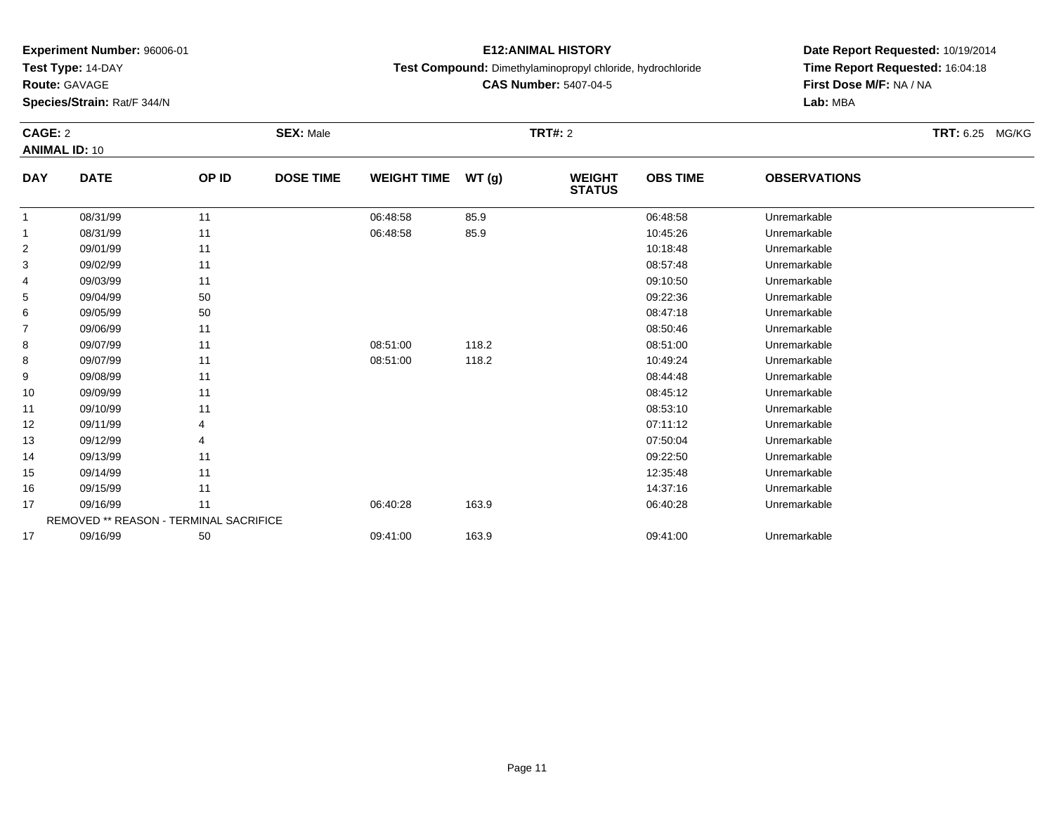**Experiment Number:** 96006-01
**Test Type:** 14-DAY
**Route:** GAVAGE
**Species/Strain:** Rat/F 344/N

**E12:ANIMAL HISTORY**
**Test Compound:** Dimethylaminopropyl chloride, hydrochloride
**CAS Number:** 5407-04-5

**Date Report Requested:** 10/19/2014
**Time Report Requested:** 16:04:18
**First Dose M/F:** NA / NA
**Lab:** MBA

**CAGE:** 2 **SEX:** Male **TRT#:** 2 **TRT:** 6.25 MG/KG
**ANIMAL ID:** 10

| DAY | DATE | OP ID | DOSE TIME | WEIGHT TIME | WT (g) | WEIGHT STATUS | OBS TIME | OBSERVATIONS |
|---|---|---|---|---|---|---|---|---|
| 1 | 08/31/99 | 11 | | 06:48:58 | 85.9 | | 06:48:58 | Unremarkable |
| 1 | 08/31/99 | 11 | | 06:48:58 | 85.9 | | 10:45:26 | Unremarkable |
| 2 | 09/01/99 | 11 | | | | | 10:18:48 | Unremarkable |
| 3 | 09/02/99 | 11 | | | | | 08:57:48 | Unremarkable |
| 4 | 09/03/99 | 11 | | | | | 09:10:50 | Unremarkable |
| 5 | 09/04/99 | 50 | | | | | 09:22:36 | Unremarkable |
| 6 | 09/05/99 | 50 | | | | | 08:47:18 | Unremarkable |
| 7 | 09/06/99 | 11 | | | | | 08:50:46 | Unremarkable |
| 8 | 09/07/99 | 11 | | 08:51:00 | 118.2 | | 08:51:00 | Unremarkable |
| 8 | 09/07/99 | 11 | | 08:51:00 | 118.2 | | 10:49:24 | Unremarkable |
| 9 | 09/08/99 | 11 | | | | | 08:44:48 | Unremarkable |
| 10 | 09/09/99 | 11 | | | | | 08:45:12 | Unremarkable |
| 11 | 09/10/99 | 11 | | | | | 08:53:10 | Unremarkable |
| 12 | 09/11/99 | 4 | | | | | 07:11:12 | Unremarkable |
| 13 | 09/12/99 | 4 | | | | | 07:50:04 | Unremarkable |
| 14 | 09/13/99 | 11 | | | | | 09:22:50 | Unremarkable |
| 15 | 09/14/99 | 11 | | | | | 12:35:48 | Unremarkable |
| 16 | 09/15/99 | 11 | | | | | 14:37:16 | Unremarkable |
| 17 | 09/16/99 | 11 | | 06:40:28 | 163.9 | | 06:40:28 | Unremarkable |
| REMOVED ** REASON - TERMINAL SACRIFICE | | | | | | | | |
| 17 | 09/16/99 | 50 | | 09:41:00 | 163.9 | | 09:41:00 | Unremarkable |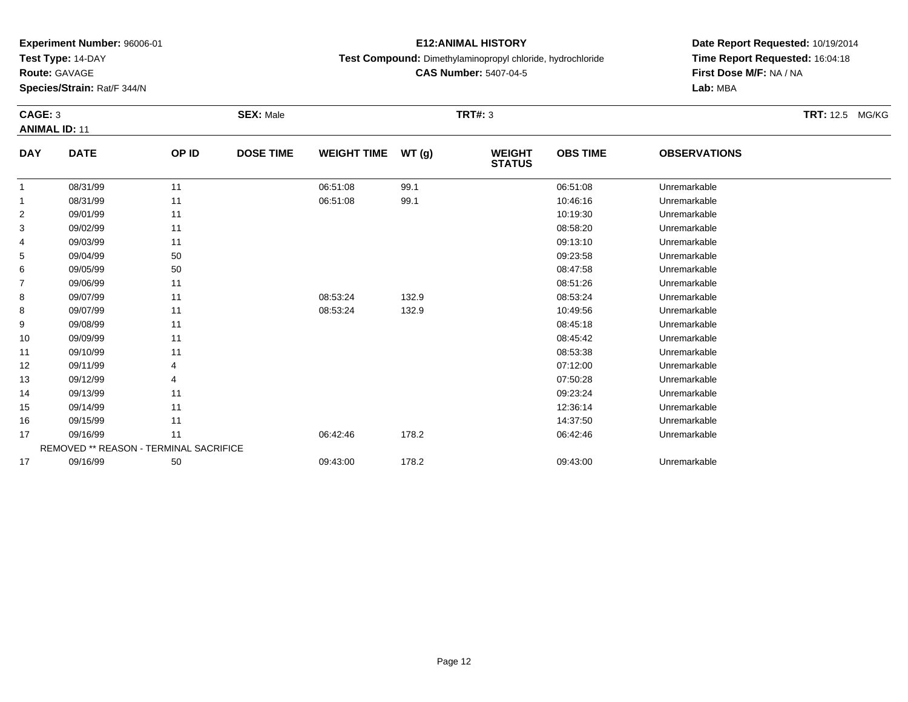**Experiment Number:** 96006-01
**Test Type:** 14-DAY
**Route:** GAVAGE
**Species/Strain:** Rat/F 344/N

**E12:ANIMAL HISTORY**
**Test Compound:** Dimethylaminopropyl chloride, hydrochloride
**CAS Number:** 5407-04-5

**Date Report Requested:** 10/19/2014
**Time Report Requested:** 16:04:18
**First Dose M/F:** NA / NA
**Lab:** MBA

**CAGE:** 3　**SEX:** Male　**TRT#:** 3　**TRT:** 12.5 MG/KG
**ANIMAL ID:** 11

| DAY | DATE | OP ID | DOSE TIME | WEIGHT TIME | WT (g) | WEIGHT STATUS | OBS TIME | OBSERVATIONS |
|---|---|---|---|---|---|---|---|---|
| 1 | 08/31/99 | 11 | | 06:51:08 | 99.1 | | 06:51:08 | Unremarkable |
| 1 | 08/31/99 | 11 | | 06:51:08 | 99.1 | | 10:46:16 | Unremarkable |
| 2 | 09/01/99 | 11 | | | | | 10:19:30 | Unremarkable |
| 3 | 09/02/99 | 11 | | | | | 08:58:20 | Unremarkable |
| 4 | 09/03/99 | 11 | | | | | 09:13:10 | Unremarkable |
| 5 | 09/04/99 | 50 | | | | | 09:23:58 | Unremarkable |
| 6 | 09/05/99 | 50 | | | | | 08:47:58 | Unremarkable |
| 7 | 09/06/99 | 11 | | | | | 08:51:26 | Unremarkable |
| 8 | 09/07/99 | 11 | | 08:53:24 | 132.9 | | 08:53:24 | Unremarkable |
| 8 | 09/07/99 | 11 | | 08:53:24 | 132.9 | | 10:49:56 | Unremarkable |
| 9 | 09/08/99 | 11 | | | | | 08:45:18 | Unremarkable |
| 10 | 09/09/99 | 11 | | | | | 08:45:42 | Unremarkable |
| 11 | 09/10/99 | 11 | | | | | 08:53:38 | Unremarkable |
| 12 | 09/11/99 | 4 | | | | | 07:12:00 | Unremarkable |
| 13 | 09/12/99 | 4 | | | | | 07:50:28 | Unremarkable |
| 14 | 09/13/99 | 11 | | | | | 09:23:24 | Unremarkable |
| 15 | 09/14/99 | 11 | | | | | 12:36:14 | Unremarkable |
| 16 | 09/15/99 | 11 | | | | | 14:37:50 | Unremarkable |
| 17 | 09/16/99 | 11 | | 06:42:46 | 178.2 | | 06:42:46 | Unremarkable |
| REMOVED ** REASON - TERMINAL SACRIFICE | | | | | | | | |
| 17 | 09/16/99 | 50 | | 09:43:00 | 178.2 | | 09:43:00 | Unremarkable |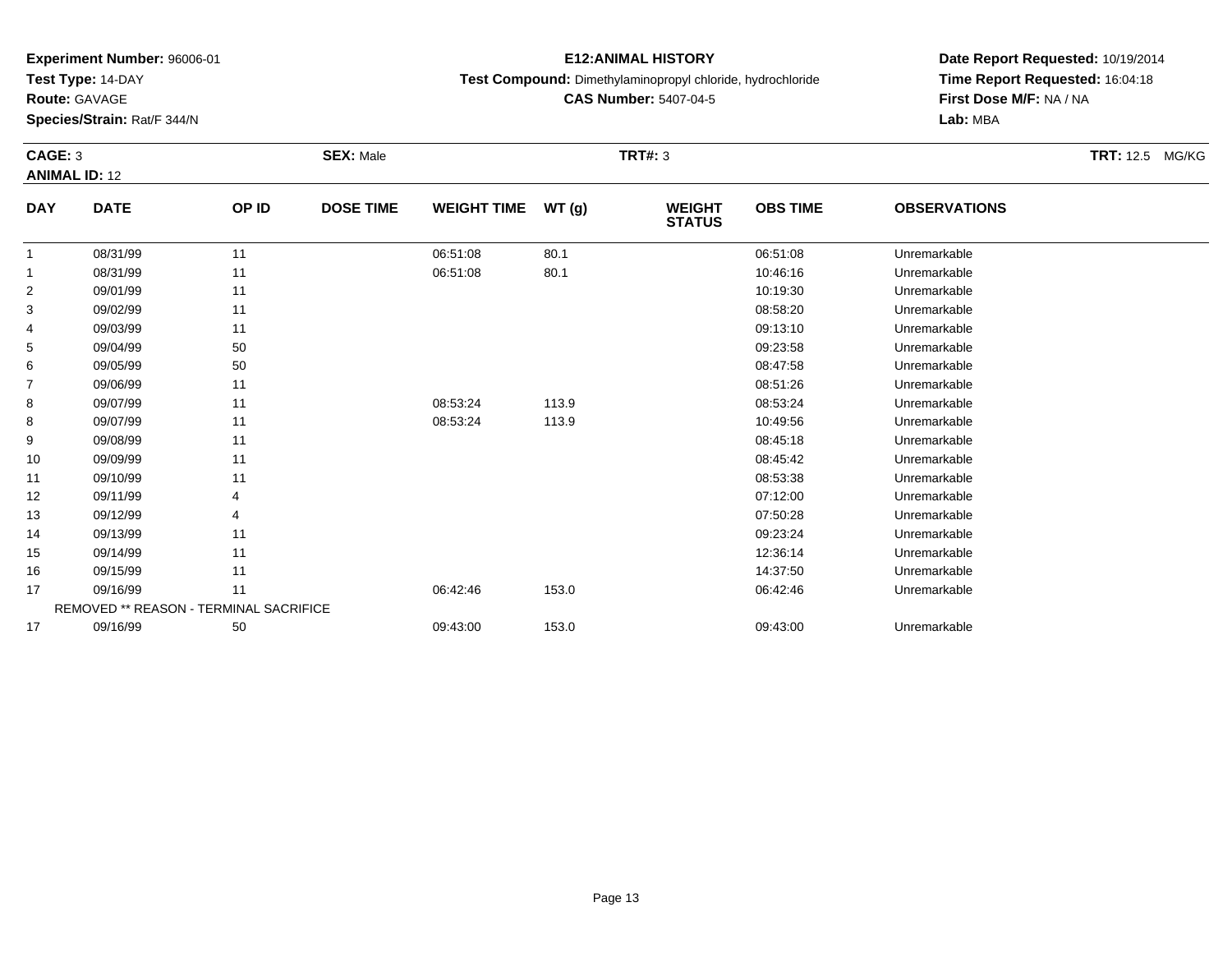**Experiment Number:** 96006-01
**Test Type:** 14-DAY
**Route:** GAVAGE
**Species/Strain:** Rat/F 344/N

**E12:ANIMAL HISTORY**
**Test Compound:** Dimethylaminopropyl chloride, hydrochloride
**CAS Number:** 5407-04-5

**Date Report Requested:** 10/19/2014
**Time Report Requested:** 16:04:18
**First Dose M/F:** NA / NA
**Lab:** MBA

**CAGE:** 3 **SEX:** Male **TRT#:** 3 **TRT:** 12.5 MG/KG
**ANIMAL ID:** 12

| DAY | DATE | OP ID | DOSE TIME | WEIGHT TIME | WT (g) | WEIGHT STATUS | OBS TIME | OBSERVATIONS |
|---|---|---|---|---|---|---|---|---|
| 1 | 08/31/99 | 11 | | 06:51:08 | 80.1 | | 06:51:08 | Unremarkable |
| 1 | 08/31/99 | 11 | | 06:51:08 | 80.1 | | 10:46:16 | Unremarkable |
| 2 | 09/01/99 | 11 | | | | | 10:19:30 | Unremarkable |
| 3 | 09/02/99 | 11 | | | | | 08:58:20 | Unremarkable |
| 4 | 09/03/99 | 11 | | | | | 09:13:10 | Unremarkable |
| 5 | 09/04/99 | 50 | | | | | 09:23:58 | Unremarkable |
| 6 | 09/05/99 | 50 | | | | | 08:47:58 | Unremarkable |
| 7 | 09/06/99 | 11 | | | | | 08:51:26 | Unremarkable |
| 8 | 09/07/99 | 11 | | 08:53:24 | 113.9 | | 08:53:24 | Unremarkable |
| 8 | 09/07/99 | 11 | | 08:53:24 | 113.9 | | 10:49:56 | Unremarkable |
| 9 | 09/08/99 | 11 | | | | | 08:45:18 | Unremarkable |
| 10 | 09/09/99 | 11 | | | | | 08:45:42 | Unremarkable |
| 11 | 09/10/99 | 11 | | | | | 08:53:38 | Unremarkable |
| 12 | 09/11/99 | 4 | | | | | 07:12:00 | Unremarkable |
| 13 | 09/12/99 | 4 | | | | | 07:50:28 | Unremarkable |
| 14 | 09/13/99 | 11 | | | | | 09:23:24 | Unremarkable |
| 15 | 09/14/99 | 11 | | | | | 12:36:14 | Unremarkable |
| 16 | 09/15/99 | 11 | | | | | 14:37:50 | Unremarkable |
| 17 | 09/16/99 | 11 | | 06:42:46 | 153.0 | | 06:42:46 | Unremarkable |
| REMOVED ** REASON - TERMINAL SACRIFICE | | | | | | | | |
| 17 | 09/16/99 | 50 | | 09:43:00 | 153.0 | | 09:43:00 | Unremarkable |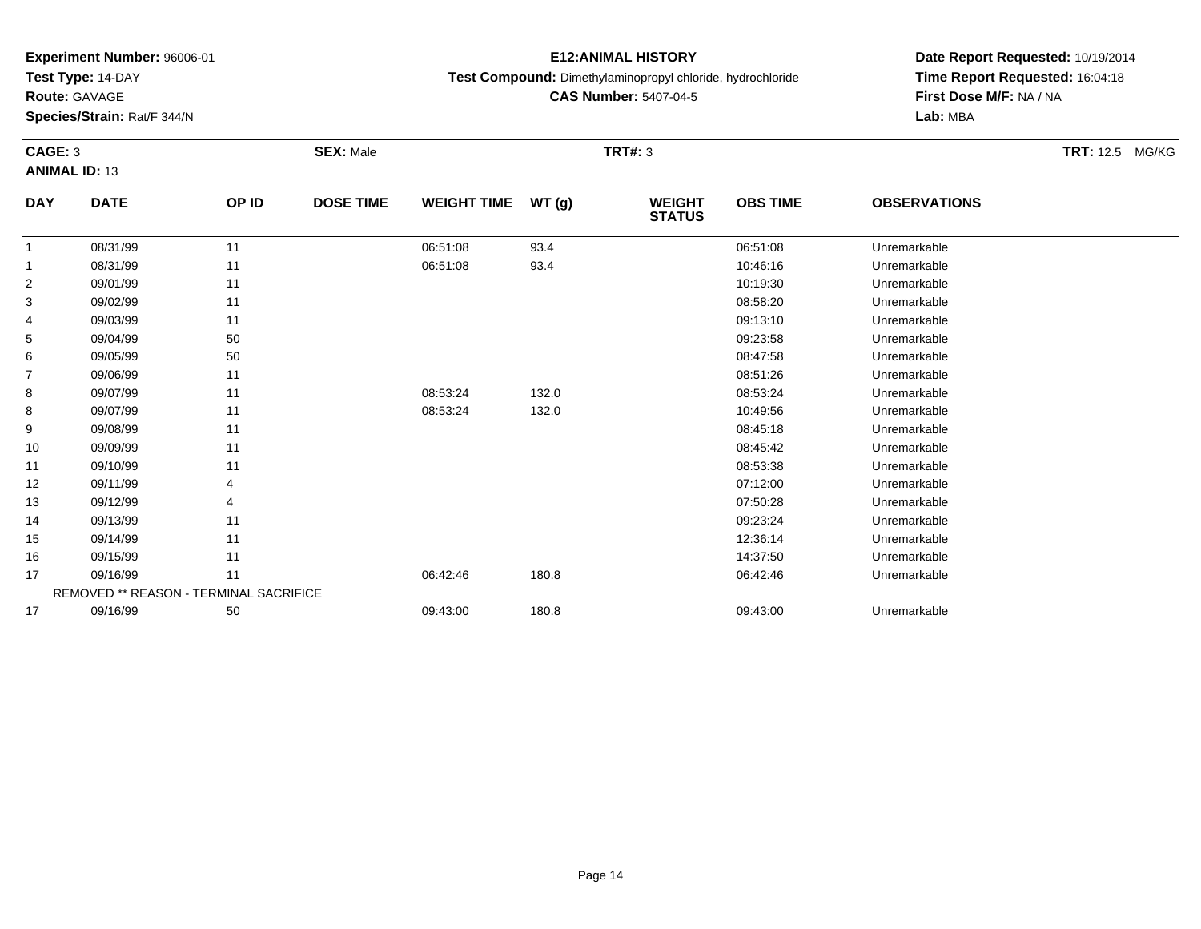**Experiment Number:** 96006-01
**Test Type:** 14-DAY
**Route:** GAVAGE
**Species/Strain:** Rat/F 344/N

**E12:ANIMAL HISTORY**
**Test Compound:** Dimethylaminopropyl chloride, hydrochloride
**CAS Number:** 5407-04-5

**Date Report Requested:** 10/19/2014
**Time Report Requested:** 16:04:18
**First Dose M/F:** NA / NA
**Lab:** MBA

**CAGE:** 3 **SEX:** Male **TRT#:** 3 **TRT:** 12.5 MG/KG
**ANIMAL ID:** 13

| DAY | DATE | OP ID | DOSE TIME | WEIGHT TIME | WT (g) | WEIGHT STATUS | OBS TIME | OBSERVATIONS |
|---|---|---|---|---|---|---|---|---|
| 1 | 08/31/99 | 11 | | 06:51:08 | 93.4 | | 06:51:08 | Unremarkable |
| 1 | 08/31/99 | 11 | | 06:51:08 | 93.4 | | 10:46:16 | Unremarkable |
| 2 | 09/01/99 | 11 | | | | | 10:19:30 | Unremarkable |
| 3 | 09/02/99 | 11 | | | | | 08:58:20 | Unremarkable |
| 4 | 09/03/99 | 11 | | | | | 09:13:10 | Unremarkable |
| 5 | 09/04/99 | 50 | | | | | 09:23:58 | Unremarkable |
| 6 | 09/05/99 | 50 | | | | | 08:47:58 | Unremarkable |
| 7 | 09/06/99 | 11 | | | | | 08:51:26 | Unremarkable |
| 8 | 09/07/99 | 11 | | 08:53:24 | 132.0 | | 08:53:24 | Unremarkable |
| 8 | 09/07/99 | 11 | | 08:53:24 | 132.0 | | 10:49:56 | Unremarkable |
| 9 | 09/08/99 | 11 | | | | | 08:45:18 | Unremarkable |
| 10 | 09/09/99 | 11 | | | | | 08:45:42 | Unremarkable |
| 11 | 09/10/99 | 11 | | | | | 08:53:38 | Unremarkable |
| 12 | 09/11/99 | 4 | | | | | 07:12:00 | Unremarkable |
| 13 | 09/12/99 | 4 | | | | | 07:50:28 | Unremarkable |
| 14 | 09/13/99 | 11 | | | | | 09:23:24 | Unremarkable |
| 15 | 09/14/99 | 11 | | | | | 12:36:14 | Unremarkable |
| 16 | 09/15/99 | 11 | | | | | 14:37:50 | Unremarkable |
| 17 | 09/16/99 | 11 | | 06:42:46 | 180.8 | | 06:42:46 | Unremarkable |
| REMOVED ** REASON - TERMINAL SACRIFICE | | | | | | | | |
| 17 | 09/16/99 | 50 | | 09:43:00 | 180.8 | | 09:43:00 | Unremarkable |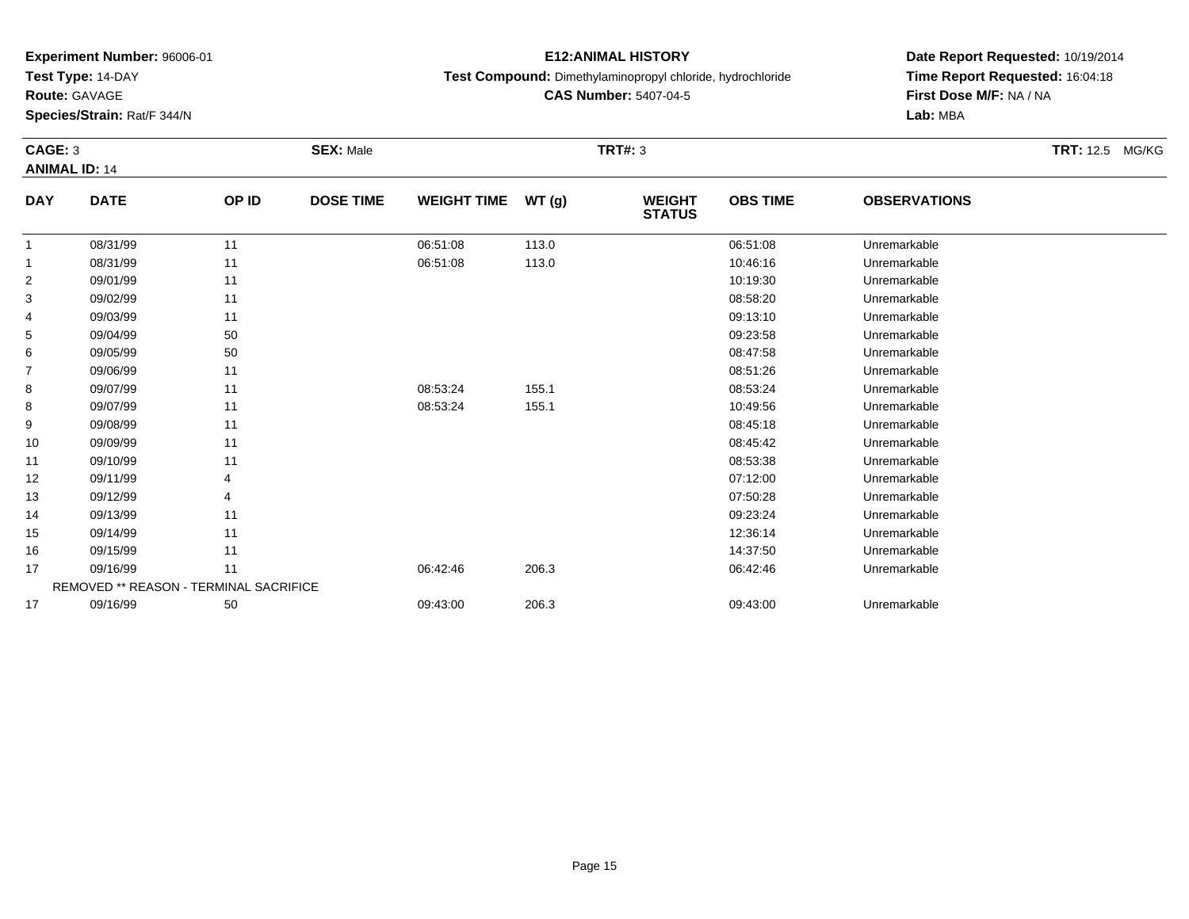**Experiment Number:** 96006-01
**Test Type:** 14-DAY
**Route:** GAVAGE
**Species/Strain:** Rat/F 344/N

**E12:ANIMAL HISTORY**
**Test Compound:** Dimethylaminopropyl chloride, hydrochloride
**CAS Number:** 5407-04-5

**Date Report Requested:** 10/19/2014
**Time Report Requested:** 16:04:18
**First Dose M/F:** NA / NA
**Lab:** MBA

**CAGE:** 3 **SEX:** Male **TRT#:** 3 **TRT:** 12.5 MG/KG
**ANIMAL ID:** 14

| DAY | DATE | OP ID | DOSE TIME | WEIGHT TIME | WT (g) | WEIGHT STATUS | OBS TIME | OBSERVATIONS |
|---|---|---|---|---|---|---|---|---|
| 1 | 08/31/99 | 11 | | 06:51:08 | 113.0 | | 06:51:08 | Unremarkable |
| 1 | 08/31/99 | 11 | | 06:51:08 | 113.0 | | 10:46:16 | Unremarkable |
| 2 | 09/01/99 | 11 | | | | | 10:19:30 | Unremarkable |
| 3 | 09/02/99 | 11 | | | | | 08:58:20 | Unremarkable |
| 4 | 09/03/99 | 11 | | | | | 09:13:10 | Unremarkable |
| 5 | 09/04/99 | 50 | | | | | 09:23:58 | Unremarkable |
| 6 | 09/05/99 | 50 | | | | | 08:47:58 | Unremarkable |
| 7 | 09/06/99 | 11 | | | | | 08:51:26 | Unremarkable |
| 8 | 09/07/99 | 11 | | 08:53:24 | 155.1 | | 08:53:24 | Unremarkable |
| 8 | 09/07/99 | 11 | | 08:53:24 | 155.1 | | 10:49:56 | Unremarkable |
| 9 | 09/08/99 | 11 | | | | | 08:45:18 | Unremarkable |
| 10 | 09/09/99 | 11 | | | | | 08:45:42 | Unremarkable |
| 11 | 09/10/99 | 11 | | | | | 08:53:38 | Unremarkable |
| 12 | 09/11/99 | 4 | | | | | 07:12:00 | Unremarkable |
| 13 | 09/12/99 | 4 | | | | | 07:50:28 | Unremarkable |
| 14 | 09/13/99 | 11 | | | | | 09:23:24 | Unremarkable |
| 15 | 09/14/99 | 11 | | | | | 12:36:14 | Unremarkable |
| 16 | 09/15/99 | 11 | | | | | 14:37:50 | Unremarkable |
| 17 | 09/16/99 | 11 | | 06:42:46 | 206.3 | | 06:42:46 | Unremarkable |
| REMOVED ** REASON - TERMINAL SACRIFICE | | | | | | | | |
| 17 | 09/16/99 | 50 | | 09:43:00 | 206.3 | | 09:43:00 | Unremarkable |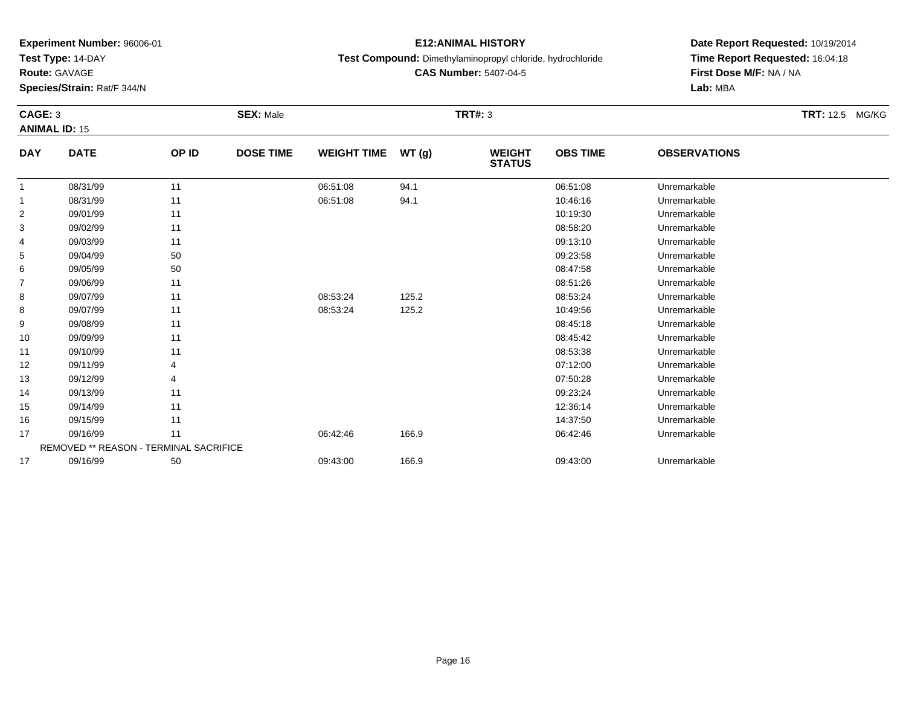**Experiment Number:** 96006-01
**Test Type:** 14-DAY
**Route:** GAVAGE
**Species/Strain:** Rat/F 344/N

**E12:ANIMAL HISTORY**
**Test Compound:** Dimethylaminopropyl chloride, hydrochloride
**CAS Number:** 5407-04-5

**Date Report Requested:** 10/19/2014
**Time Report Requested:** 16:04:18
**First Dose M/F:** NA / NA
**Lab:** MBA

**CAGE:** 3 **SEX:** Male **TRT#:** 3 **TRT:** 12.5 MG/KG
**ANIMAL ID:** 15

| DAY | DATE | OP ID | DOSE TIME | WEIGHT TIME | WT (g) | WEIGHT STATUS | OBS TIME | OBSERVATIONS |
|---|---|---|---|---|---|---|---|---|
| 1 | 08/31/99 | 11 | | 06:51:08 | 94.1 | | 06:51:08 | Unremarkable |
| 1 | 08/31/99 | 11 | | 06:51:08 | 94.1 | | 10:46:16 | Unremarkable |
| 2 | 09/01/99 | 11 | | | | | 10:19:30 | Unremarkable |
| 3 | 09/02/99 | 11 | | | | | 08:58:20 | Unremarkable |
| 4 | 09/03/99 | 11 | | | | | 09:13:10 | Unremarkable |
| 5 | 09/04/99 | 50 | | | | | 09:23:58 | Unremarkable |
| 6 | 09/05/99 | 50 | | | | | 08:47:58 | Unremarkable |
| 7 | 09/06/99 | 11 | | | | | 08:51:26 | Unremarkable |
| 8 | 09/07/99 | 11 | | 08:53:24 | 125.2 | | 08:53:24 | Unremarkable |
| 8 | 09/07/99 | 11 | | 08:53:24 | 125.2 | | 10:49:56 | Unremarkable |
| 9 | 09/08/99 | 11 | | | | | 08:45:18 | Unremarkable |
| 10 | 09/09/99 | 11 | | | | | 08:45:42 | Unremarkable |
| 11 | 09/10/99 | 11 | | | | | 08:53:38 | Unremarkable |
| 12 | 09/11/99 | 4 | | | | | 07:12:00 | Unremarkable |
| 13 | 09/12/99 | 4 | | | | | 07:50:28 | Unremarkable |
| 14 | 09/13/99 | 11 | | | | | 09:23:24 | Unremarkable |
| 15 | 09/14/99 | 11 | | | | | 12:36:14 | Unremarkable |
| 16 | 09/15/99 | 11 | | | | | 14:37:50 | Unremarkable |
| 17 | 09/16/99 | 11 | | 06:42:46 | 166.9 | | 06:42:46 | Unremarkable |
| REMOVED ** REASON - TERMINAL SACRIFICE | | | | | | | | |
| 17 | 09/16/99 | 50 | | 09:43:00 | 166.9 | | 09:43:00 | Unremarkable |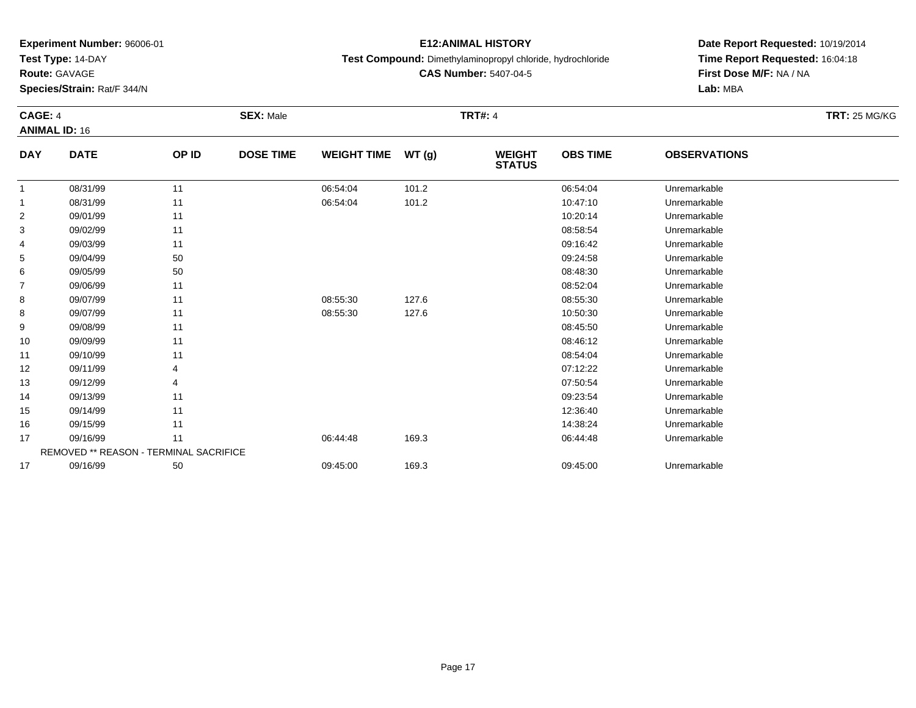**Experiment Number:** 96006-01
**Test Type:** 14-DAY
**Route:** GAVAGE
**Species/Strain:** Rat/F 344/N

**E12:ANIMAL HISTORY**
**Test Compound:** Dimethylaminopropyl chloride, hydrochloride
**CAS Number:** 5407-04-5

**Date Report Requested:** 10/19/2014
**Time Report Requested:** 16:04:18
**First Dose M/F:** NA / NA
**Lab:** MBA

**CAGE:** 4 **SEX:** Male **TRT#:** 4 **TRT:** 25 MG/KG
**ANIMAL ID:** 16

| DAY | DATE | OP ID | DOSE TIME | WEIGHT TIME | WT (g) | WEIGHT STATUS | OBS TIME | OBSERVATIONS |
|---|---|---|---|---|---|---|---|---|
| 1 | 08/31/99 | 11 | | 06:54:04 | 101.2 | | 06:54:04 | Unremarkable |
| 1 | 08/31/99 | 11 | | 06:54:04 | 101.2 | | 10:47:10 | Unremarkable |
| 2 | 09/01/99 | 11 | | | | | 10:20:14 | Unremarkable |
| 3 | 09/02/99 | 11 | | | | | 08:58:54 | Unremarkable |
| 4 | 09/03/99 | 11 | | | | | 09:16:42 | Unremarkable |
| 5 | 09/04/99 | 50 | | | | | 09:24:58 | Unremarkable |
| 6 | 09/05/99 | 50 | | | | | 08:48:30 | Unremarkable |
| 7 | 09/06/99 | 11 | | | | | 08:52:04 | Unremarkable |
| 8 | 09/07/99 | 11 | | 08:55:30 | 127.6 | | 08:55:30 | Unremarkable |
| 8 | 09/07/99 | 11 | | 08:55:30 | 127.6 | | 10:50:30 | Unremarkable |
| 9 | 09/08/99 | 11 | | | | | 08:45:50 | Unremarkable |
| 10 | 09/09/99 | 11 | | | | | 08:46:12 | Unremarkable |
| 11 | 09/10/99 | 11 | | | | | 08:54:04 | Unremarkable |
| 12 | 09/11/99 | 4 | | | | | 07:12:22 | Unremarkable |
| 13 | 09/12/99 | 4 | | | | | 07:50:54 | Unremarkable |
| 14 | 09/13/99 | 11 | | | | | 09:23:54 | Unremarkable |
| 15 | 09/14/99 | 11 | | | | | 12:36:40 | Unremarkable |
| 16 | 09/15/99 | 11 | | | | | 14:38:24 | Unremarkable |
| 17 | 09/16/99 | 11 | | 06:44:48 | 169.3 | | 06:44:48 | Unremarkable |
| REMOVED ** REASON - TERMINAL SACRIFICE | | | | | | | | |
| 17 | 09/16/99 | 50 | | 09:45:00 | 169.3 | | 09:45:00 | Unremarkable |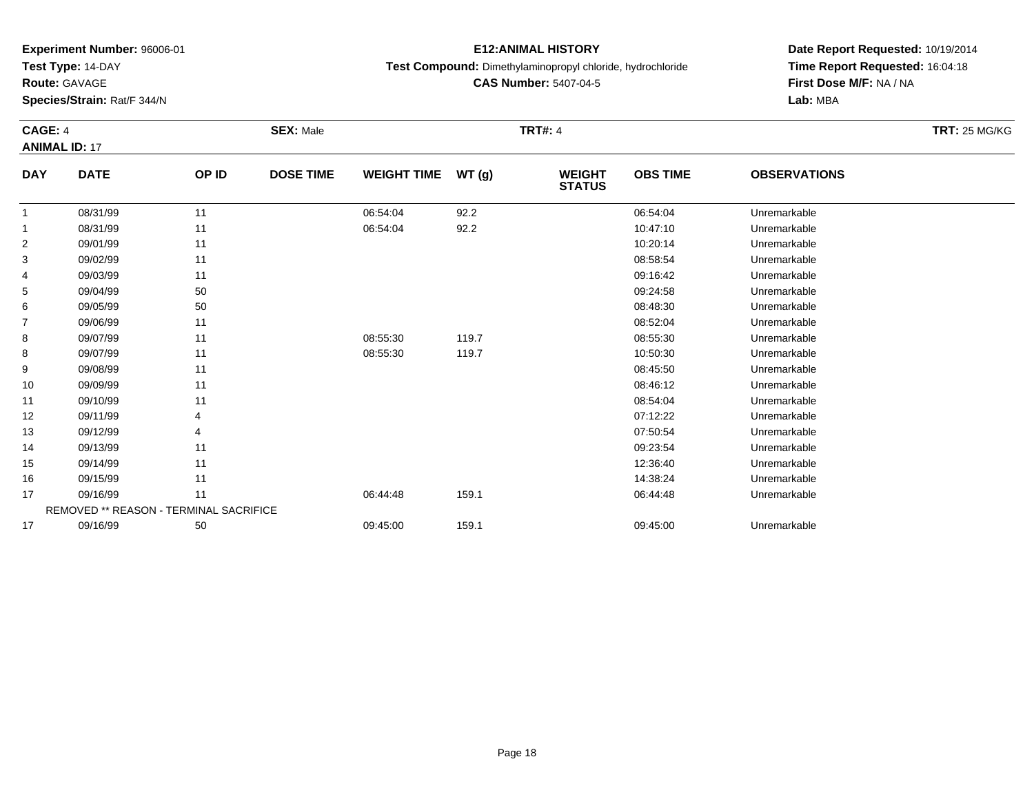**Experiment Number:** 96006-01
**Test Type:** 14-DAY
**Route:** GAVAGE
**Species/Strain:** Rat/F 344/N

**E12:ANIMAL HISTORY**
**Test Compound:** Dimethylaminopropyl chloride, hydrochloride
**CAS Number:** 5407-04-5

**Date Report Requested:** 10/19/2014
**Time Report Requested:** 16:04:18
**First Dose M/F:** NA / NA
**Lab:** MBA

**CAGE:** 4 **SEX:** Male **TRT#:** 4 **TRT:** 25 MG/KG
**ANIMAL ID:** 17

| DAY | DATE | OP ID | DOSE TIME | WEIGHT TIME | WT (g) | WEIGHT STATUS | OBS TIME | OBSERVATIONS |
|---|---|---|---|---|---|---|---|---|
| 1 | 08/31/99 | 11 | | 06:54:04 | 92.2 | | 06:54:04 | Unremarkable |
| 1 | 08/31/99 | 11 | | 06:54:04 | 92.2 | | 10:47:10 | Unremarkable |
| 2 | 09/01/99 | 11 | | | | | 10:20:14 | Unremarkable |
| 3 | 09/02/99 | 11 | | | | | 08:58:54 | Unremarkable |
| 4 | 09/03/99 | 11 | | | | | 09:16:42 | Unremarkable |
| 5 | 09/04/99 | 50 | | | | | 09:24:58 | Unremarkable |
| 6 | 09/05/99 | 50 | | | | | 08:48:30 | Unremarkable |
| 7 | 09/06/99 | 11 | | | | | 08:52:04 | Unremarkable |
| 8 | 09/07/99 | 11 | | 08:55:30 | 119.7 | | 08:55:30 | Unremarkable |
| 8 | 09/07/99 | 11 | | 08:55:30 | 119.7 | | 10:50:30 | Unremarkable |
| 9 | 09/08/99 | 11 | | | | | 08:45:50 | Unremarkable |
| 10 | 09/09/99 | 11 | | | | | 08:46:12 | Unremarkable |
| 11 | 09/10/99 | 11 | | | | | 08:54:04 | Unremarkable |
| 12 | 09/11/99 | 4 | | | | | 07:12:22 | Unremarkable |
| 13 | 09/12/99 | 4 | | | | | 07:50:54 | Unremarkable |
| 14 | 09/13/99 | 11 | | | | | 09:23:54 | Unremarkable |
| 15 | 09/14/99 | 11 | | | | | 12:36:40 | Unremarkable |
| 16 | 09/15/99 | 11 | | | | | 14:38:24 | Unremarkable |
| 17 | 09/16/99 | 11 | | 06:44:48 | 159.1 | | 06:44:48 | Unremarkable |
| REMOVED ** REASON - TERMINAL SACRIFICE | | | | | | | | |
| 17 | 09/16/99 | 50 | | 09:45:00 | 159.1 | | 09:45:00 | Unremarkable |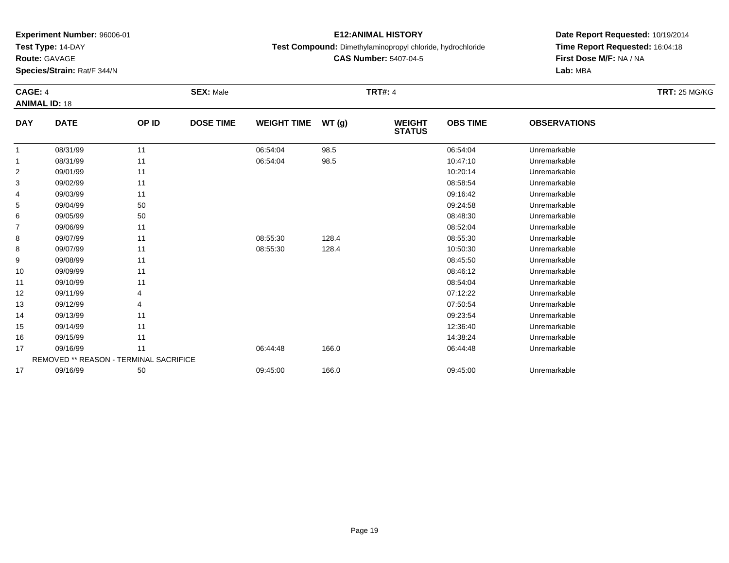**Experiment Number:** 96006-01
**Test Type:** 14-DAY
**Route:** GAVAGE
**Species/Strain:** Rat/F 344/N

**E12:ANIMAL HISTORY**
**Test Compound:** Dimethylaminopropyl chloride, hydrochloride
**CAS Number:** 5407-04-5

**Date Report Requested:** 10/19/2014
**Time Report Requested:** 16:04:18
**First Dose M/F:** NA / NA
**Lab:** MBA

**CAGE:** 4 **SEX:** Male **TRT#:** 4 **TRT:** 25 MG/KG
**ANIMAL ID:** 18

| DAY | DATE | OP ID | DOSE TIME | WEIGHT TIME | WT (g) | WEIGHT STATUS | OBS TIME | OBSERVATIONS |
|---|---|---|---|---|---|---|---|---|
| 1 | 08/31/99 | 11 | | 06:54:04 | 98.5 | | 06:54:04 | Unremarkable |
| 1 | 08/31/99 | 11 | | 06:54:04 | 98.5 | | 10:47:10 | Unremarkable |
| 2 | 09/01/99 | 11 | | | | | 10:20:14 | Unremarkable |
| 3 | 09/02/99 | 11 | | | | | 08:58:54 | Unremarkable |
| 4 | 09/03/99 | 11 | | | | | 09:16:42 | Unremarkable |
| 5 | 09/04/99 | 50 | | | | | 09:24:58 | Unremarkable |
| 6 | 09/05/99 | 50 | | | | | 08:48:30 | Unremarkable |
| 7 | 09/06/99 | 11 | | | | | 08:52:04 | Unremarkable |
| 8 | 09/07/99 | 11 | | 08:55:30 | 128.4 | | 08:55:30 | Unremarkable |
| 8 | 09/07/99 | 11 | | 08:55:30 | 128.4 | | 10:50:30 | Unremarkable |
| 9 | 09/08/99 | 11 | | | | | 08:45:50 | Unremarkable |
| 10 | 09/09/99 | 11 | | | | | 08:46:12 | Unremarkable |
| 11 | 09/10/99 | 11 | | | | | 08:54:04 | Unremarkable |
| 12 | 09/11/99 | 4 | | | | | 07:12:22 | Unremarkable |
| 13 | 09/12/99 | 4 | | | | | 07:50:54 | Unremarkable |
| 14 | 09/13/99 | 11 | | | | | 09:23:54 | Unremarkable |
| 15 | 09/14/99 | 11 | | | | | 12:36:40 | Unremarkable |
| 16 | 09/15/99 | 11 | | | | | 14:38:24 | Unremarkable |
| 17 | 09/16/99 | 11 | | 06:44:48 | 166.0 | | 06:44:48 | Unremarkable |
| REMOVED ** REASON - TERMINAL SACRIFICE | | | | | | | | |
| 17 | 09/16/99 | 50 | | 09:45:00 | 166.0 | | 09:45:00 | Unremarkable |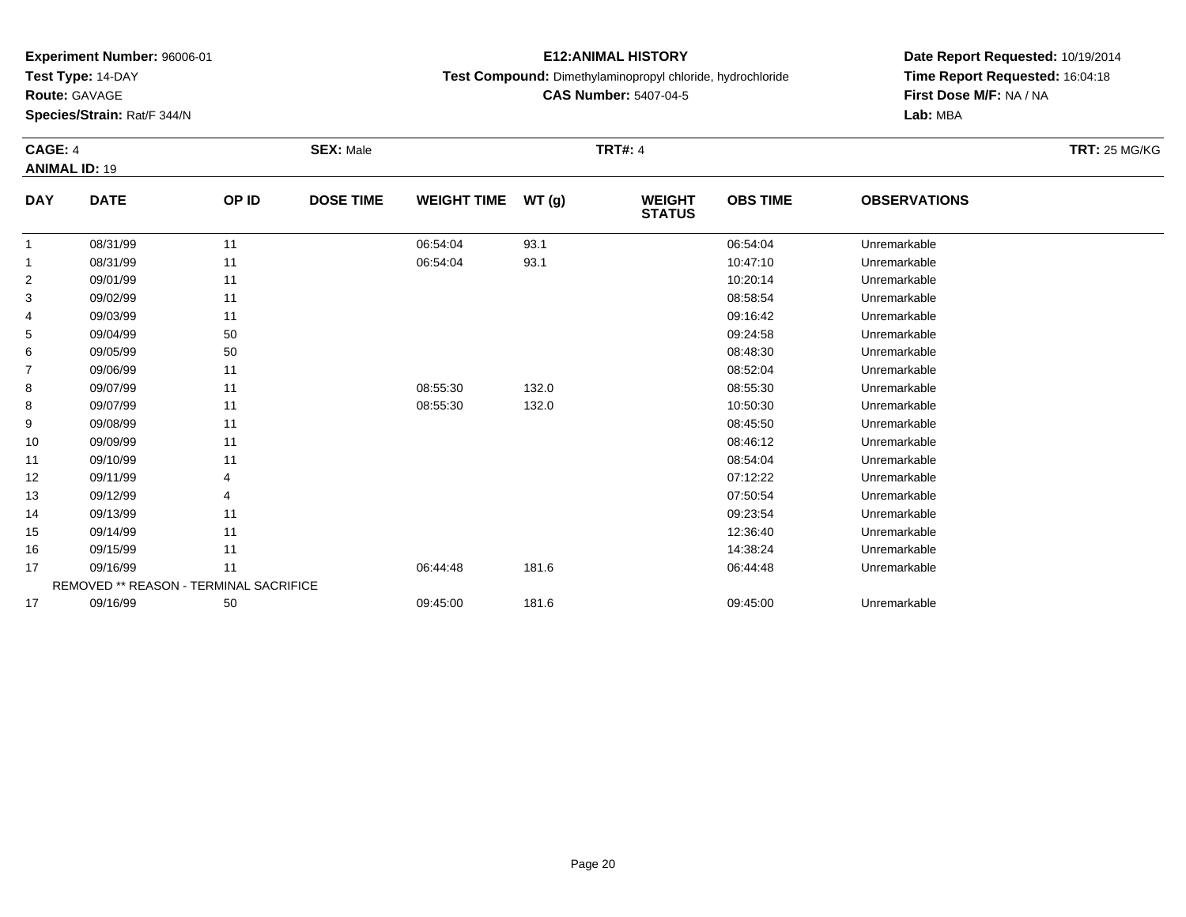**Experiment Number:** 96006-01
**Test Type:** 14-DAY
**Route:** GAVAGE
**Species/Strain:** Rat/F 344/N

**E12:ANIMAL HISTORY**
**Test Compound:** Dimethylaminopropyl chloride, hydrochloride
**CAS Number:** 5407-04-5

**Date Report Requested:** 10/19/2014
**Time Report Requested:** 16:04:18
**First Dose M/F:** NA / NA
**Lab:** MBA

**CAGE:** 4 **SEX:** Male **TRT#:** 4 **TRT:** 25 MG/KG
**ANIMAL ID:** 19

| DAY | DATE | OP ID | DOSE TIME | WEIGHT TIME | WT (g) | WEIGHT STATUS | OBS TIME | OBSERVATIONS |
|---|---|---|---|---|---|---|---|---|
| 1 | 08/31/99 | 11 | | 06:54:04 | 93.1 | | 06:54:04 | Unremarkable |
| 1 | 08/31/99 | 11 | | 06:54:04 | 93.1 | | 10:47:10 | Unremarkable |
| 2 | 09/01/99 | 11 | | | | | 10:20:14 | Unremarkable |
| 3 | 09/02/99 | 11 | | | | | 08:58:54 | Unremarkable |
| 4 | 09/03/99 | 11 | | | | | 09:16:42 | Unremarkable |
| 5 | 09/04/99 | 50 | | | | | 09:24:58 | Unremarkable |
| 6 | 09/05/99 | 50 | | | | | 08:48:30 | Unremarkable |
| 7 | 09/06/99 | 11 | | | | | 08:52:04 | Unremarkable |
| 8 | 09/07/99 | 11 | | 08:55:30 | 132.0 | | 08:55:30 | Unremarkable |
| 8 | 09/07/99 | 11 | | 08:55:30 | 132.0 | | 10:50:30 | Unremarkable |
| 9 | 09/08/99 | 11 | | | | | 08:45:50 | Unremarkable |
| 10 | 09/09/99 | 11 | | | | | 08:46:12 | Unremarkable |
| 11 | 09/10/99 | 11 | | | | | 08:54:04 | Unremarkable |
| 12 | 09/11/99 | 4 | | | | | 07:12:22 | Unremarkable |
| 13 | 09/12/99 | 4 | | | | | 07:50:54 | Unremarkable |
| 14 | 09/13/99 | 11 | | | | | 09:23:54 | Unremarkable |
| 15 | 09/14/99 | 11 | | | | | 12:36:40 | Unremarkable |
| 16 | 09/15/99 | 11 | | | | | 14:38:24 | Unremarkable |
| 17 | 09/16/99 | 11 | | 06:44:48 | 181.6 | | 06:44:48 | Unremarkable |
| REMOVED ** REASON - TERMINAL SACRIFICE | | | | | | | | |
| 17 | 09/16/99 | 50 | | 09:45:00 | 181.6 | | 09:45:00 | Unremarkable |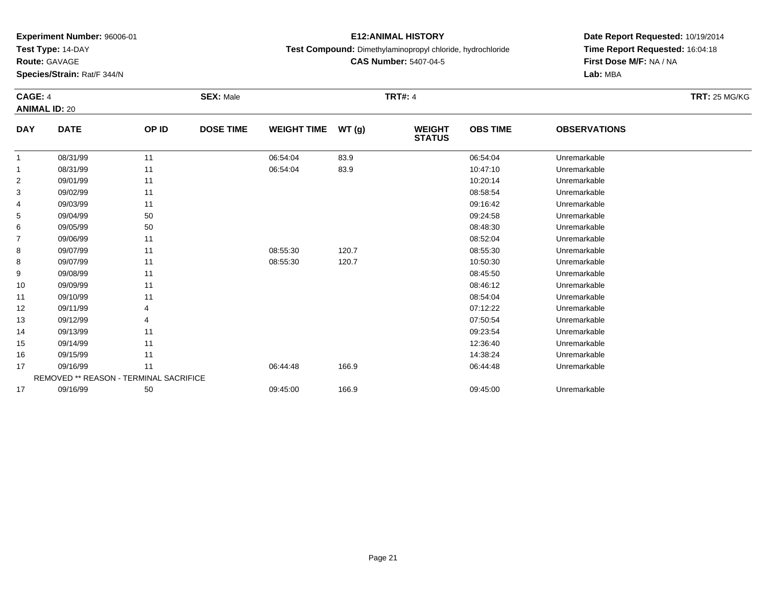**Experiment Number:** 96006-01
**Test Type:** 14-DAY
**Route:** GAVAGE
**Species/Strain:** Rat/F 344/N

**E12:ANIMAL HISTORY**
**Test Compound:** Dimethylaminopropyl chloride, hydrochloride
**CAS Number:** 5407-04-5

**Date Report Requested:** 10/19/2014
**Time Report Requested:** 16:04:18
**First Dose M/F:** NA / NA
**Lab:** MBA

**CAGE:** 4 | **SEX:** Male | **TRT#:** 4 | **TRT:** 25 MG/KG
**ANIMAL ID:** 20

| DAY | DATE | OP ID | DOSE TIME | WEIGHT TIME | WT (g) | WEIGHT STATUS | OBS TIME | OBSERVATIONS |
|---|---|---|---|---|---|---|---|---|
| 1 | 08/31/99 | 11 | | 06:54:04 | 83.9 | | 06:54:04 | Unremarkable |
| 1 | 08/31/99 | 11 | | 06:54:04 | 83.9 | | 10:47:10 | Unremarkable |
| 2 | 09/01/99 | 11 | | | | | 10:20:14 | Unremarkable |
| 3 | 09/02/99 | 11 | | | | | 08:58:54 | Unremarkable |
| 4 | 09/03/99 | 11 | | | | | 09:16:42 | Unremarkable |
| 5 | 09/04/99 | 50 | | | | | 09:24:58 | Unremarkable |
| 6 | 09/05/99 | 50 | | | | | 08:48:30 | Unremarkable |
| 7 | 09/06/99 | 11 | | | | | 08:52:04 | Unremarkable |
| 8 | 09/07/99 | 11 | | 08:55:30 | 120.7 | | 08:55:30 | Unremarkable |
| 8 | 09/07/99 | 11 | | 08:55:30 | 120.7 | | 10:50:30 | Unremarkable |
| 9 | 09/08/99 | 11 | | | | | 08:45:50 | Unremarkable |
| 10 | 09/09/99 | 11 | | | | | 08:46:12 | Unremarkable |
| 11 | 09/10/99 | 11 | | | | | 08:54:04 | Unremarkable |
| 12 | 09/11/99 | 4 | | | | | 07:12:22 | Unremarkable |
| 13 | 09/12/99 | 4 | | | | | 07:50:54 | Unremarkable |
| 14 | 09/13/99 | 11 | | | | | 09:23:54 | Unremarkable |
| 15 | 09/14/99 | 11 | | | | | 12:36:40 | Unremarkable |
| 16 | 09/15/99 | 11 | | | | | 14:38:24 | Unremarkable |
| 17 | 09/16/99 | 11 | | 06:44:48 | 166.9 | | 06:44:48 | Unremarkable |
| REMOVED ** REASON - TERMINAL SACRIFICE | | | | | | | | |
| 17 | 09/16/99 | 50 | | 09:45:00 | 166.9 | | 09:45:00 | Unremarkable |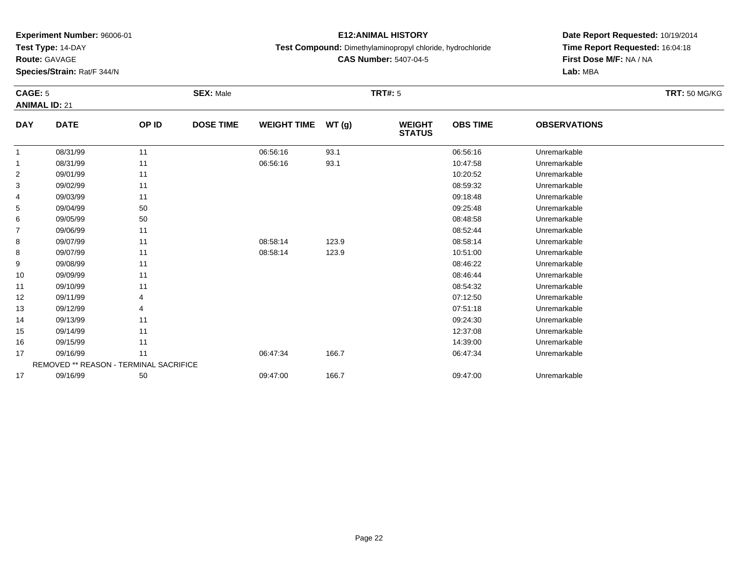**Experiment Number:** 96006-01
**Test Type:** 14-DAY
**Route:** GAVAGE
**Species/Strain:** Rat/F 344/N

**E12:ANIMAL HISTORY**
**Test Compound:** Dimethylaminopropyl chloride, hydrochloride
**CAS Number:** 5407-04-5

**Date Report Requested:** 10/19/2014
**Time Report Requested:** 16:04:18
**First Dose M/F:** NA / NA
**Lab:** MBA

**CAGE:** 5 **SEX:** Male **TRT#:** 5 **TRT:** 50 MG/KG
**ANIMAL ID:** 21

| DAY | DATE | OP ID | DOSE TIME | WEIGHT TIME | WT (g) | WEIGHT STATUS | OBS TIME | OBSERVATIONS |
|---|---|---|---|---|---|---|---|---|
| 1 | 08/31/99 | 11 | | 06:56:16 | 93.1 | | 06:56:16 | Unremarkable |
| 1 | 08/31/99 | 11 | | 06:56:16 | 93.1 | | 10:47:58 | Unremarkable |
| 2 | 09/01/99 | 11 | | | | | 10:20:52 | Unremarkable |
| 3 | 09/02/99 | 11 | | | | | 08:59:32 | Unremarkable |
| 4 | 09/03/99 | 11 | | | | | 09:18:48 | Unremarkable |
| 5 | 09/04/99 | 50 | | | | | 09:25:48 | Unremarkable |
| 6 | 09/05/99 | 50 | | | | | 08:48:58 | Unremarkable |
| 7 | 09/06/99 | 11 | | | | | 08:52:44 | Unremarkable |
| 8 | 09/07/99 | 11 | | 08:58:14 | 123.9 | | 08:58:14 | Unremarkable |
| 8 | 09/07/99 | 11 | | 08:58:14 | 123.9 | | 10:51:00 | Unremarkable |
| 9 | 09/08/99 | 11 | | | | | 08:46:22 | Unremarkable |
| 10 | 09/09/99 | 11 | | | | | 08:46:44 | Unremarkable |
| 11 | 09/10/99 | 11 | | | | | 08:54:32 | Unremarkable |
| 12 | 09/11/99 | 4 | | | | | 07:12:50 | Unremarkable |
| 13 | 09/12/99 | 4 | | | | | 07:51:18 | Unremarkable |
| 14 | 09/13/99 | 11 | | | | | 09:24:30 | Unremarkable |
| 15 | 09/14/99 | 11 | | | | | 12:37:08 | Unremarkable |
| 16 | 09/15/99 | 11 | | | | | 14:39:00 | Unremarkable |
| 17 | 09/16/99 | 11 | | 06:47:34 | 166.7 | | 06:47:34 | Unremarkable |
| REMOVED ** REASON - TERMINAL SACRIFICE | | | | | | | | |
| 17 | 09/16/99 | 50 | | 09:47:00 | 166.7 | | 09:47:00 | Unremarkable |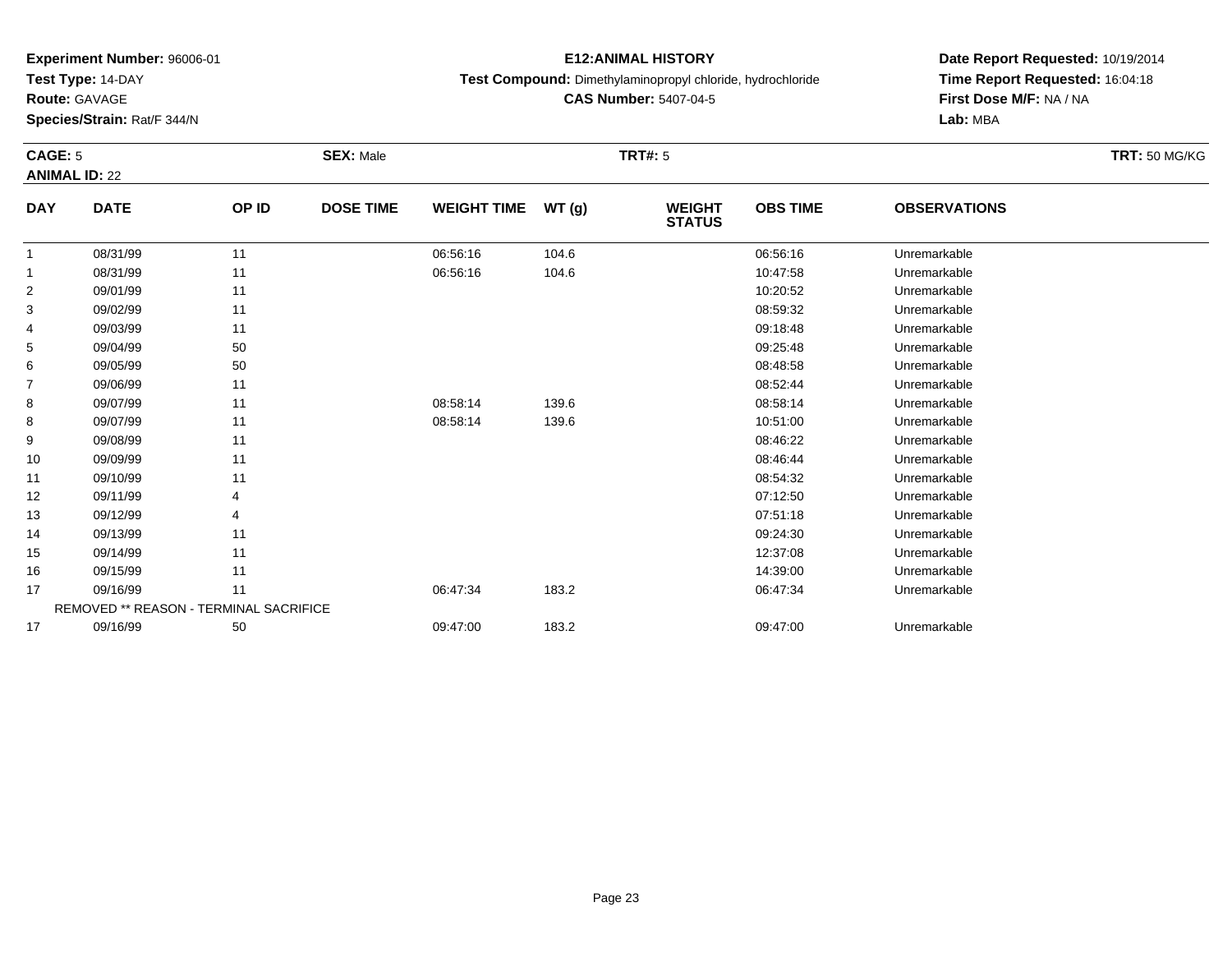**Experiment Number:** 96006-01
**Test Type:** 14-DAY
**Route:** GAVAGE
**Species/Strain:** Rat/F 344/N

**E12:ANIMAL HISTORY**
**Test Compound:** Dimethylaminopropyl chloride, hydrochloride
**CAS Number:** 5407-04-5

**Date Report Requested:** 10/19/2014
**Time Report Requested:** 16:04:18
**First Dose M/F:** NA / NA
**Lab:** MBA

**CAGE:** 5 **SEX:** Male **TRT#:** 5 **TRT:** 50 MG/KG
**ANIMAL ID:** 22

| DAY | DATE | OP ID | DOSE TIME | WEIGHT TIME | WT (g) | WEIGHT STATUS | OBS TIME | OBSERVATIONS |
|---|---|---|---|---|---|---|---|---|
| 1 | 08/31/99 | 11 | | 06:56:16 | 104.6 | | 06:56:16 | Unremarkable |
| 1 | 08/31/99 | 11 | | 06:56:16 | 104.6 | | 10:47:58 | Unremarkable |
| 2 | 09/01/99 | 11 | | | | | 10:20:52 | Unremarkable |
| 3 | 09/02/99 | 11 | | | | | 08:59:32 | Unremarkable |
| 4 | 09/03/99 | 11 | | | | | 09:18:48 | Unremarkable |
| 5 | 09/04/99 | 50 | | | | | 09:25:48 | Unremarkable |
| 6 | 09/05/99 | 50 | | | | | 08:48:58 | Unremarkable |
| 7 | 09/06/99 | 11 | | | | | 08:52:44 | Unremarkable |
| 8 | 09/07/99 | 11 | | 08:58:14 | 139.6 | | 08:58:14 | Unremarkable |
| 8 | 09/07/99 | 11 | | 08:58:14 | 139.6 | | 10:51:00 | Unremarkable |
| 9 | 09/08/99 | 11 | | | | | 08:46:22 | Unremarkable |
| 10 | 09/09/99 | 11 | | | | | 08:46:44 | Unremarkable |
| 11 | 09/10/99 | 11 | | | | | 08:54:32 | Unremarkable |
| 12 | 09/11/99 | 4 | | | | | 07:12:50 | Unremarkable |
| 13 | 09/12/99 | 4 | | | | | 07:51:18 | Unremarkable |
| 14 | 09/13/99 | 11 | | | | | 09:24:30 | Unremarkable |
| 15 | 09/14/99 | 11 | | | | | 12:37:08 | Unremarkable |
| 16 | 09/15/99 | 11 | | | | | 14:39:00 | Unremarkable |
| 17 | 09/16/99 | 11 | | 06:47:34 | 183.2 | | 06:47:34 | Unremarkable |
| REMOVED ** REASON - TERMINAL SACRIFICE | | | | | | | | |
| 17 | 09/16/99 | 50 | | 09:47:00 | 183.2 | | 09:47:00 | Unremarkable |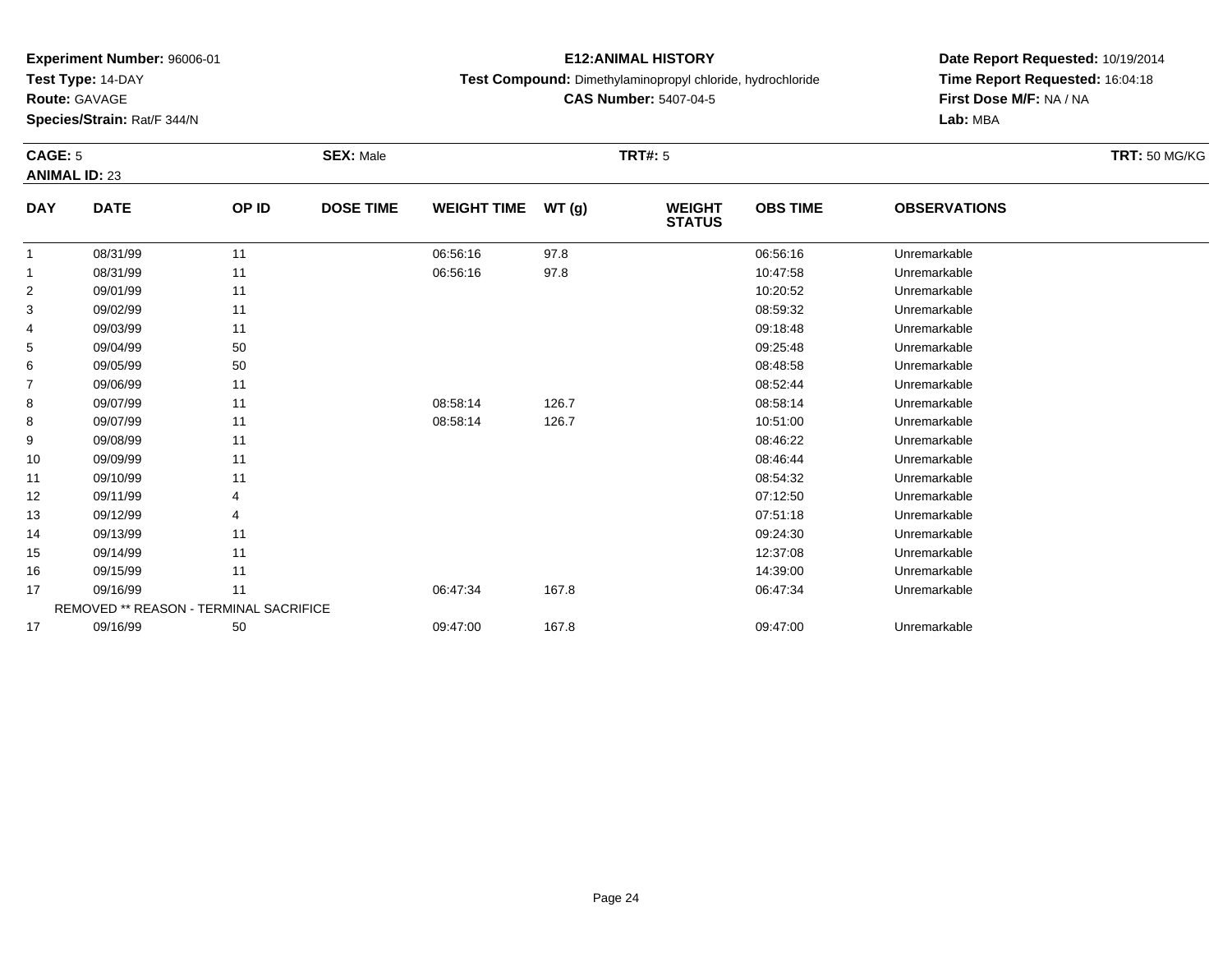**Experiment Number:** 96006-01
**Test Type:** 14-DAY
**Route:** GAVAGE
**Species/Strain:** Rat/F 344/N

**E12:ANIMAL HISTORY**
**Test Compound:** Dimethylaminopropyl chloride, hydrochloride
**CAS Number:** 5407-04-5

**Date Report Requested:** 10/19/2014
**Time Report Requested:** 16:04:18
**First Dose M/F:** NA / NA
**Lab:** MBA

**CAGE:** 5 **SEX:** Male **TRT#:** 5 **TRT:** 50 MG/KG
**ANIMAL ID:** 23

| DAY | DATE | OP ID | DOSE TIME | WEIGHT TIME | WT (g) | WEIGHT STATUS | OBS TIME | OBSERVATIONS |
|---|---|---|---|---|---|---|---|---|
| 1 | 08/31/99 | 11 | | 06:56:16 | 97.8 | | 06:56:16 | Unremarkable |
| 1 | 08/31/99 | 11 | | 06:56:16 | 97.8 | | 10:47:58 | Unremarkable |
| 2 | 09/01/99 | 11 | | | | | 10:20:52 | Unremarkable |
| 3 | 09/02/99 | 11 | | | | | 08:59:32 | Unremarkable |
| 4 | 09/03/99 | 11 | | | | | 09:18:48 | Unremarkable |
| 5 | 09/04/99 | 50 | | | | | 09:25:48 | Unremarkable |
| 6 | 09/05/99 | 50 | | | | | 08:48:58 | Unremarkable |
| 7 | 09/06/99 | 11 | | | | | 08:52:44 | Unremarkable |
| 8 | 09/07/99 | 11 | | 08:58:14 | 126.7 | | 08:58:14 | Unremarkable |
| 8 | 09/07/99 | 11 | | 08:58:14 | 126.7 | | 10:51:00 | Unremarkable |
| 9 | 09/08/99 | 11 | | | | | 08:46:22 | Unremarkable |
| 10 | 09/09/99 | 11 | | | | | 08:46:44 | Unremarkable |
| 11 | 09/10/99 | 11 | | | | | 08:54:32 | Unremarkable |
| 12 | 09/11/99 | 4 | | | | | 07:12:50 | Unremarkable |
| 13 | 09/12/99 | 4 | | | | | 07:51:18 | Unremarkable |
| 14 | 09/13/99 | 11 | | | | | 09:24:30 | Unremarkable |
| 15 | 09/14/99 | 11 | | | | | 12:37:08 | Unremarkable |
| 16 | 09/15/99 | 11 | | | | | 14:39:00 | Unremarkable |
| 17 | 09/16/99 | 11 | | 06:47:34 | 167.8 | | 06:47:34 | Unremarkable |
| REMOVED ** REASON - TERMINAL SACRIFICE | | | | | | | | |
| 17 | 09/16/99 | 50 | | 09:47:00 | 167.8 | | 09:47:00 | Unremarkable |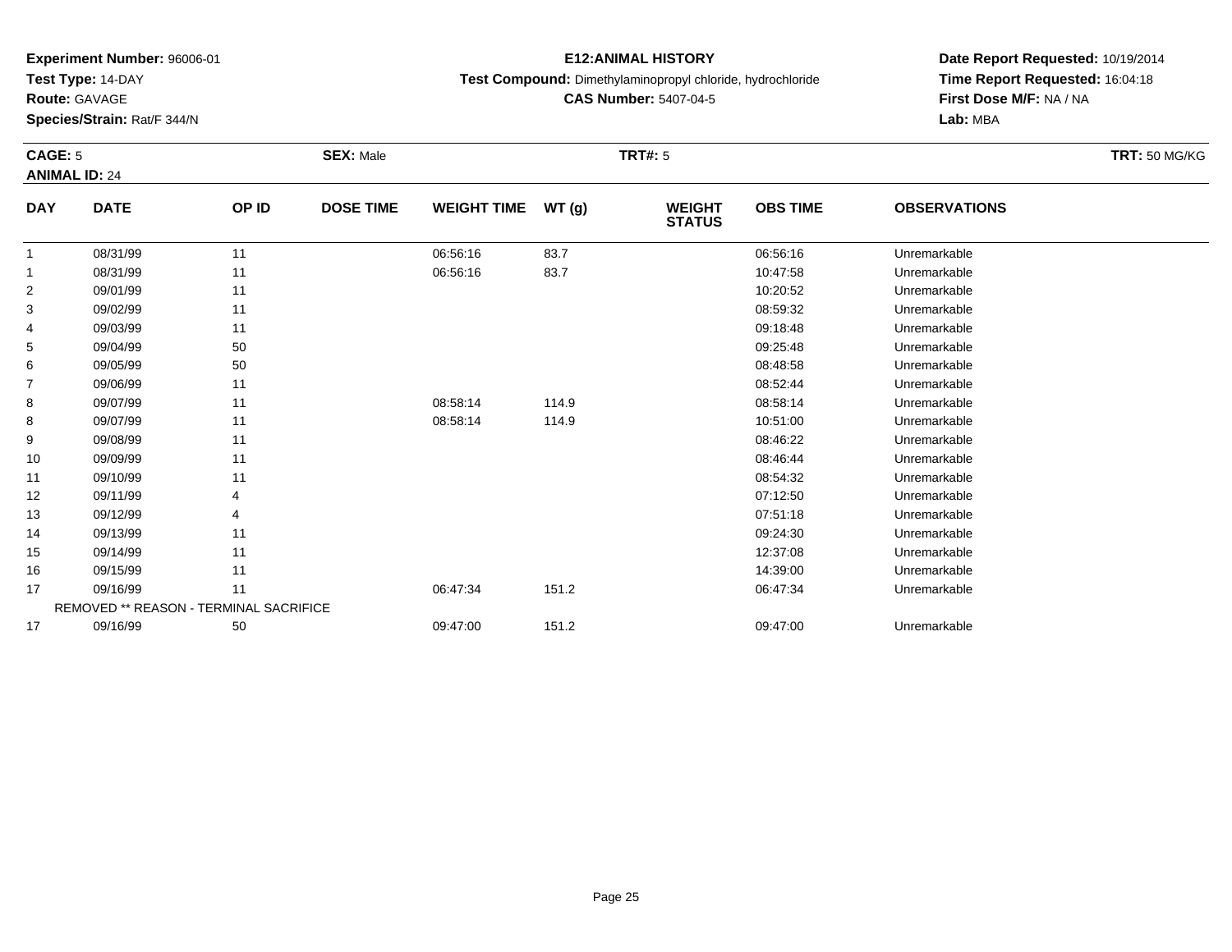**Experiment Number:** 96006-01
**Test Type:** 14-DAY
**Route:** GAVAGE
**Species/Strain:** Rat/F 344/N

**E12:ANIMAL HISTORY**
**Test Compound:** Dimethylaminopropyl chloride, hydrochloride
**CAS Number:** 5407-04-5

**Date Report Requested:** 10/19/2014
**Time Report Requested:** 16:04:18
**First Dose M/F:** NA / NA
**Lab:** MBA

**CAGE:** 5 **SEX:** Male **TRT#:** 5 **TRT:** 50 MG/KG
**ANIMAL ID:** 24

| DAY | DATE | OP ID | DOSE TIME | WEIGHT TIME | WT (g) | WEIGHT STATUS | OBS TIME | OBSERVATIONS |
|---|---|---|---|---|---|---|---|---|
| 1 | 08/31/99 | 11 | | 06:56:16 | 83.7 | | 06:56:16 | Unremarkable |
| 1 | 08/31/99 | 11 | | 06:56:16 | 83.7 | | 10:47:58 | Unremarkable |
| 2 | 09/01/99 | 11 | | | | | 10:20:52 | Unremarkable |
| 3 | 09/02/99 | 11 | | | | | 08:59:32 | Unremarkable |
| 4 | 09/03/99 | 11 | | | | | 09:18:48 | Unremarkable |
| 5 | 09/04/99 | 50 | | | | | 09:25:48 | Unremarkable |
| 6 | 09/05/99 | 50 | | | | | 08:48:58 | Unremarkable |
| 7 | 09/06/99 | 11 | | | | | 08:52:44 | Unremarkable |
| 8 | 09/07/99 | 11 | | 08:58:14 | 114.9 | | 08:58:14 | Unremarkable |
| 8 | 09/07/99 | 11 | | 08:58:14 | 114.9 | | 10:51:00 | Unremarkable |
| 9 | 09/08/99 | 11 | | | | | 08:46:22 | Unremarkable |
| 10 | 09/09/99 | 11 | | | | | 08:46:44 | Unremarkable |
| 11 | 09/10/99 | 11 | | | | | 08:54:32 | Unremarkable |
| 12 | 09/11/99 | 4 | | | | | 07:12:50 | Unremarkable |
| 13 | 09/12/99 | 4 | | | | | 07:51:18 | Unremarkable |
| 14 | 09/13/99 | 11 | | | | | 09:24:30 | Unremarkable |
| 15 | 09/14/99 | 11 | | | | | 12:37:08 | Unremarkable |
| 16 | 09/15/99 | 11 | | | | | 14:39:00 | Unremarkable |
| 17 | 09/16/99 | 11 | | 06:47:34 | 151.2 | | 06:47:34 | Unremarkable |
| REMOVED ** REASON - TERMINAL SACRIFICE | | | | | | | | |
| 17 | 09/16/99 | 50 | | 09:47:00 | 151.2 | | 09:47:00 | Unremarkable |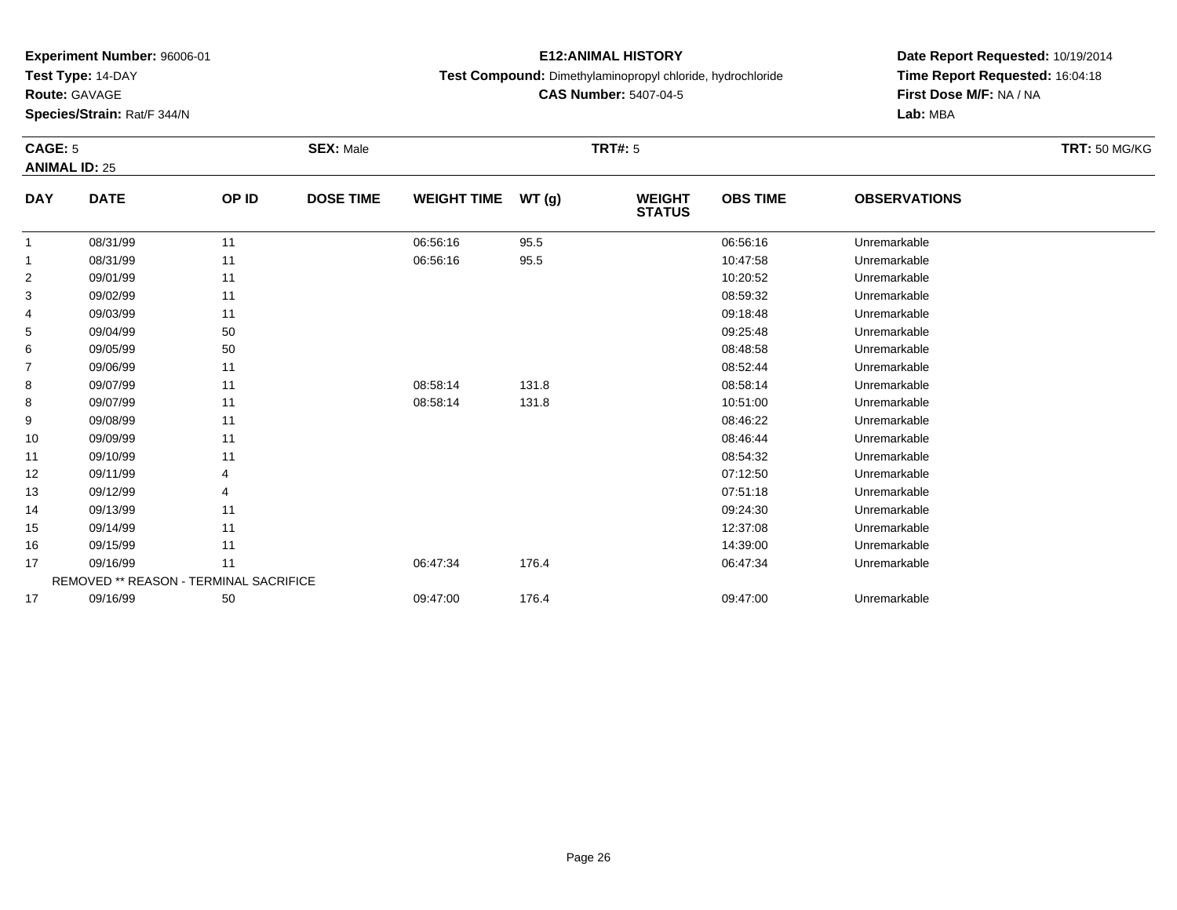**Experiment Number:** 96006-01
**Test Type:** 14-DAY
**Route:** GAVAGE
**Species/Strain:** Rat/F 344/N

**E12:ANIMAL HISTORY**
**Test Compound:** Dimethylaminopropyl chloride, hydrochloride
**CAS Number:** 5407-04-5

**Date Report Requested:** 10/19/2014
**Time Report Requested:** 16:04:18
**First Dose M/F:** NA / NA
**Lab:** MBA

**CAGE:** 5 **SEX:** Male **TRT#:** 5 **TRT:** 50 MG/KG
**ANIMAL ID:** 25

| DAY | DATE | OP ID | DOSE TIME | WEIGHT TIME | WT (g) | WEIGHT STATUS | OBS TIME | OBSERVATIONS |
|---|---|---|---|---|---|---|---|---|
| 1 | 08/31/99 | 11 | | 06:56:16 | 95.5 | | 06:56:16 | Unremarkable |
| 1 | 08/31/99 | 11 | | 06:56:16 | 95.5 | | 10:47:58 | Unremarkable |
| 2 | 09/01/99 | 11 | | | | | 10:20:52 | Unremarkable |
| 3 | 09/02/99 | 11 | | | | | 08:59:32 | Unremarkable |
| 4 | 09/03/99 | 11 | | | | | 09:18:48 | Unremarkable |
| 5 | 09/04/99 | 50 | | | | | 09:25:48 | Unremarkable |
| 6 | 09/05/99 | 50 | | | | | 08:48:58 | Unremarkable |
| 7 | 09/06/99 | 11 | | | | | 08:52:44 | Unremarkable |
| 8 | 09/07/99 | 11 | | 08:58:14 | 131.8 | | 08:58:14 | Unremarkable |
| 8 | 09/07/99 | 11 | | 08:58:14 | 131.8 | | 10:51:00 | Unremarkable |
| 9 | 09/08/99 | 11 | | | | | 08:46:22 | Unremarkable |
| 10 | 09/09/99 | 11 | | | | | 08:46:44 | Unremarkable |
| 11 | 09/10/99 | 11 | | | | | 08:54:32 | Unremarkable |
| 12 | 09/11/99 | 4 | | | | | 07:12:50 | Unremarkable |
| 13 | 09/12/99 | 4 | | | | | 07:51:18 | Unremarkable |
| 14 | 09/13/99 | 11 | | | | | 09:24:30 | Unremarkable |
| 15 | 09/14/99 | 11 | | | | | 12:37:08 | Unremarkable |
| 16 | 09/15/99 | 11 | | | | | 14:39:00 | Unremarkable |
| 17 | 09/16/99 | 11 | | 06:47:34 | 176.4 | | 06:47:34 | Unremarkable |
| REMOVED ** REASON - TERMINAL SACRIFICE | | | | | | | | |
| 17 | 09/16/99 | 50 | | 09:47:00 | 176.4 | | 09:47:00 | Unremarkable |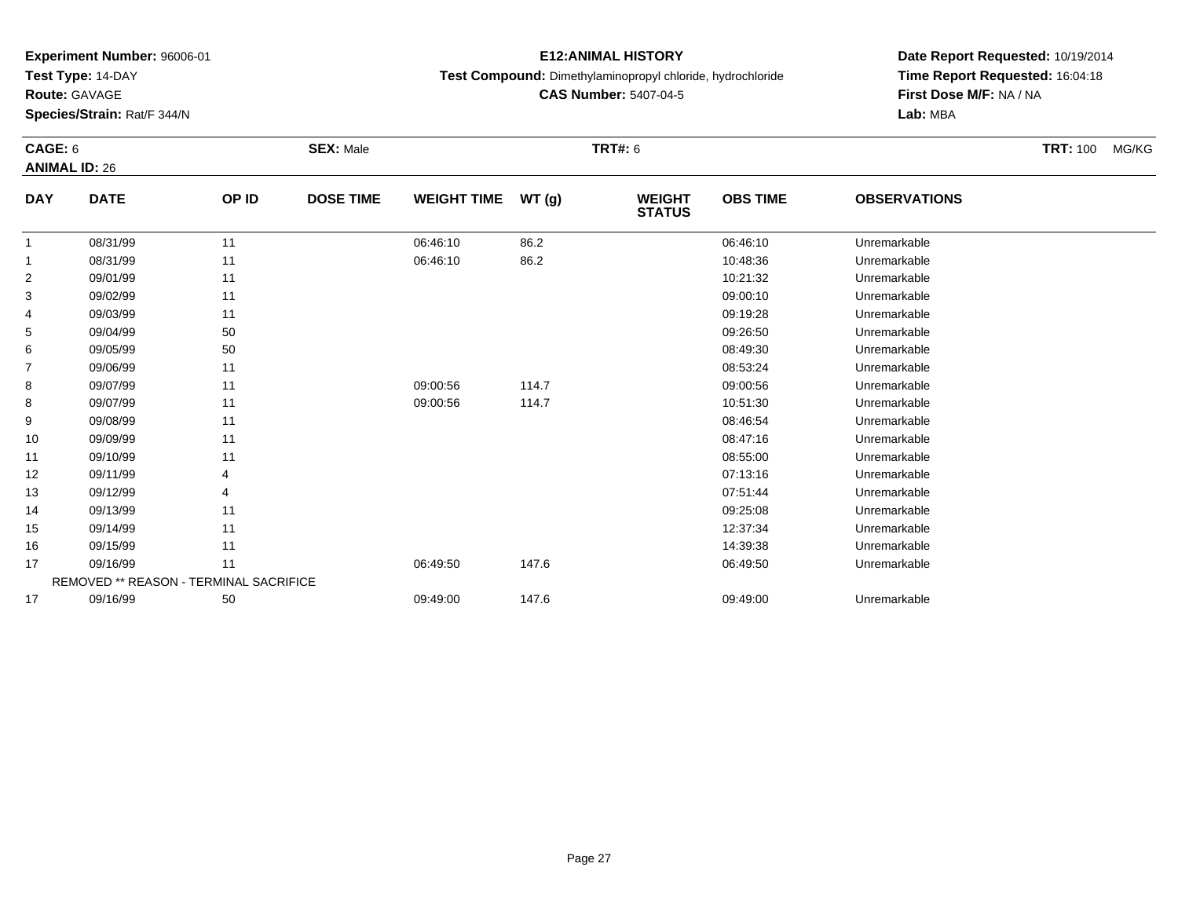**Experiment Number:** 96006-01
**Test Type:** 14-DAY
**Route:** GAVAGE
**Species/Strain:** Rat/F 344/N

**E12:ANIMAL HISTORY**
**Test Compound:** Dimethylaminopropyl chloride, hydrochloride
**CAS Number:** 5407-04-5

**Date Report Requested:** 10/19/2014
**Time Report Requested:** 16:04:18
**First Dose M/F:** NA / NA
**Lab:** MBA

**CAGE:** 6 **SEX:** Male **TRT#:** 6 **TRT:** 100 MG/KG
**ANIMAL ID:** 26

| DAY | DATE | OP ID | DOSE TIME | WEIGHT TIME | WT (g) | WEIGHT STATUS | OBS TIME | OBSERVATIONS |
|---|---|---|---|---|---|---|---|---|
| 1 | 08/31/99 | 11 | | 06:46:10 | 86.2 | | 06:46:10 | Unremarkable |
| 1 | 08/31/99 | 11 | | 06:46:10 | 86.2 | | 10:48:36 | Unremarkable |
| 2 | 09/01/99 | 11 | | | | | 10:21:32 | Unremarkable |
| 3 | 09/02/99 | 11 | | | | | 09:00:10 | Unremarkable |
| 4 | 09/03/99 | 11 | | | | | 09:19:28 | Unremarkable |
| 5 | 09/04/99 | 50 | | | | | 09:26:50 | Unremarkable |
| 6 | 09/05/99 | 50 | | | | | 08:49:30 | Unremarkable |
| 7 | 09/06/99 | 11 | | | | | 08:53:24 | Unremarkable |
| 8 | 09/07/99 | 11 | | 09:00:56 | 114.7 | | 09:00:56 | Unremarkable |
| 8 | 09/07/99 | 11 | | 09:00:56 | 114.7 | | 10:51:30 | Unremarkable |
| 9 | 09/08/99 | 11 | | | | | 08:46:54 | Unremarkable |
| 10 | 09/09/99 | 11 | | | | | 08:47:16 | Unremarkable |
| 11 | 09/10/99 | 11 | | | | | 08:55:00 | Unremarkable |
| 12 | 09/11/99 | 4 | | | | | 07:13:16 | Unremarkable |
| 13 | 09/12/99 | 4 | | | | | 07:51:44 | Unremarkable |
| 14 | 09/13/99 | 11 | | | | | 09:25:08 | Unremarkable |
| 15 | 09/14/99 | 11 | | | | | 12:37:34 | Unremarkable |
| 16 | 09/15/99 | 11 | | | | | 14:39:38 | Unremarkable |
| 17 | 09/16/99 | 11 | | 06:49:50 | 147.6 | | 06:49:50 | Unremarkable |
| REMOVED ** REASON - TERMINAL SACRIFICE | | | | | | | | |
| 17 | 09/16/99 | 50 | | 09:49:00 | 147.6 | | 09:49:00 | Unremarkable |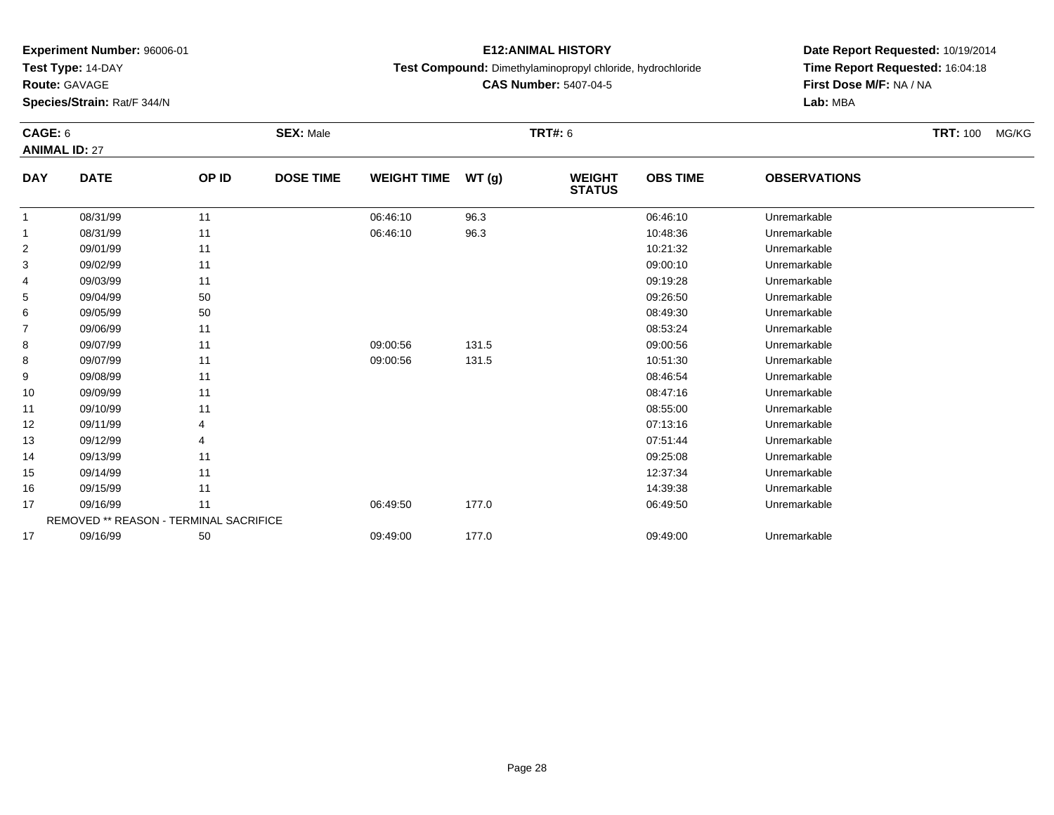**Experiment Number:** 96006-01
**Test Type:** 14-DAY
**Route:** GAVAGE
**Species/Strain:** Rat/F 344/N

**E12:ANIMAL HISTORY**
**Test Compound:** Dimethylaminopropyl chloride, hydrochloride
**CAS Number:** 5407-04-5

**Date Report Requested:** 10/19/2014
**Time Report Requested:** 16:04:18
**First Dose M/F:** NA / NA
**Lab:** MBA

**CAGE:** 6 **SEX:** Male **TRT#:** 6 **TRT:** 100 MG/KG
**ANIMAL ID:** 27

| DAY | DATE | OP ID | DOSE TIME | WEIGHT TIME | WT (g) | WEIGHT STATUS | OBS TIME | OBSERVATIONS |
|---|---|---|---|---|---|---|---|---|
| 1 | 08/31/99 | 11 | | 06:46:10 | 96.3 | | 06:46:10 | Unremarkable |
| 1 | 08/31/99 | 11 | | 06:46:10 | 96.3 | | 10:48:36 | Unremarkable |
| 2 | 09/01/99 | 11 | | | | | 10:21:32 | Unremarkable |
| 3 | 09/02/99 | 11 | | | | | 09:00:10 | Unremarkable |
| 4 | 09/03/99 | 11 | | | | | 09:19:28 | Unremarkable |
| 5 | 09/04/99 | 50 | | | | | 09:26:50 | Unremarkable |
| 6 | 09/05/99 | 50 | | | | | 08:49:30 | Unremarkable |
| 7 | 09/06/99 | 11 | | | | | 08:53:24 | Unremarkable |
| 8 | 09/07/99 | 11 | | 09:00:56 | 131.5 | | 09:00:56 | Unremarkable |
| 8 | 09/07/99 | 11 | | 09:00:56 | 131.5 | | 10:51:30 | Unremarkable |
| 9 | 09/08/99 | 11 | | | | | 08:46:54 | Unremarkable |
| 10 | 09/09/99 | 11 | | | | | 08:47:16 | Unremarkable |
| 11 | 09/10/99 | 11 | | | | | 08:55:00 | Unremarkable |
| 12 | 09/11/99 | 4 | | | | | 07:13:16 | Unremarkable |
| 13 | 09/12/99 | 4 | | | | | 07:51:44 | Unremarkable |
| 14 | 09/13/99 | 11 | | | | | 09:25:08 | Unremarkable |
| 15 | 09/14/99 | 11 | | | | | 12:37:34 | Unremarkable |
| 16 | 09/15/99 | 11 | | | | | 14:39:38 | Unremarkable |
| 17 | 09/16/99 | 11 | | 06:49:50 | 177.0 | | 06:49:50 | Unremarkable |
| REMOVED ** REASON - TERMINAL SACRIFICE | | | | | | | | |
| 17 | 09/16/99 | 50 | | 09:49:00 | 177.0 | | 09:49:00 | Unremarkable |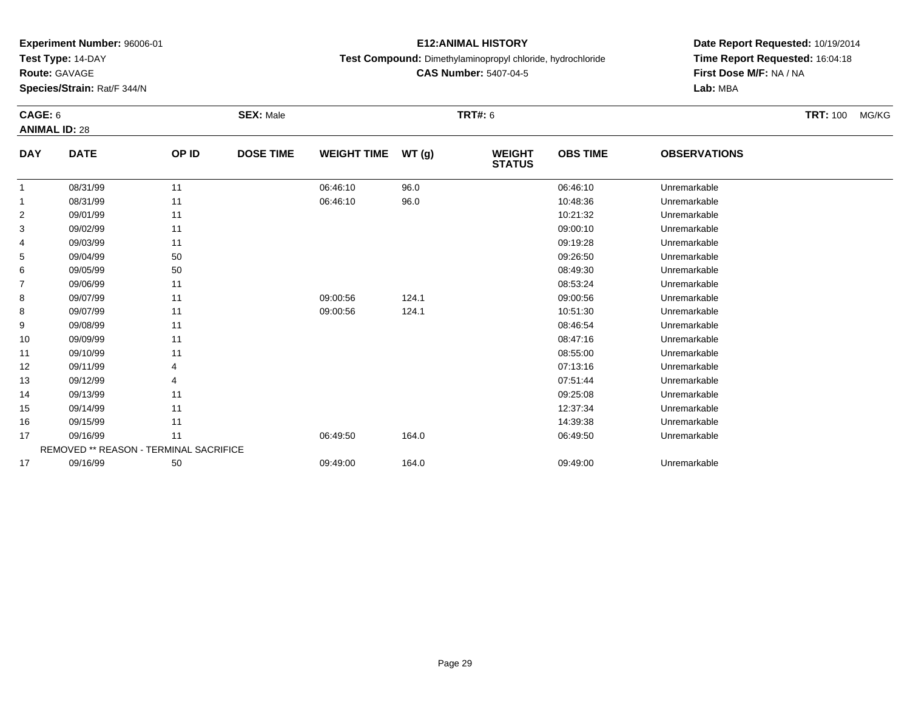**Experiment Number:** 96006-01
**Test Type:** 14-DAY
**Route:** GAVAGE
**Species/Strain:** Rat/F 344/N

**E12:ANIMAL HISTORY**
**Test Compound:** Dimethylaminopropyl chloride, hydrochloride
**CAS Number:** 5407-04-5

**Date Report Requested:** 10/19/2014
**Time Report Requested:** 16:04:18
**First Dose M/F:** NA / NA
**Lab:** MBA

**CAGE:** 6 **SEX:** Male **TRT#:** 6 **TRT:** 100 MG/KG
**ANIMAL ID:** 28

| DAY | DATE | OP ID | DOSE TIME | WEIGHT TIME | WT (g) | WEIGHT STATUS | OBS TIME | OBSERVATIONS |
|---|---|---|---|---|---|---|---|---|
| 1 | 08/31/99 | 11 | | 06:46:10 | 96.0 | | 06:46:10 | Unremarkable |
| 1 | 08/31/99 | 11 | | 06:46:10 | 96.0 | | 10:48:36 | Unremarkable |
| 2 | 09/01/99 | 11 | | | | | 10:21:32 | Unremarkable |
| 3 | 09/02/99 | 11 | | | | | 09:00:10 | Unremarkable |
| 4 | 09/03/99 | 11 | | | | | 09:19:28 | Unremarkable |
| 5 | 09/04/99 | 50 | | | | | 09:26:50 | Unremarkable |
| 6 | 09/05/99 | 50 | | | | | 08:49:30 | Unremarkable |
| 7 | 09/06/99 | 11 | | | | | 08:53:24 | Unremarkable |
| 8 | 09/07/99 | 11 | | 09:00:56 | 124.1 | | 09:00:56 | Unremarkable |
| 8 | 09/07/99 | 11 | | 09:00:56 | 124.1 | | 10:51:30 | Unremarkable |
| 9 | 09/08/99 | 11 | | | | | 08:46:54 | Unremarkable |
| 10 | 09/09/99 | 11 | | | | | 08:47:16 | Unremarkable |
| 11 | 09/10/99 | 11 | | | | | 08:55:00 | Unremarkable |
| 12 | 09/11/99 | 4 | | | | | 07:13:16 | Unremarkable |
| 13 | 09/12/99 | 4 | | | | | 07:51:44 | Unremarkable |
| 14 | 09/13/99 | 11 | | | | | 09:25:08 | Unremarkable |
| 15 | 09/14/99 | 11 | | | | | 12:37:34 | Unremarkable |
| 16 | 09/15/99 | 11 | | | | | 14:39:38 | Unremarkable |
| 17 | 09/16/99 | 11 | | 06:49:50 | 164.0 | | 06:49:50 | Unremarkable |
| REMOVED ** REASON - TERMINAL SACRIFICE | | | | | | | | |
| 17 | 09/16/99 | 50 | | 09:49:00 | 164.0 | | 09:49:00 | Unremarkable |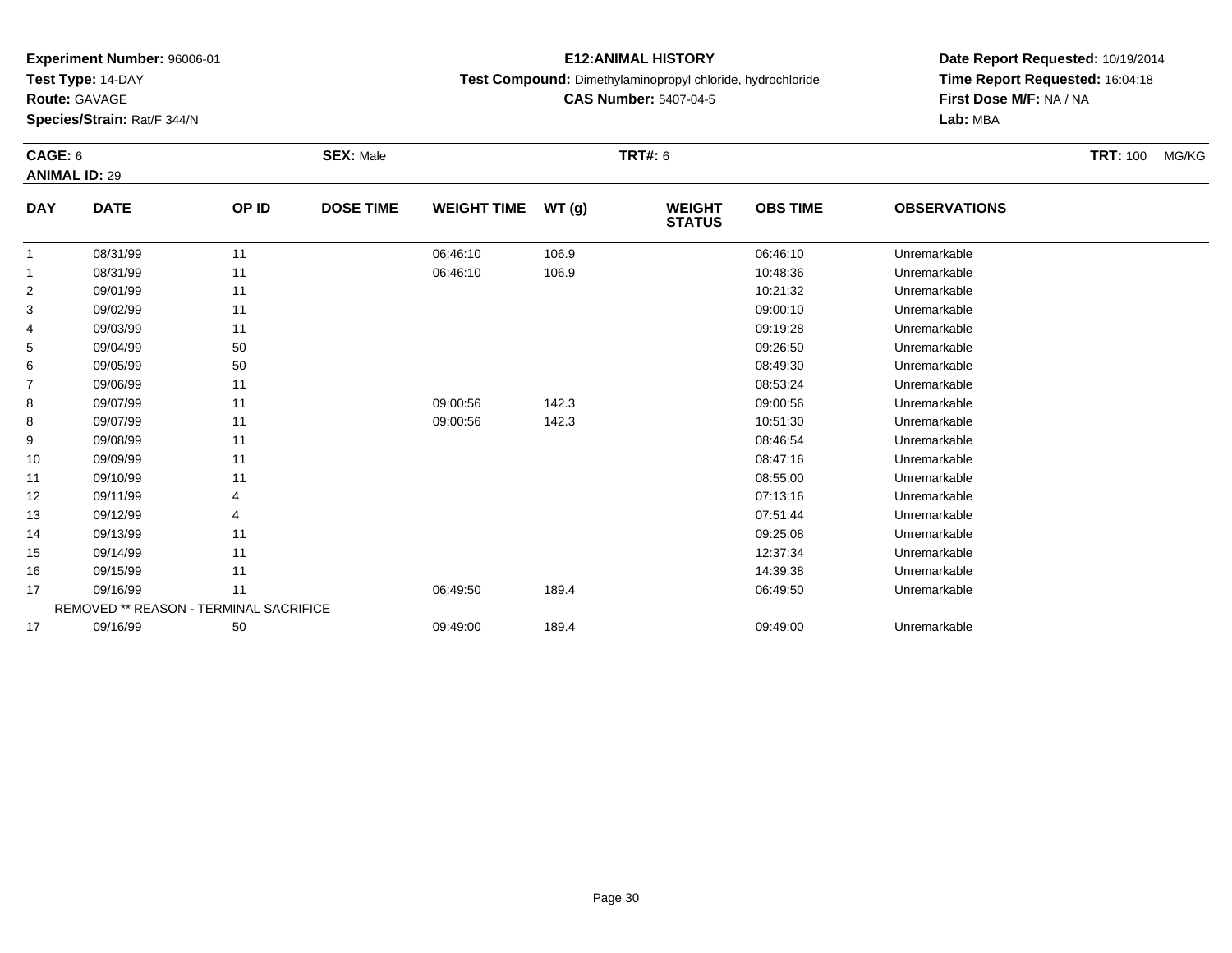**Experiment Number:** 96006-01
**Test Type:** 14-DAY
**Route:** GAVAGE
**Species/Strain:** Rat/F 344/N

**E12:ANIMAL HISTORY**
**Test Compound:** Dimethylaminopropyl chloride, hydrochloride
**CAS Number:** 5407-04-5

**Date Report Requested:** 10/19/2014
**Time Report Requested:** 16:04:18
**First Dose M/F:** NA / NA
**Lab:** MBA

**CAGE:** 6 **SEX:** Male **TRT#:** 6 **TRT:** 100 MG/KG
**ANIMAL ID:** 29

| DAY | DATE | OP ID | DOSE TIME | WEIGHT TIME | WT (g) | WEIGHT STATUS | OBS TIME | OBSERVATIONS |
|---|---|---|---|---|---|---|---|---|
| 1 | 08/31/99 | 11 | | 06:46:10 | 106.9 | | 06:46:10 | Unremarkable |
| 1 | 08/31/99 | 11 | | 06:46:10 | 106.9 | | 10:48:36 | Unremarkable |
| 2 | 09/01/99 | 11 | | | | | 10:21:32 | Unremarkable |
| 3 | 09/02/99 | 11 | | | | | 09:00:10 | Unremarkable |
| 4 | 09/03/99 | 11 | | | | | 09:19:28 | Unremarkable |
| 5 | 09/04/99 | 50 | | | | | 09:26:50 | Unremarkable |
| 6 | 09/05/99 | 50 | | | | | 08:49:30 | Unremarkable |
| 7 | 09/06/99 | 11 | | | | | 08:53:24 | Unremarkable |
| 8 | 09/07/99 | 11 | | 09:00:56 | 142.3 | | 09:00:56 | Unremarkable |
| 8 | 09/07/99 | 11 | | 09:00:56 | 142.3 | | 10:51:30 | Unremarkable |
| 9 | 09/08/99 | 11 | | | | | 08:46:54 | Unremarkable |
| 10 | 09/09/99 | 11 | | | | | 08:47:16 | Unremarkable |
| 11 | 09/10/99 | 11 | | | | | 08:55:00 | Unremarkable |
| 12 | 09/11/99 | 4 | | | | | 07:13:16 | Unremarkable |
| 13 | 09/12/99 | 4 | | | | | 07:51:44 | Unremarkable |
| 14 | 09/13/99 | 11 | | | | | 09:25:08 | Unremarkable |
| 15 | 09/14/99 | 11 | | | | | 12:37:34 | Unremarkable |
| 16 | 09/15/99 | 11 | | | | | 14:39:38 | Unremarkable |
| 17 | 09/16/99 | 11 | | 06:49:50 | 189.4 | | 06:49:50 | Unremarkable |
| REMOVED ** REASON - TERMINAL SACRIFICE | | | | | | | | |
| 17 | 09/16/99 | 50 | | 09:49:00 | 189.4 | | 09:49:00 | Unremarkable |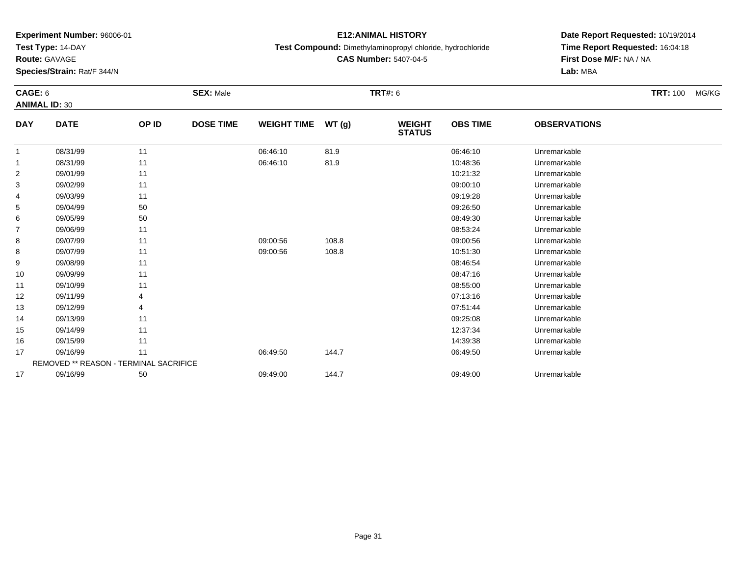**Experiment Number:** 96006-01
**Test Type:** 14-DAY
**Route:** GAVAGE
**Species/Strain:** Rat/F 344/N

**E12:ANIMAL HISTORY**
**Test Compound:** Dimethylaminopropyl chloride, hydrochloride
**CAS Number:** 5407-04-5

**Date Report Requested:** 10/19/2014
**Time Report Requested:** 16:04:18
**First Dose M/F:** NA / NA
**Lab:** MBA

**CAGE:** 6 **SEX:** Male **TRT#:** 6 **TRT:** 100 MG/KG
**ANIMAL ID:** 30

| DAY | DATE | OP ID | DOSE TIME | WEIGHT TIME | WT (g) | WEIGHT STATUS | OBS TIME | OBSERVATIONS |
|---|---|---|---|---|---|---|---|---|
| 1 | 08/31/99 | 11 | | 06:46:10 | 81.9 | | 06:46:10 | Unremarkable |
| 1 | 08/31/99 | 11 | | 06:46:10 | 81.9 | | 10:48:36 | Unremarkable |
| 2 | 09/01/99 | 11 | | | | | 10:21:32 | Unremarkable |
| 3 | 09/02/99 | 11 | | | | | 09:00:10 | Unremarkable |
| 4 | 09/03/99 | 11 | | | | | 09:19:28 | Unremarkable |
| 5 | 09/04/99 | 50 | | | | | 09:26:50 | Unremarkable |
| 6 | 09/05/99 | 50 | | | | | 08:49:30 | Unremarkable |
| 7 | 09/06/99 | 11 | | | | | 08:53:24 | Unremarkable |
| 8 | 09/07/99 | 11 | | 09:00:56 | 108.8 | | 09:00:56 | Unremarkable |
| 8 | 09/07/99 | 11 | | 09:00:56 | 108.8 | | 10:51:30 | Unremarkable |
| 9 | 09/08/99 | 11 | | | | | 08:46:54 | Unremarkable |
| 10 | 09/09/99 | 11 | | | | | 08:47:16 | Unremarkable |
| 11 | 09/10/99 | 11 | | | | | 08:55:00 | Unremarkable |
| 12 | 09/11/99 | 4 | | | | | 07:13:16 | Unremarkable |
| 13 | 09/12/99 | 4 | | | | | 07:51:44 | Unremarkable |
| 14 | 09/13/99 | 11 | | | | | 09:25:08 | Unremarkable |
| 15 | 09/14/99 | 11 | | | | | 12:37:34 | Unremarkable |
| 16 | 09/15/99 | 11 | | | | | 14:39:38 | Unremarkable |
| 17 | 09/16/99 | 11 | | 06:49:50 | 144.7 | | 06:49:50 | Unremarkable |
| | REMOVED ** REASON - TERMINAL SACRIFICE | | | | | | | |
| 17 | 09/16/99 | 50 | | 09:49:00 | 144.7 | | 09:49:00 | Unremarkable |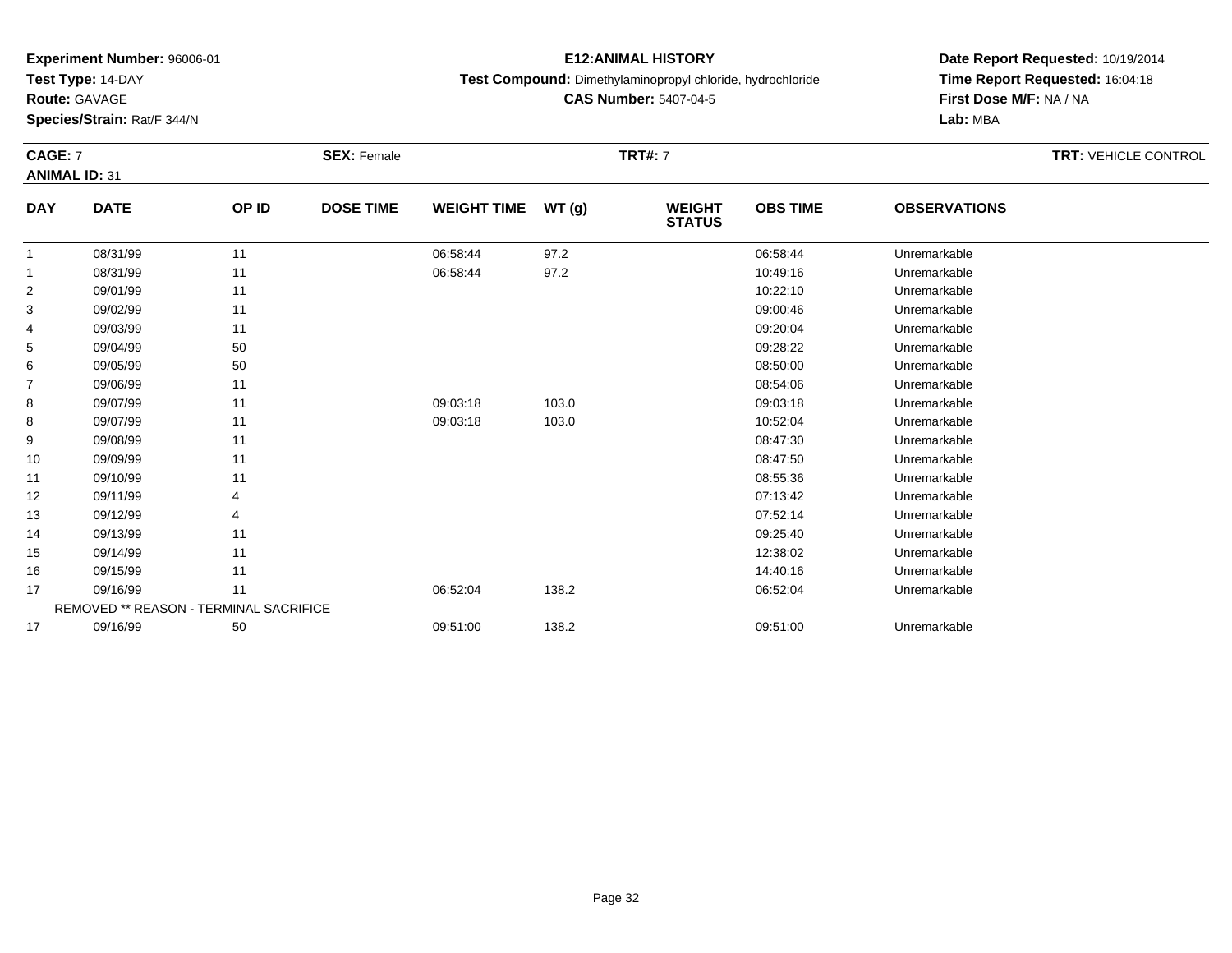**Experiment Number:** 96006-01
**Test Type:** 14-DAY
**Route:** GAVAGE
**Species/Strain:** Rat/F 344/N

**E12:ANIMAL HISTORY**
**Test Compound:** Dimethylaminopropyl chloride, hydrochloride
**CAS Number:** 5407-04-5

**Date Report Requested:** 10/19/2014
**Time Report Requested:** 16:04:18
**First Dose M/F:** NA / NA
**Lab:** MBA

**CAGE:** 7 **SEX:** Female **TRT#:** 7 **TRT:** VEHICLE CONTROL
**ANIMAL ID:** 31

| DAY | DATE | OP ID | DOSE TIME | WEIGHT TIME | WT (g) | WEIGHT STATUS | OBS TIME | OBSERVATIONS |
|---|---|---|---|---|---|---|---|---|
| 1 | 08/31/99 | 11 | | 06:58:44 | 97.2 | | 06:58:44 | Unremarkable |
| 1 | 08/31/99 | 11 | | 06:58:44 | 97.2 | | 10:49:16 | Unremarkable |
| 2 | 09/01/99 | 11 | | | | | 10:22:10 | Unremarkable |
| 3 | 09/02/99 | 11 | | | | | 09:00:46 | Unremarkable |
| 4 | 09/03/99 | 11 | | | | | 09:20:04 | Unremarkable |
| 5 | 09/04/99 | 50 | | | | | 09:28:22 | Unremarkable |
| 6 | 09/05/99 | 50 | | | | | 08:50:00 | Unremarkable |
| 7 | 09/06/99 | 11 | | | | | 08:54:06 | Unremarkable |
| 8 | 09/07/99 | 11 | | 09:03:18 | 103.0 | | 09:03:18 | Unremarkable |
| 8 | 09/07/99 | 11 | | 09:03:18 | 103.0 | | 10:52:04 | Unremarkable |
| 9 | 09/08/99 | 11 | | | | | 08:47:30 | Unremarkable |
| 10 | 09/09/99 | 11 | | | | | 08:47:50 | Unremarkable |
| 11 | 09/10/99 | 11 | | | | | 08:55:36 | Unremarkable |
| 12 | 09/11/99 | 4 | | | | | 07:13:42 | Unremarkable |
| 13 | 09/12/99 | 4 | | | | | 07:52:14 | Unremarkable |
| 14 | 09/13/99 | 11 | | | | | 09:25:40 | Unremarkable |
| 15 | 09/14/99 | 11 | | | | | 12:38:02 | Unremarkable |
| 16 | 09/15/99 | 11 | | | | | 14:40:16 | Unremarkable |
| 17 | 09/16/99 | 11 | | 06:52:04 | 138.2 | | 06:52:04 | Unremarkable |
| REMOVED ** REASON - TERMINAL SACRIFICE | | | | | | | | |
| 17 | 09/16/99 | 50 | | 09:51:00 | 138.2 | | 09:51:00 | Unremarkable |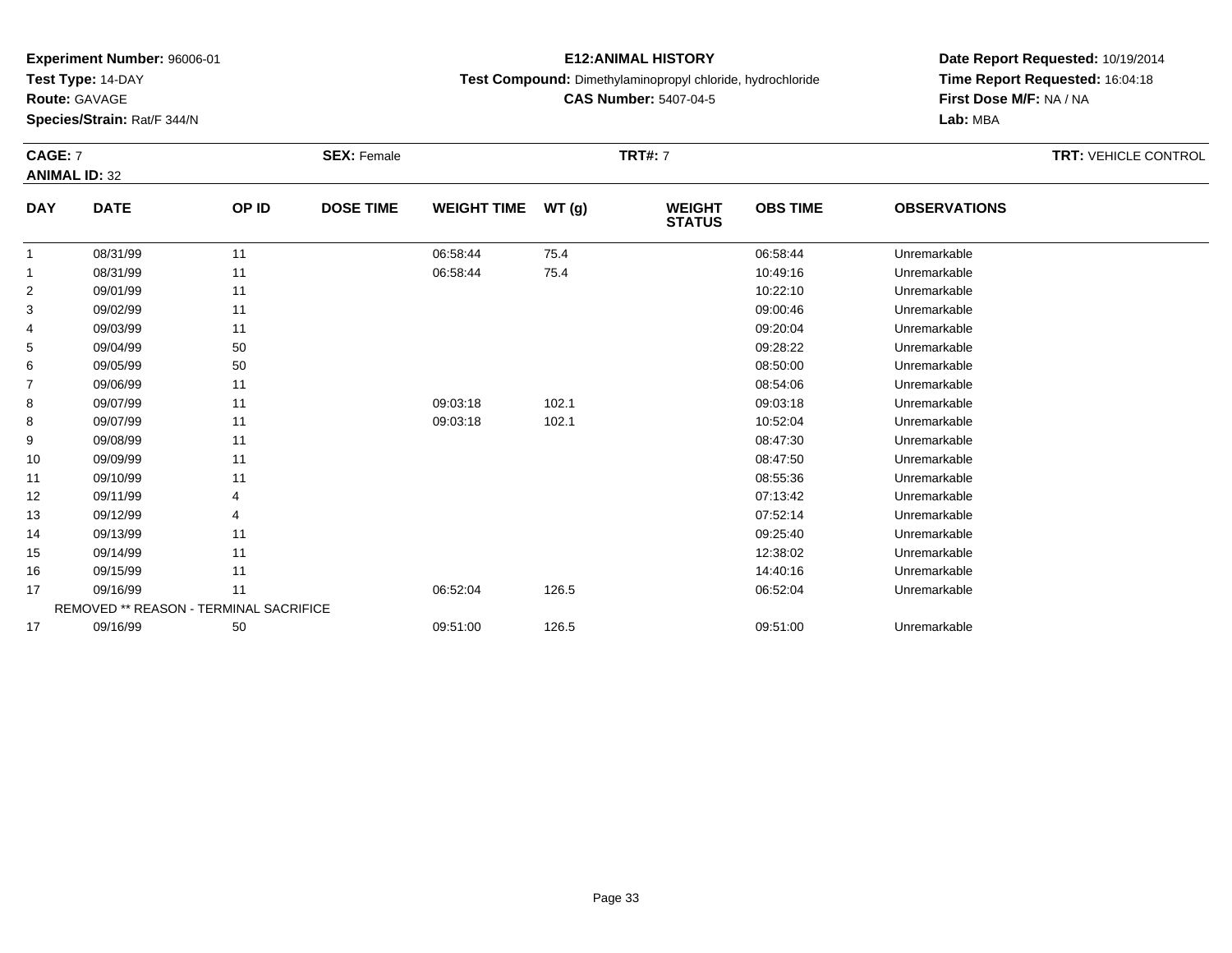**Experiment Number:** 96006-01
**Test Type:** 14-DAY
**Route:** GAVAGE
**Species/Strain:** Rat/F 344/N

**E12:ANIMAL HISTORY**
**Test Compound:** Dimethylaminopropyl chloride, hydrochloride
**CAS Number:** 5407-04-5

**Date Report Requested:** 10/19/2014
**Time Report Requested:** 16:04:18
**First Dose M/F:** NA / NA
**Lab:** MBA

**CAGE:** 7 | **SEX:** Female | **TRT#:** 7 | **TRT:** VEHICLE CONTROL
**ANIMAL ID:** 32

| DAY | DATE | OP ID | DOSE TIME | WEIGHT TIME | WT (g) | WEIGHT STATUS | OBS TIME | OBSERVATIONS |
|---|---|---|---|---|---|---|---|---|
| 1 | 08/31/99 | 11 | | 06:58:44 | 75.4 | | 06:58:44 | Unremarkable |
| 1 | 08/31/99 | 11 | | 06:58:44 | 75.4 | | 10:49:16 | Unremarkable |
| 2 | 09/01/99 | 11 | | | | | 10:22:10 | Unremarkable |
| 3 | 09/02/99 | 11 | | | | | 09:00:46 | Unremarkable |
| 4 | 09/03/99 | 11 | | | | | 09:20:04 | Unremarkable |
| 5 | 09/04/99 | 50 | | | | | 09:28:22 | Unremarkable |
| 6 | 09/05/99 | 50 | | | | | 08:50:00 | Unremarkable |
| 7 | 09/06/99 | 11 | | | | | 08:54:06 | Unremarkable |
| 8 | 09/07/99 | 11 | | 09:03:18 | 102.1 | | 09:03:18 | Unremarkable |
| 8 | 09/07/99 | 11 | | 09:03:18 | 102.1 | | 10:52:04 | Unremarkable |
| 9 | 09/08/99 | 11 | | | | | 08:47:30 | Unremarkable |
| 10 | 09/09/99 | 11 | | | | | 08:47:50 | Unremarkable |
| 11 | 09/10/99 | 11 | | | | | 08:55:36 | Unremarkable |
| 12 | 09/11/99 | 4 | | | | | 07:13:42 | Unremarkable |
| 13 | 09/12/99 | 4 | | | | | 07:52:14 | Unremarkable |
| 14 | 09/13/99 | 11 | | | | | 09:25:40 | Unremarkable |
| 15 | 09/14/99 | 11 | | | | | 12:38:02 | Unremarkable |
| 16 | 09/15/99 | 11 | | | | | 14:40:16 | Unremarkable |
| 17 | 09/16/99 | 11 | | 06:52:04 | 126.5 | | 06:52:04 | Unremarkable |
| REMOVED ** REASON - TERMINAL SACRIFICE | | | | | | | | |
| 17 | 09/16/99 | 50 | | 09:51:00 | 126.5 | | 09:51:00 | Unremarkable |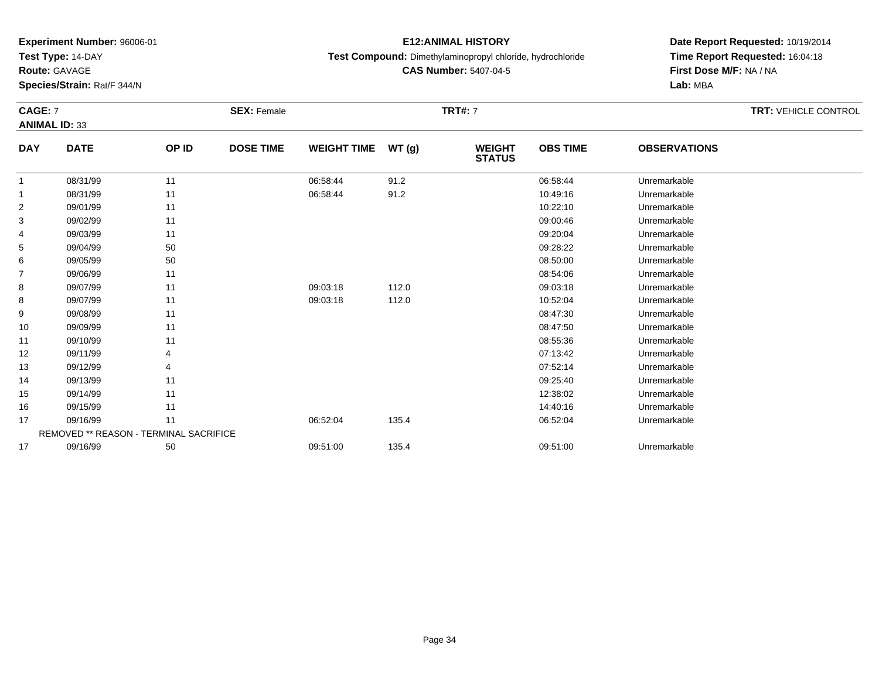**Experiment Number:** 96006-01
**Test Type:** 14-DAY
**Route:** GAVAGE
**Species/Strain:** Rat/F 344/N

**E12:ANIMAL HISTORY**
**Test Compound:** Dimethylaminopropyl chloride, hydrochloride
**CAS Number:** 5407-04-5

**Date Report Requested:** 10/19/2014
**Time Report Requested:** 16:04:18
**First Dose M/F:** NA / NA
**Lab:** MBA

**CAGE:** 7 **SEX:** Female **TRT#:** 7 **TRT:** VEHICLE CONTROL
**ANIMAL ID:** 33

| DAY | DATE | OP ID | DOSE TIME | WEIGHT TIME | WT (g) | WEIGHT STATUS | OBS TIME | OBSERVATIONS |
|---|---|---|---|---|---|---|---|---|
| 1 | 08/31/99 | 11 | | 06:58:44 | 91.2 | | 06:58:44 | Unremarkable |
| 1 | 08/31/99 | 11 | | 06:58:44 | 91.2 | | 10:49:16 | Unremarkable |
| 2 | 09/01/99 | 11 | | | | | 10:22:10 | Unremarkable |
| 3 | 09/02/99 | 11 | | | | | 09:00:46 | Unremarkable |
| 4 | 09/03/99 | 11 | | | | | 09:20:04 | Unremarkable |
| 5 | 09/04/99 | 50 | | | | | 09:28:22 | Unremarkable |
| 6 | 09/05/99 | 50 | | | | | 08:50:00 | Unremarkable |
| 7 | 09/06/99 | 11 | | | | | 08:54:06 | Unremarkable |
| 8 | 09/07/99 | 11 | | 09:03:18 | 112.0 | | 09:03:18 | Unremarkable |
| 8 | 09/07/99 | 11 | | 09:03:18 | 112.0 | | 10:52:04 | Unremarkable |
| 9 | 09/08/99 | 11 | | | | | 08:47:30 | Unremarkable |
| 10 | 09/09/99 | 11 | | | | | 08:47:50 | Unremarkable |
| 11 | 09/10/99 | 11 | | | | | 08:55:36 | Unremarkable |
| 12 | 09/11/99 | 4 | | | | | 07:13:42 | Unremarkable |
| 13 | 09/12/99 | 4 | | | | | 07:52:14 | Unremarkable |
| 14 | 09/13/99 | 11 | | | | | 09:25:40 | Unremarkable |
| 15 | 09/14/99 | 11 | | | | | 12:38:02 | Unremarkable |
| 16 | 09/15/99 | 11 | | | | | 14:40:16 | Unremarkable |
| 17 | 09/16/99 | 11 | | 06:52:04 | 135.4 | | 06:52:04 | Unremarkable |
| REMOVED ** REASON - TERMINAL SACRIFICE | | | | | | | | |
| 17 | 09/16/99 | 50 | | 09:51:00 | 135.4 | | 09:51:00 | Unremarkable |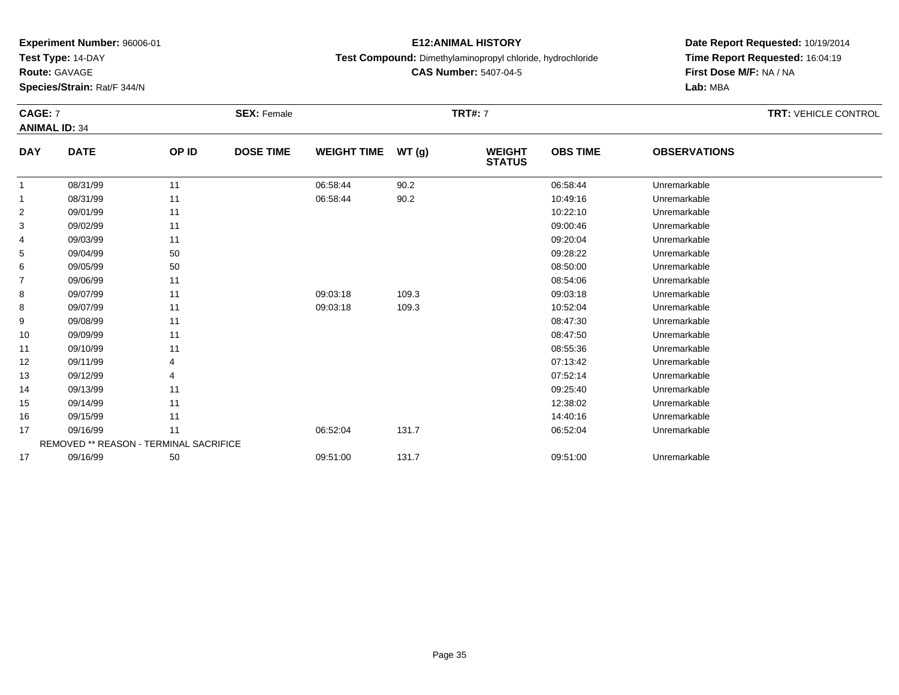**Experiment Number:** 96006-01
**Test Type:** 14-DAY
**Route:** GAVAGE
**Species/Strain:** Rat/F 344/N

**E12:ANIMAL HISTORY**
**Test Compound:** Dimethylaminopropyl chloride, hydrochloride
**CAS Number:** 5407-04-5

**Date Report Requested:** 10/19/2014
**Time Report Requested:** 16:04:19
**First Dose M/F:** NA / NA
**Lab:** MBA

**CAGE:** 7 **SEX:** Female **TRT#:** 7 **TRT:** VEHICLE CONTROL
**ANIMAL ID:** 34

| DAY | DATE | OP ID | DOSE TIME | WEIGHT TIME | WT (g) | WEIGHT STATUS | OBS TIME | OBSERVATIONS |
|---|---|---|---|---|---|---|---|---|
| 1 | 08/31/99 | 11 | | 06:58:44 | 90.2 | | 06:58:44 | Unremarkable |
| 1 | 08/31/99 | 11 | | 06:58:44 | 90.2 | | 10:49:16 | Unremarkable |
| 2 | 09/01/99 | 11 | | | | | 10:22:10 | Unremarkable |
| 3 | 09/02/99 | 11 | | | | | 09:00:46 | Unremarkable |
| 4 | 09/03/99 | 11 | | | | | 09:20:04 | Unremarkable |
| 5 | 09/04/99 | 50 | | | | | 09:28:22 | Unremarkable |
| 6 | 09/05/99 | 50 | | | | | 08:50:00 | Unremarkable |
| 7 | 09/06/99 | 11 | | | | | 08:54:06 | Unremarkable |
| 8 | 09/07/99 | 11 | | 09:03:18 | 109.3 | | 09:03:18 | Unremarkable |
| 8 | 09/07/99 | 11 | | 09:03:18 | 109.3 | | 10:52:04 | Unremarkable |
| 9 | 09/08/99 | 11 | | | | | 08:47:30 | Unremarkable |
| 10 | 09/09/99 | 11 | | | | | 08:47:50 | Unremarkable |
| 11 | 09/10/99 | 11 | | | | | 08:55:36 | Unremarkable |
| 12 | 09/11/99 | 4 | | | | | 07:13:42 | Unremarkable |
| 13 | 09/12/99 | 4 | | | | | 07:52:14 | Unremarkable |
| 14 | 09/13/99 | 11 | | | | | 09:25:40 | Unremarkable |
| 15 | 09/14/99 | 11 | | | | | 12:38:02 | Unremarkable |
| 16 | 09/15/99 | 11 | | | | | 14:40:16 | Unremarkable |
| 17 | 09/16/99 | 11 | | 06:52:04 | 131.7 | | 06:52:04 | Unremarkable |
| REMOVED ** REASON - TERMINAL SACRIFICE | | | | | | | | |
| 17 | 09/16/99 | 50 | | 09:51:00 | 131.7 | | 09:51:00 | Unremarkable |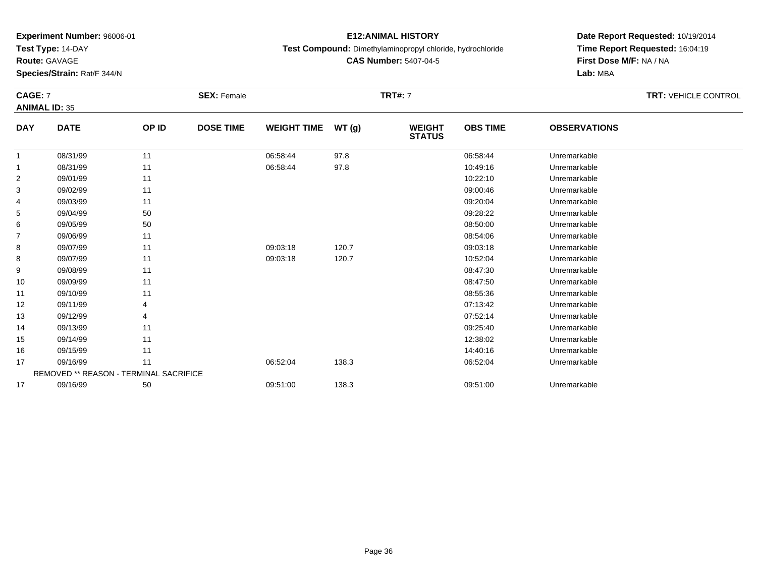**Experiment Number:** 96006-01

**Test Type:** 14-DAY

**Route:** GAVAGE

**Species/Strain:** Rat/F 344/N

**E12:ANIMAL HISTORY**

**Test Compound:** Dimethylaminopropyl chloride, hydrochloride

**CAS Number:** 5407-04-5

**Date Report Requested:** 10/19/2014

**Time Report Requested:** 16:04:19

**First Dose M/F:** NA / NA

**Lab:** MBA

**CAGE:** 7 **SEX:** Female **TRT#:** 7 **TRT:** VEHICLE CONTROL

**ANIMAL ID:** 35

| DAY | DATE | OP ID | DOSE TIME | WEIGHT TIME | WT (g) | WEIGHT STATUS | OBS TIME | OBSERVATIONS |
|---|---|---|---|---|---|---|---|---|
| 1 | 08/31/99 | 11 | | 06:58:44 | 97.8 | | 06:58:44 | Unremarkable |
| 1 | 08/31/99 | 11 | | 06:58:44 | 97.8 | | 10:49:16 | Unremarkable |
| 2 | 09/01/99 | 11 | | | | | 10:22:10 | Unremarkable |
| 3 | 09/02/99 | 11 | | | | | 09:00:46 | Unremarkable |
| 4 | 09/03/99 | 11 | | | | | 09:20:04 | Unremarkable |
| 5 | 09/04/99 | 50 | | | | | 09:28:22 | Unremarkable |
| 6 | 09/05/99 | 50 | | | | | 08:50:00 | Unremarkable |
| 7 | 09/06/99 | 11 | | | | | 08:54:06 | Unremarkable |
| 8 | 09/07/99 | 11 | | 09:03:18 | 120.7 | | 09:03:18 | Unremarkable |
| 8 | 09/07/99 | 11 | | 09:03:18 | 120.7 | | 10:52:04 | Unremarkable |
| 9 | 09/08/99 | 11 | | | | | 08:47:30 | Unremarkable |
| 10 | 09/09/99 | 11 | | | | | 08:47:50 | Unremarkable |
| 11 | 09/10/99 | 11 | | | | | 08:55:36 | Unremarkable |
| 12 | 09/11/99 | 4 | | | | | 07:13:42 | Unremarkable |
| 13 | 09/12/99 | 4 | | | | | 07:52:14 | Unremarkable |
| 14 | 09/13/99 | 11 | | | | | 09:25:40 | Unremarkable |
| 15 | 09/14/99 | 11 | | | | | 12:38:02 | Unremarkable |
| 16 | 09/15/99 | 11 | | | | | 14:40:16 | Unremarkable |
| 17 | 09/16/99 | 11 | | 06:52:04 | 138.3 | | 06:52:04 | Unremarkable |
| REMOVED ** REASON - TERMINAL SACRIFICE | | | | | | | | |
| 17 | 09/16/99 | 50 | | 09:51:00 | 138.3 | | 09:51:00 | Unremarkable |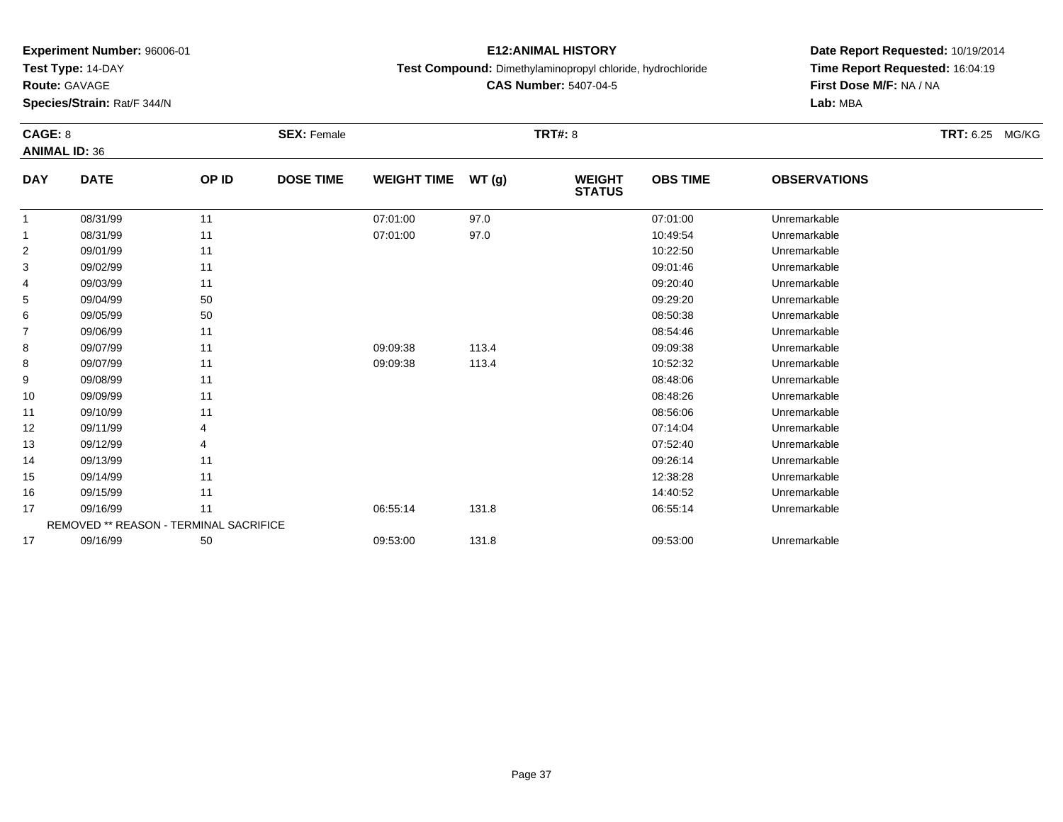**Experiment Number:** 96006-01
**Test Type:** 14-DAY
**Route:** GAVAGE
**Species/Strain:** Rat/F 344/N

**E12:ANIMAL HISTORY**
**Test Compound:** Dimethylaminopropyl chloride, hydrochloride
**CAS Number:** 5407-04-5

**Date Report Requested:** 10/19/2014
**Time Report Requested:** 16:04:19
**First Dose M/F:** NA / NA
**Lab:** MBA

**CAGE:** 8 **SEX:** Female **TRT#:** 8 **TRT:** 6.25 MG/KG
**ANIMAL ID:** 36

| DAY | DATE | OP ID | DOSE TIME | WEIGHT TIME | WT (g) | WEIGHT STATUS | OBS TIME | OBSERVATIONS |
|---|---|---|---|---|---|---|---|---|
| 1 | 08/31/99 | 11 | | 07:01:00 | 97.0 | | 07:01:00 | Unremarkable |
| 1 | 08/31/99 | 11 | | 07:01:00 | 97.0 | | 10:49:54 | Unremarkable |
| 2 | 09/01/99 | 11 | | | | | 10:22:50 | Unremarkable |
| 3 | 09/02/99 | 11 | | | | | 09:01:46 | Unremarkable |
| 4 | 09/03/99 | 11 | | | | | 09:20:40 | Unremarkable |
| 5 | 09/04/99 | 50 | | | | | 09:29:20 | Unremarkable |
| 6 | 09/05/99 | 50 | | | | | 08:50:38 | Unremarkable |
| 7 | 09/06/99 | 11 | | | | | 08:54:46 | Unremarkable |
| 8 | 09/07/99 | 11 | | 09:09:38 | 113.4 | | 09:09:38 | Unremarkable |
| 8 | 09/07/99 | 11 | | 09:09:38 | 113.4 | | 10:52:32 | Unremarkable |
| 9 | 09/08/99 | 11 | | | | | 08:48:06 | Unremarkable |
| 10 | 09/09/99 | 11 | | | | | 08:48:26 | Unremarkable |
| 11 | 09/10/99 | 11 | | | | | 08:56:06 | Unremarkable |
| 12 | 09/11/99 | 4 | | | | | 07:14:04 | Unremarkable |
| 13 | 09/12/99 | 4 | | | | | 07:52:40 | Unremarkable |
| 14 | 09/13/99 | 11 | | | | | 09:26:14 | Unremarkable |
| 15 | 09/14/99 | 11 | | | | | 12:38:28 | Unremarkable |
| 16 | 09/15/99 | 11 | | | | | 14:40:52 | Unremarkable |
| 17 | 09/16/99 | 11 | | 06:55:14 | 131.8 | | 06:55:14 | Unremarkable |
| REMOVED ** REASON - TERMINAL SACRIFICE | | | | | | | | |
| 17 | 09/16/99 | 50 | | 09:53:00 | 131.8 | | 09:53:00 | Unremarkable |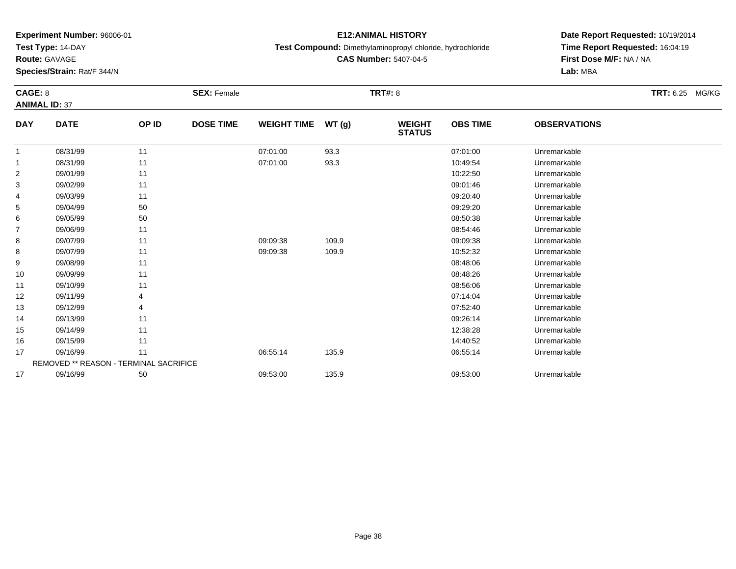**Experiment Number:** 96006-01
**Test Type:** 14-DAY
**Route:** GAVAGE
**Species/Strain:** Rat/F 344/N

**E12:ANIMAL HISTORY**
**Test Compound:** Dimethylaminopropyl chloride, hydrochloride
**CAS Number:** 5407-04-5

**Date Report Requested:** 10/19/2014
**Time Report Requested:** 16:04:19
**First Dose M/F:** NA / NA
**Lab:** MBA

**CAGE:** 8 **SEX:** Female **TRT#:** 8 **TRT:** 6.25 MG/KG
**ANIMAL ID:** 37

| DAY | DATE | OP ID | DOSE TIME | WEIGHT TIME | WT (g) | WEIGHT STATUS | OBS TIME | OBSERVATIONS |
|---|---|---|---|---|---|---|---|---|
| 1 | 08/31/99 | 11 | | 07:01:00 | 93.3 | | 07:01:00 | Unremarkable |
| 1 | 08/31/99 | 11 | | 07:01:00 | 93.3 | | 10:49:54 | Unremarkable |
| 2 | 09/01/99 | 11 | | | | | 10:22:50 | Unremarkable |
| 3 | 09/02/99 | 11 | | | | | 09:01:46 | Unremarkable |
| 4 | 09/03/99 | 11 | | | | | 09:20:40 | Unremarkable |
| 5 | 09/04/99 | 50 | | | | | 09:29:20 | Unremarkable |
| 6 | 09/05/99 | 50 | | | | | 08:50:38 | Unremarkable |
| 7 | 09/06/99 | 11 | | | | | 08:54:46 | Unremarkable |
| 8 | 09/07/99 | 11 | | 09:09:38 | 109.9 | | 09:09:38 | Unremarkable |
| 8 | 09/07/99 | 11 | | 09:09:38 | 109.9 | | 10:52:32 | Unremarkable |
| 9 | 09/08/99 | 11 | | | | | 08:48:06 | Unremarkable |
| 10 | 09/09/99 | 11 | | | | | 08:48:26 | Unremarkable |
| 11 | 09/10/99 | 11 | | | | | 08:56:06 | Unremarkable |
| 12 | 09/11/99 | 4 | | | | | 07:14:04 | Unremarkable |
| 13 | 09/12/99 | 4 | | | | | 07:52:40 | Unremarkable |
| 14 | 09/13/99 | 11 | | | | | 09:26:14 | Unremarkable |
| 15 | 09/14/99 | 11 | | | | | 12:38:28 | Unremarkable |
| 16 | 09/15/99 | 11 | | | | | 14:40:52 | Unremarkable |
| 17 | 09/16/99 | 11 | | 06:55:14 | 135.9 | | 06:55:14 | Unremarkable |
| REMOVED ** REASON - TERMINAL SACRIFICE | | | | | | | | |
| 17 | 09/16/99 | 50 | | 09:53:00 | 135.9 | | 09:53:00 | Unremarkable |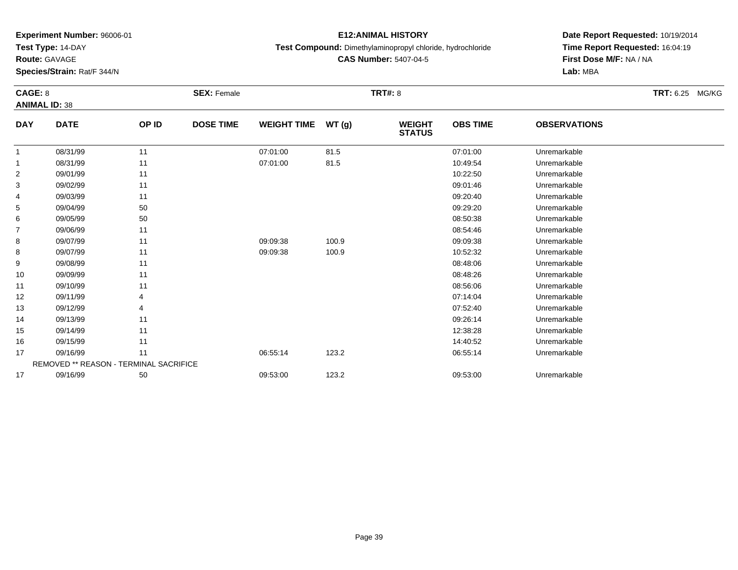**Experiment Number:** 96006-01
**Test Type:** 14-DAY
**Route:** GAVAGE
**Species/Strain:** Rat/F 344/N

**E12:ANIMAL HISTORY**
**Test Compound:** Dimethylaminopropyl chloride, hydrochloride
**CAS Number:** 5407-04-5

**Date Report Requested:** 10/19/2014
**Time Report Requested:** 16:04:19
**First Dose M/F:** NA / NA
**Lab:** MBA

**CAGE:** 8 **SEX:** Female **TRT#:** 8 **TRT:** 6.25 MG/KG
**ANIMAL ID:** 38

| DAY | DATE | OP ID | DOSE TIME | WEIGHT TIME | WT (g) | WEIGHT STATUS | OBS TIME | OBSERVATIONS |
|---|---|---|---|---|---|---|---|---|
| 1 | 08/31/99 | 11 | | 07:01:00 | 81.5 | | 07:01:00 | Unremarkable |
| 1 | 08/31/99 | 11 | | 07:01:00 | 81.5 | | 10:49:54 | Unremarkable |
| 2 | 09/01/99 | 11 | | | | | 10:22:50 | Unremarkable |
| 3 | 09/02/99 | 11 | | | | | 09:01:46 | Unremarkable |
| 4 | 09/03/99 | 11 | | | | | 09:20:40 | Unremarkable |
| 5 | 09/04/99 | 50 | | | | | 09:29:20 | Unremarkable |
| 6 | 09/05/99 | 50 | | | | | 08:50:38 | Unremarkable |
| 7 | 09/06/99 | 11 | | | | | 08:54:46 | Unremarkable |
| 8 | 09/07/99 | 11 | | 09:09:38 | 100.9 | | 09:09:38 | Unremarkable |
| 8 | 09/07/99 | 11 | | 09:09:38 | 100.9 | | 10:52:32 | Unremarkable |
| 9 | 09/08/99 | 11 | | | | | 08:48:06 | Unremarkable |
| 10 | 09/09/99 | 11 | | | | | 08:48:26 | Unremarkable |
| 11 | 09/10/99 | 11 | | | | | 08:56:06 | Unremarkable |
| 12 | 09/11/99 | 4 | | | | | 07:14:04 | Unremarkable |
| 13 | 09/12/99 | 4 | | | | | 07:52:40 | Unremarkable |
| 14 | 09/13/99 | 11 | | | | | 09:26:14 | Unremarkable |
| 15 | 09/14/99 | 11 | | | | | 12:38:28 | Unremarkable |
| 16 | 09/15/99 | 11 | | | | | 14:40:52 | Unremarkable |
| 17 | 09/16/99 | 11 | | 06:55:14 | 123.2 | | 06:55:14 | Unremarkable |
| REMOVED ** REASON - TERMINAL SACRIFICE | | | | | | | | |
| 17 | 09/16/99 | 50 | | 09:53:00 | 123.2 | | 09:53:00 | Unremarkable |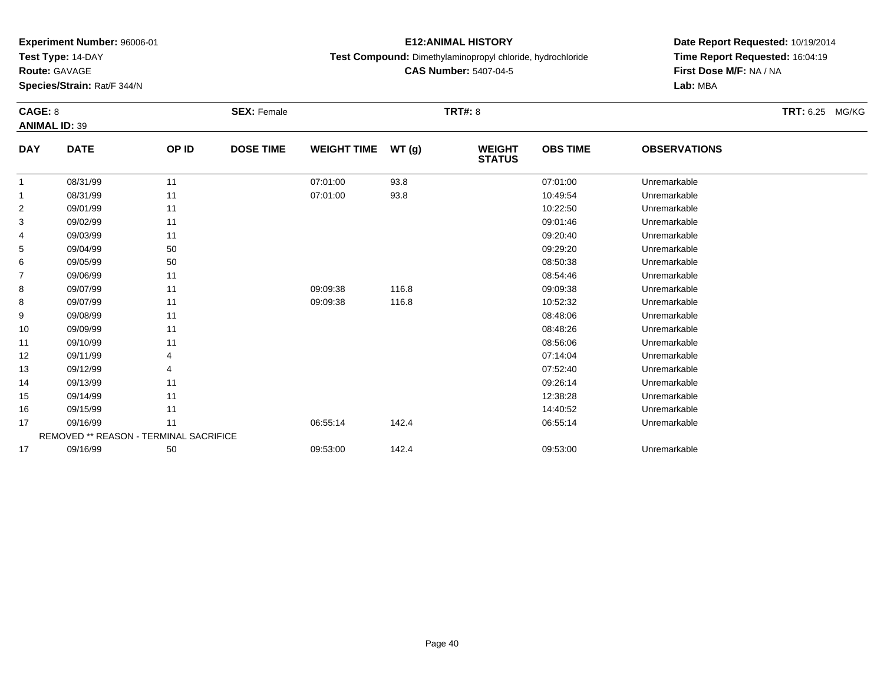**Experiment Number:** 96006-01
**Test Type:** 14-DAY
**Route:** GAVAGE
**Species/Strain:** Rat/F 344/N

**E12:ANIMAL HISTORY**
**Test Compound:** Dimethylaminopropyl chloride, hydrochloride
**CAS Number:** 5407-04-5

**Date Report Requested:** 10/19/2014
**Time Report Requested:** 16:04:19
**First Dose M/F:** NA / NA
**Lab:** MBA

**CAGE:** 8
**ANIMAL ID:** 39
**SEX:** Female
**TRT#:** 8
**TRT:** 6.25 MG/KG

| DAY | DATE | OP ID | DOSE TIME | WEIGHT TIME | WT (g) | WEIGHT STATUS | OBS TIME | OBSERVATIONS |
|---|---|---|---|---|---|---|---|---|
| 1 | 08/31/99 | 11 | | 07:01:00 | 93.8 | | 07:01:00 | Unremarkable |
| 1 | 08/31/99 | 11 | | 07:01:00 | 93.8 | | 10:49:54 | Unremarkable |
| 2 | 09/01/99 | 11 | | | | | 10:22:50 | Unremarkable |
| 3 | 09/02/99 | 11 | | | | | 09:01:46 | Unremarkable |
| 4 | 09/03/99 | 11 | | | | | 09:20:40 | Unremarkable |
| 5 | 09/04/99 | 50 | | | | | 09:29:20 | Unremarkable |
| 6 | 09/05/99 | 50 | | | | | 08:50:38 | Unremarkable |
| 7 | 09/06/99 | 11 | | | | | 08:54:46 | Unremarkable |
| 8 | 09/07/99 | 11 | | 09:09:38 | 116.8 | | 09:09:38 | Unremarkable |
| 8 | 09/07/99 | 11 | | 09:09:38 | 116.8 | | 10:52:32 | Unremarkable |
| 9 | 09/08/99 | 11 | | | | | 08:48:06 | Unremarkable |
| 10 | 09/09/99 | 11 | | | | | 08:48:26 | Unremarkable |
| 11 | 09/10/99 | 11 | | | | | 08:56:06 | Unremarkable |
| 12 | 09/11/99 | 4 | | | | | 07:14:04 | Unremarkable |
| 13 | 09/12/99 | 4 | | | | | 07:52:40 | Unremarkable |
| 14 | 09/13/99 | 11 | | | | | 09:26:14 | Unremarkable |
| 15 | 09/14/99 | 11 | | | | | 12:38:28 | Unremarkable |
| 16 | 09/15/99 | 11 | | | | | 14:40:52 | Unremarkable |
| 17 | 09/16/99 | 11 | | 06:55:14 | 142.4 | | 06:55:14 | Unremarkable |
| REMOVED ** REASON - TERMINAL SACRIFICE | | | | | | | | |
| 17 | 09/16/99 | 50 | | 09:53:00 | 142.4 | | 09:53:00 | Unremarkable |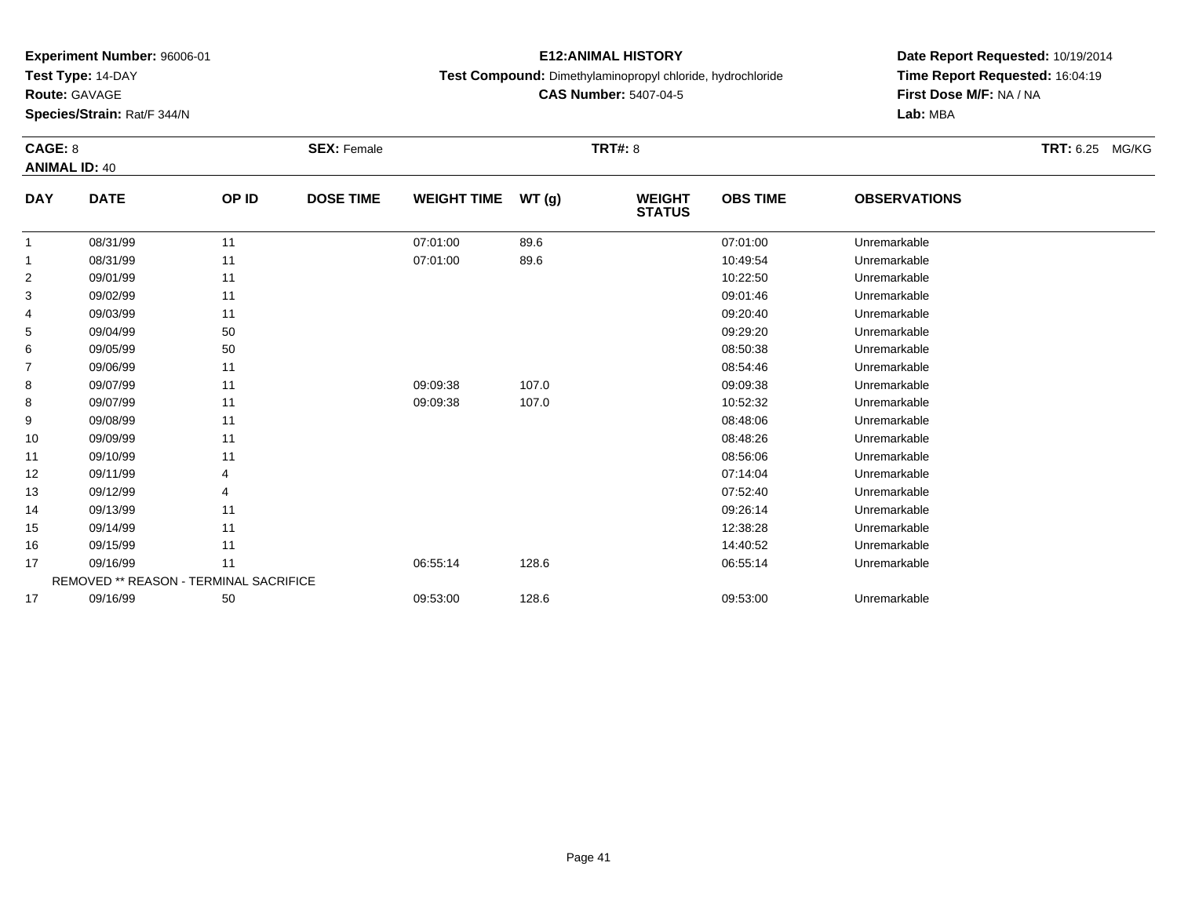**Experiment Number:** 96006-01
**Test Type:** 14-DAY
**Route:** GAVAGE
**Species/Strain:** Rat/F 344/N

**E12:ANIMAL HISTORY**
**Test Compound:** Dimethylaminopropyl chloride, hydrochloride
**CAS Number:** 5407-04-5

**Date Report Requested:** 10/19/2014
**Time Report Requested:** 16:04:19
**First Dose M/F:** NA / NA
**Lab:** MBA

**CAGE:** 8 **SEX:** Female **TRT#:** 8 **TRT:** 6.25 MG/KG
**ANIMAL ID:** 40

| DAY | DATE | OP ID | DOSE TIME | WEIGHT TIME | WT (g) | WEIGHT STATUS | OBS TIME | OBSERVATIONS |
|---|---|---|---|---|---|---|---|---|
| 1 | 08/31/99 | 11 | | 07:01:00 | 89.6 | | 07:01:00 | Unremarkable |
| 1 | 08/31/99 | 11 | | 07:01:00 | 89.6 | | 10:49:54 | Unremarkable |
| 2 | 09/01/99 | 11 | | | | | 10:22:50 | Unremarkable |
| 3 | 09/02/99 | 11 | | | | | 09:01:46 | Unremarkable |
| 4 | 09/03/99 | 11 | | | | | 09:20:40 | Unremarkable |
| 5 | 09/04/99 | 50 | | | | | 09:29:20 | Unremarkable |
| 6 | 09/05/99 | 50 | | | | | 08:50:38 | Unremarkable |
| 7 | 09/06/99 | 11 | | | | | 08:54:46 | Unremarkable |
| 8 | 09/07/99 | 11 | | 09:09:38 | 107.0 | | 09:09:38 | Unremarkable |
| 8 | 09/07/99 | 11 | | 09:09:38 | 107.0 | | 10:52:32 | Unremarkable |
| 9 | 09/08/99 | 11 | | | | | 08:48:06 | Unremarkable |
| 10 | 09/09/99 | 11 | | | | | 08:48:26 | Unremarkable |
| 11 | 09/10/99 | 11 | | | | | 08:56:06 | Unremarkable |
| 12 | 09/11/99 | 4 | | | | | 07:14:04 | Unremarkable |
| 13 | 09/12/99 | 4 | | | | | 07:52:40 | Unremarkable |
| 14 | 09/13/99 | 11 | | | | | 09:26:14 | Unremarkable |
| 15 | 09/14/99 | 11 | | | | | 12:38:28 | Unremarkable |
| 16 | 09/15/99 | 11 | | | | | 14:40:52 | Unremarkable |
| 17 | 09/16/99 | 11 | | 06:55:14 | 128.6 | | 06:55:14 | Unremarkable |
| REMOVED ** REASON - TERMINAL SACRIFICE | | | | | | | | |
| 17 | 09/16/99 | 50 | | 09:53:00 | 128.6 | | 09:53:00 | Unremarkable |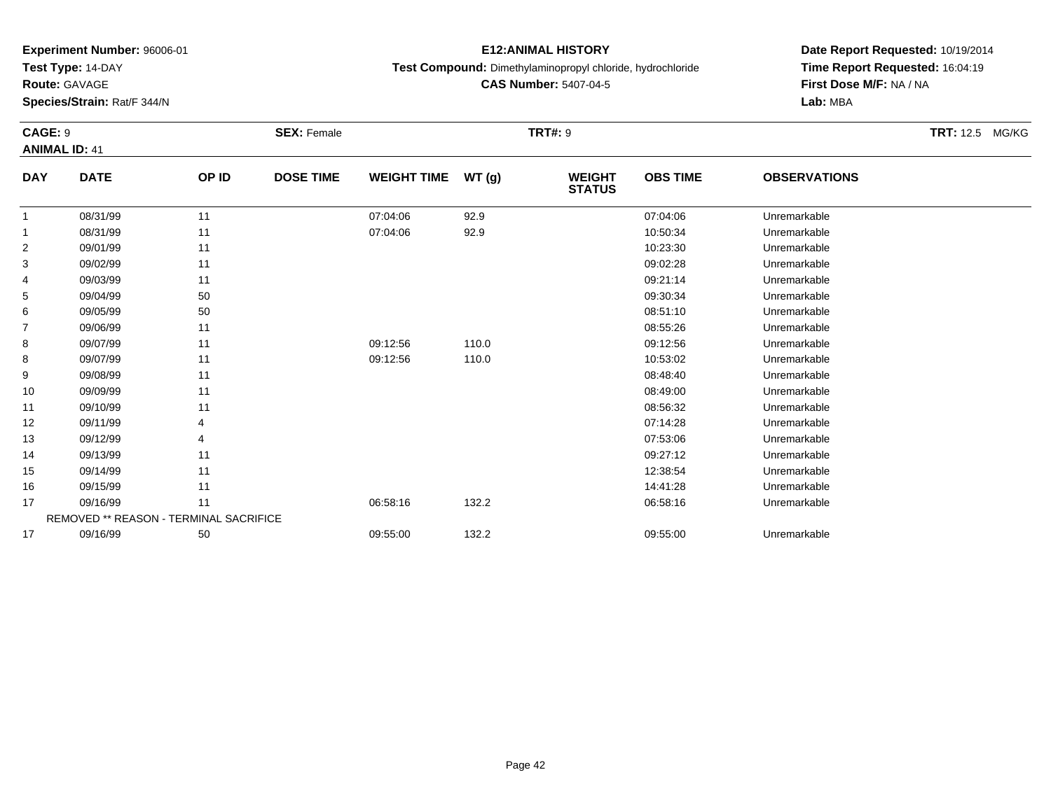**Experiment Number:** 96006-01
**Test Type:** 14-DAY
**Route:** GAVAGE
**Species/Strain:** Rat/F 344/N

**E12:ANIMAL HISTORY**
**Test Compound:** Dimethylaminopropyl chloride, hydrochloride
**CAS Number:** 5407-04-5

**Date Report Requested:** 10/19/2014
**Time Report Requested:** 16:04:19
**First Dose M/F:** NA / NA
**Lab:** MBA

**CAGE:** 9 **SEX:** Female **TRT#:** 9 **TRT:** 12.5 MG/KG
**ANIMAL ID:** 41

| DAY | DATE | OP ID | DOSE TIME | WEIGHT TIME | WT (g) | WEIGHT STATUS | OBS TIME | OBSERVATIONS |
|---|---|---|---|---|---|---|---|---|
| 1 | 08/31/99 | 11 | | 07:04:06 | 92.9 | | 07:04:06 | Unremarkable |
| 1 | 08/31/99 | 11 | | 07:04:06 | 92.9 | | 10:50:34 | Unremarkable |
| 2 | 09/01/99 | 11 | | | | | 10:23:30 | Unremarkable |
| 3 | 09/02/99 | 11 | | | | | 09:02:28 | Unremarkable |
| 4 | 09/03/99 | 11 | | | | | 09:21:14 | Unremarkable |
| 5 | 09/04/99 | 50 | | | | | 09:30:34 | Unremarkable |
| 6 | 09/05/99 | 50 | | | | | 08:51:10 | Unremarkable |
| 7 | 09/06/99 | 11 | | | | | 08:55:26 | Unremarkable |
| 8 | 09/07/99 | 11 | | 09:12:56 | 110.0 | | 09:12:56 | Unremarkable |
| 8 | 09/07/99 | 11 | | 09:12:56 | 110.0 | | 10:53:02 | Unremarkable |
| 9 | 09/08/99 | 11 | | | | | 08:48:40 | Unremarkable |
| 10 | 09/09/99 | 11 | | | | | 08:49:00 | Unremarkable |
| 11 | 09/10/99 | 11 | | | | | 08:56:32 | Unremarkable |
| 12 | 09/11/99 | 4 | | | | | 07:14:28 | Unremarkable |
| 13 | 09/12/99 | 4 | | | | | 07:53:06 | Unremarkable |
| 14 | 09/13/99 | 11 | | | | | 09:27:12 | Unremarkable |
| 15 | 09/14/99 | 11 | | | | | 12:38:54 | Unremarkable |
| 16 | 09/15/99 | 11 | | | | | 14:41:28 | Unremarkable |
| 17 | 09/16/99 | 11 | | 06:58:16 | 132.2 | | 06:58:16 | Unremarkable |
| REMOVED ** REASON - TERMINAL SACRIFICE | | | | | | | | |
| 17 | 09/16/99 | 50 | | 09:55:00 | 132.2 | | 09:55:00 | Unremarkable |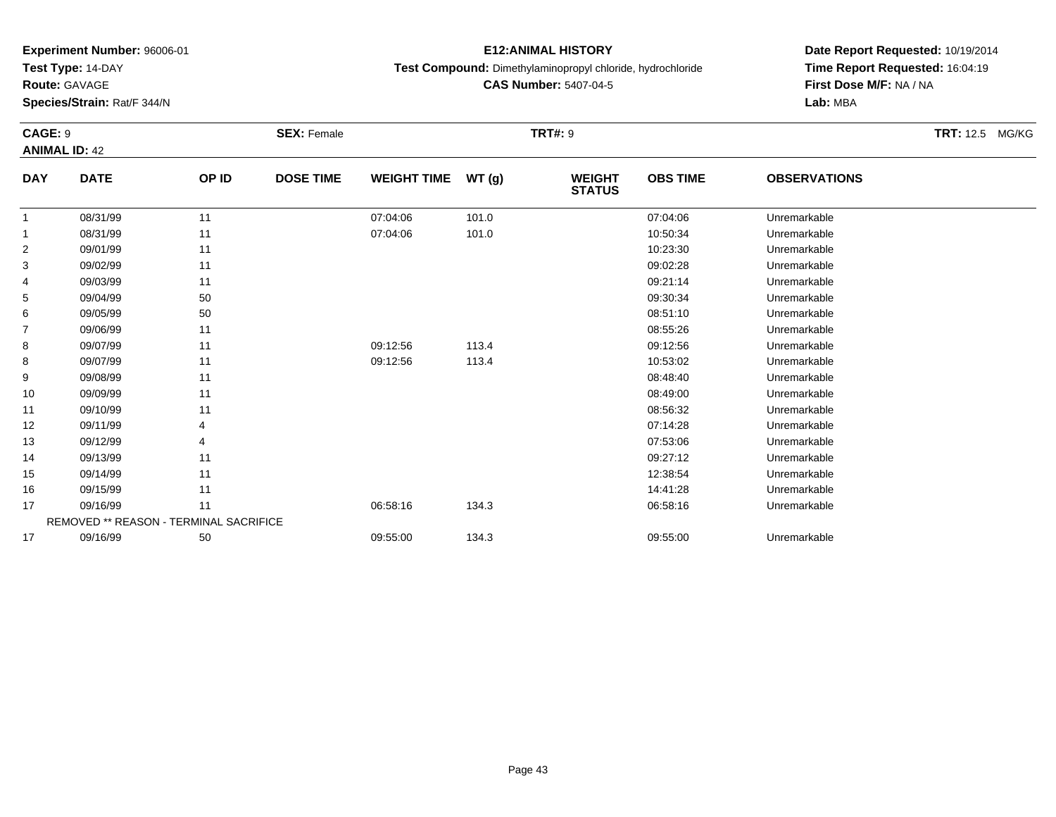**Experiment Number:** 96006-01
**Test Type:** 14-DAY
**Route:** GAVAGE
**Species/Strain:** Rat/F 344/N

**E12:ANIMAL HISTORY**
**Test Compound:** Dimethylaminopropyl chloride, hydrochloride
**CAS Number:** 5407-04-5

**Date Report Requested:** 10/19/2014
**Time Report Requested:** 16:04:19
**First Dose M/F:** NA / NA
**Lab:** MBA

**CAGE:** 9 **SEX:** Female **TRT#:** 9 **TRT:** 12.5 MG/KG
**ANIMAL ID:** 42

| DAY | DATE | OP ID | DOSE TIME | WEIGHT TIME | WT (g) | WEIGHT STATUS | OBS TIME | OBSERVATIONS |
|---|---|---|---|---|---|---|---|---|
| 1 | 08/31/99 | 11 | | 07:04:06 | 101.0 | | 07:04:06 | Unremarkable |
| 1 | 08/31/99 | 11 | | 07:04:06 | 101.0 | | 10:50:34 | Unremarkable |
| 2 | 09/01/99 | 11 | | | | | 10:23:30 | Unremarkable |
| 3 | 09/02/99 | 11 | | | | | 09:02:28 | Unremarkable |
| 4 | 09/03/99 | 11 | | | | | 09:21:14 | Unremarkable |
| 5 | 09/04/99 | 50 | | | | | 09:30:34 | Unremarkable |
| 6 | 09/05/99 | 50 | | | | | 08:51:10 | Unremarkable |
| 7 | 09/06/99 | 11 | | | | | 08:55:26 | Unremarkable |
| 8 | 09/07/99 | 11 | | 09:12:56 | 113.4 | | 09:12:56 | Unremarkable |
| 8 | 09/07/99 | 11 | | 09:12:56 | 113.4 | | 10:53:02 | Unremarkable |
| 9 | 09/08/99 | 11 | | | | | 08:48:40 | Unremarkable |
| 10 | 09/09/99 | 11 | | | | | 08:49:00 | Unremarkable |
| 11 | 09/10/99 | 11 | | | | | 08:56:32 | Unremarkable |
| 12 | 09/11/99 | 4 | | | | | 07:14:28 | Unremarkable |
| 13 | 09/12/99 | 4 | | | | | 07:53:06 | Unremarkable |
| 14 | 09/13/99 | 11 | | | | | 09:27:12 | Unremarkable |
| 15 | 09/14/99 | 11 | | | | | 12:38:54 | Unremarkable |
| 16 | 09/15/99 | 11 | | | | | 14:41:28 | Unremarkable |
| 17 | 09/16/99 | 11 | | 06:58:16 | 134.3 | | 06:58:16 | Unremarkable |
| REMOVED ** REASON - TERMINAL SACRIFICE | | | | | | | | |
| 17 | 09/16/99 | 50 | | 09:55:00 | 134.3 | | 09:55:00 | Unremarkable |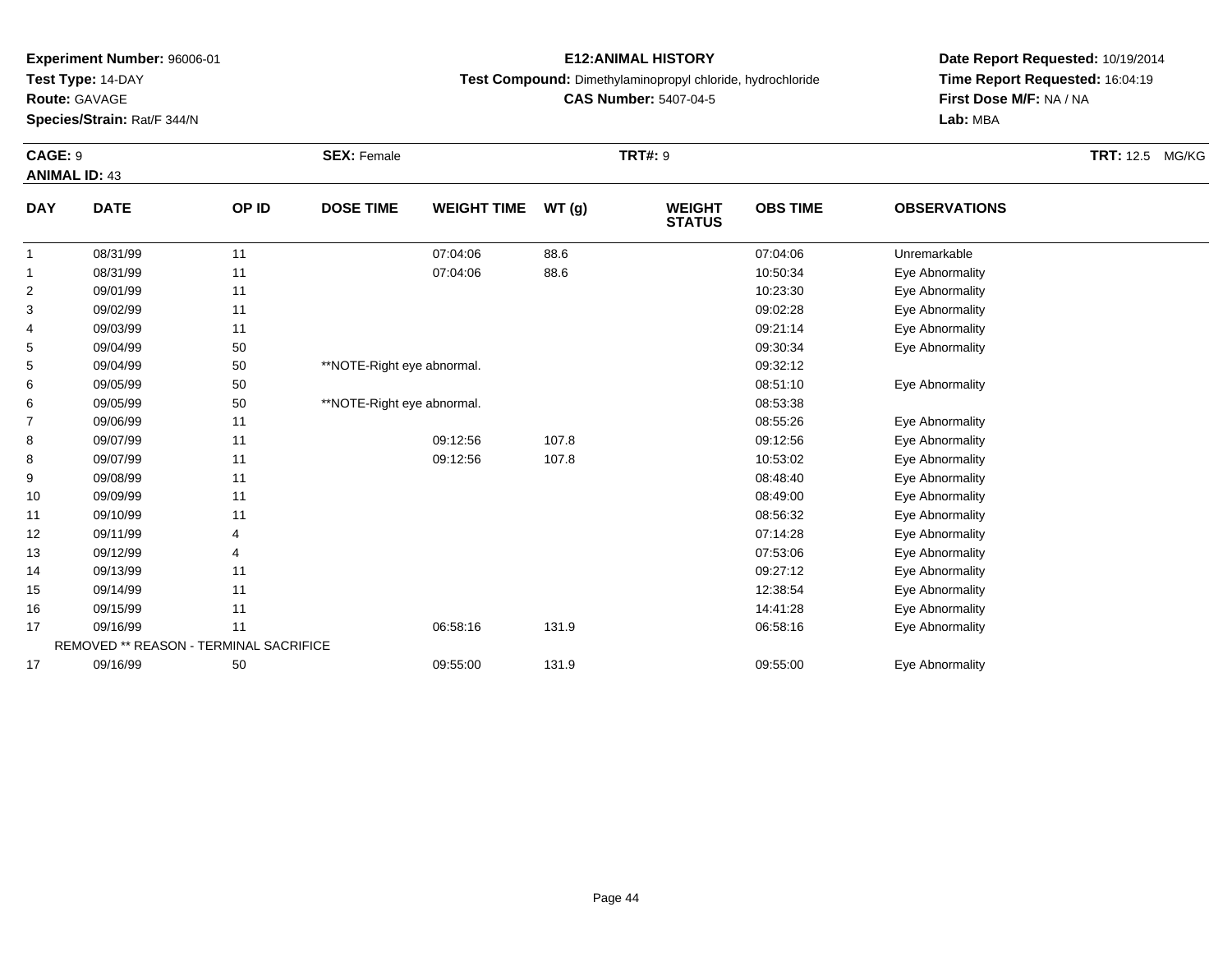**Experiment Number:** 96006-01
**Test Type:** 14-DAY
**Route:** GAVAGE
**Species/Strain:** Rat/F 344/N

**E12:ANIMAL HISTORY**
**Test Compound:** Dimethylaminopropyl chloride, hydrochloride
**CAS Number:** 5407-04-5

**Date Report Requested:** 10/19/2014
**Time Report Requested:** 16:04:19
**First Dose M/F:** NA / NA
**Lab:** MBA

**CAGE:** 9 **SEX:** Female **TRT#:** 9 **TRT:** 12.5 MG/KG
**ANIMAL ID:** 43

| DAY | DATE | OP ID | DOSE TIME | WEIGHT TIME | WT (g) | WEIGHT STATUS | OBS TIME | OBSERVATIONS |
|---|---|---|---|---|---|---|---|---|
| 1 | 08/31/99 | 11 | | 07:04:06 | 88.6 | | 07:04:06 | Unremarkable |
| 1 | 08/31/99 | 11 | | 07:04:06 | 88.6 | | 10:50:34 | Eye Abnormality |
| 2 | 09/01/99 | 11 | | | | | 10:23:30 | Eye Abnormality |
| 3 | 09/02/99 | 11 | | | | | 09:02:28 | Eye Abnormality |
| 4 | 09/03/99 | 11 | | | | | 09:21:14 | Eye Abnormality |
| 5 | 09/04/99 | 50 | | | | | 09:30:34 | Eye Abnormality |
| 5 | 09/04/99 | 50 | **NOTE-Right eye abnormal. | | | | 09:32:12 | |
| 6 | 09/05/99 | 50 | | | | | 08:51:10 | Eye Abnormality |
| 6 | 09/05/99 | 50 | **NOTE-Right eye abnormal. | | | | 08:53:38 | |
| 7 | 09/06/99 | 11 | | | | | 08:55:26 | Eye Abnormality |
| 8 | 09/07/99 | 11 | | 09:12:56 | 107.8 | | 09:12:56 | Eye Abnormality |
| 8 | 09/07/99 | 11 | | 09:12:56 | 107.8 | | 10:53:02 | Eye Abnormality |
| 9 | 09/08/99 | 11 | | | | | 08:48:40 | Eye Abnormality |
| 10 | 09/09/99 | 11 | | | | | 08:49:00 | Eye Abnormality |
| 11 | 09/10/99 | 11 | | | | | 08:56:32 | Eye Abnormality |
| 12 | 09/11/99 | 4 | | | | | 07:14:28 | Eye Abnormality |
| 13 | 09/12/99 | 4 | | | | | 07:53:06 | Eye Abnormality |
| 14 | 09/13/99 | 11 | | | | | 09:27:12 | Eye Abnormality |
| 15 | 09/14/99 | 11 | | | | | 12:38:54 | Eye Abnormality |
| 16 | 09/15/99 | 11 | | | | | 14:41:28 | Eye Abnormality |
| 17 | 09/16/99 | 11 | | 06:58:16 | 131.9 | | 06:58:16 | Eye Abnormality |
| | REMOVED ** REASON - TERMINAL SACRIFICE | | | | | | | |
| 17 | 09/16/99 | 50 | | 09:55:00 | 131.9 | | 09:55:00 | Eye Abnormality |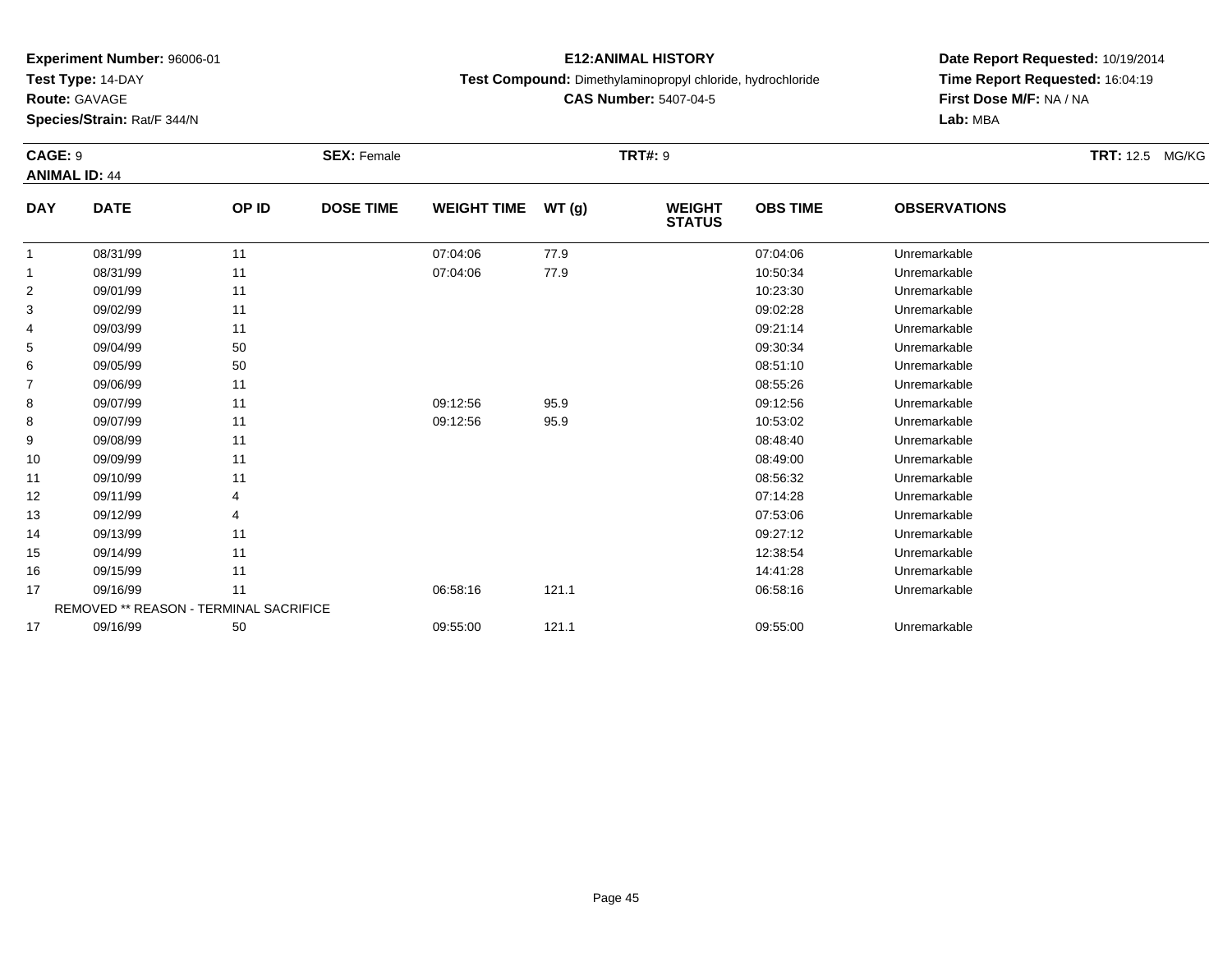**Experiment Number:** 96006-01
**Test Type:** 14-DAY
**Route:** GAVAGE
**Species/Strain:** Rat/F 344/N

**E12:ANIMAL HISTORY**
**Test Compound:** Dimethylaminopropyl chloride, hydrochloride
**CAS Number:** 5407-04-5

**Date Report Requested:** 10/19/2014
**Time Report Requested:** 16:04:19
**First Dose M/F:** NA / NA
**Lab:** MBA

**CAGE:** 9
**ANIMAL ID:** 44
**SEX:** Female
**TRT#:** 9
**TRT:** 12.5 MG/KG

| DAY | DATE | OP ID | DOSE TIME | WEIGHT TIME | WT (g) | WEIGHT STATUS | OBS TIME | OBSERVATIONS |
|---|---|---|---|---|---|---|---|---|
| 1 | 08/31/99 | 11 | | 07:04:06 | 77.9 | | 07:04:06 | Unremarkable |
| 1 | 08/31/99 | 11 | | 07:04:06 | 77.9 | | 10:50:34 | Unremarkable |
| 2 | 09/01/99 | 11 | | | | | 10:23:30 | Unremarkable |
| 3 | 09/02/99 | 11 | | | | | 09:02:28 | Unremarkable |
| 4 | 09/03/99 | 11 | | | | | 09:21:14 | Unremarkable |
| 5 | 09/04/99 | 50 | | | | | 09:30:34 | Unremarkable |
| 6 | 09/05/99 | 50 | | | | | 08:51:10 | Unremarkable |
| 7 | 09/06/99 | 11 | | | | | 08:55:26 | Unremarkable |
| 8 | 09/07/99 | 11 | | 09:12:56 | 95.9 | | 09:12:56 | Unremarkable |
| 8 | 09/07/99 | 11 | | 09:12:56 | 95.9 | | 10:53:02 | Unremarkable |
| 9 | 09/08/99 | 11 | | | | | 08:48:40 | Unremarkable |
| 10 | 09/09/99 | 11 | | | | | 08:49:00 | Unremarkable |
| 11 | 09/10/99 | 11 | | | | | 08:56:32 | Unremarkable |
| 12 | 09/11/99 | 4 | | | | | 07:14:28 | Unremarkable |
| 13 | 09/12/99 | 4 | | | | | 07:53:06 | Unremarkable |
| 14 | 09/13/99 | 11 | | | | | 09:27:12 | Unremarkable |
| 15 | 09/14/99 | 11 | | | | | 12:38:54 | Unremarkable |
| 16 | 09/15/99 | 11 | | | | | 14:41:28 | Unremarkable |
| 17 | 09/16/99 | 11 | | 06:58:16 | 121.1 | | 06:58:16 | Unremarkable |
| REMOVED ** REASON - TERMINAL SACRIFICE | | | | | | | | |
| 17 | 09/16/99 | 50 | | 09:55:00 | 121.1 | | 09:55:00 | Unremarkable |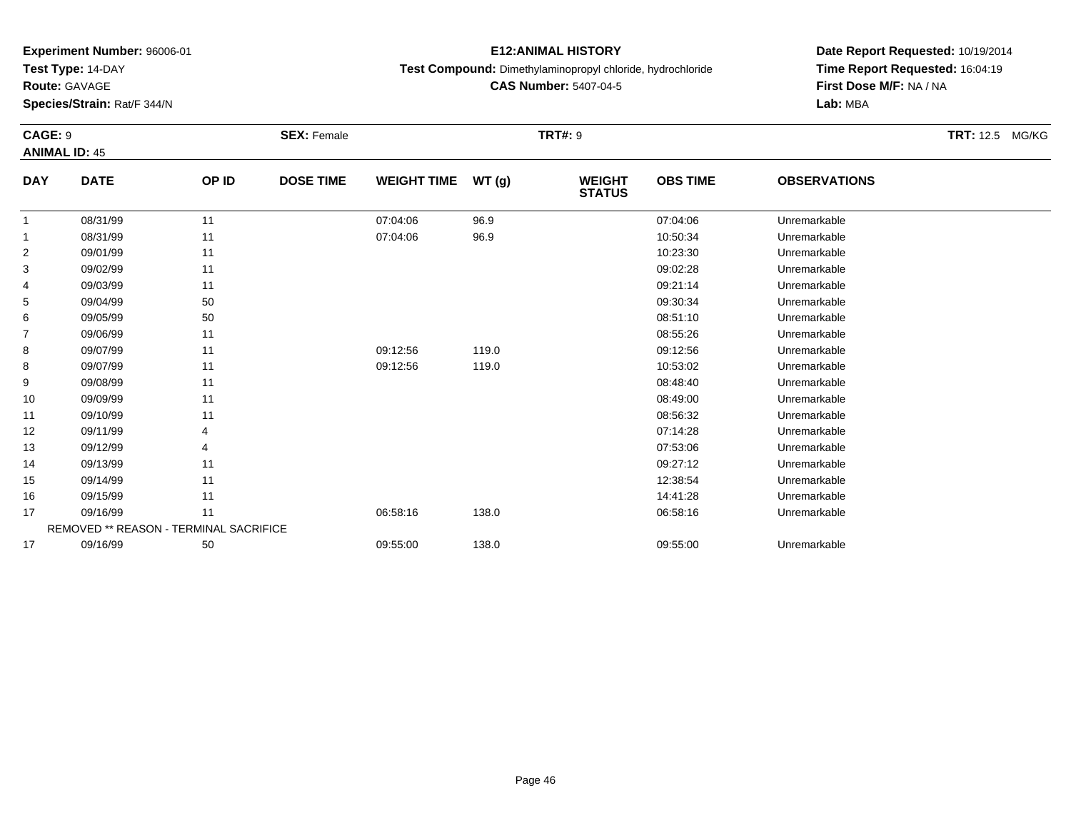**Experiment Number:** 96006-01
**Test Type:** 14-DAY
**Route:** GAVAGE
**Species/Strain:** Rat/F 344/N

**E12:ANIMAL HISTORY**
**Test Compound:** Dimethylaminopropyl chloride, hydrochloride
**CAS Number:** 5407-04-5

**Date Report Requested:** 10/19/2014
**Time Report Requested:** 16:04:19
**First Dose M/F:** NA / NA
**Lab:** MBA

**CAGE:** 9
**ANIMAL ID:** 45
**SEX:** Female
**TRT#:** 9
**TRT:** 12.5 MG/KG

| DAY | DATE | OP ID | DOSE TIME | WEIGHT TIME | WT (g) | WEIGHT STATUS | OBS TIME | OBSERVATIONS |
|---|---|---|---|---|---|---|---|---|
| 1 | 08/31/99 | 11 | | 07:04:06 | 96.9 | | 07:04:06 | Unremarkable |
| 1 | 08/31/99 | 11 | | 07:04:06 | 96.9 | | 10:50:34 | Unremarkable |
| 2 | 09/01/99 | 11 | | | | | 10:23:30 | Unremarkable |
| 3 | 09/02/99 | 11 | | | | | 09:02:28 | Unremarkable |
| 4 | 09/03/99 | 11 | | | | | 09:21:14 | Unremarkable |
| 5 | 09/04/99 | 50 | | | | | 09:30:34 | Unremarkable |
| 6 | 09/05/99 | 50 | | | | | 08:51:10 | Unremarkable |
| 7 | 09/06/99 | 11 | | | | | 08:55:26 | Unremarkable |
| 8 | 09/07/99 | 11 | | 09:12:56 | 119.0 | | 09:12:56 | Unremarkable |
| 8 | 09/07/99 | 11 | | 09:12:56 | 119.0 | | 10:53:02 | Unremarkable |
| 9 | 09/08/99 | 11 | | | | | 08:48:40 | Unremarkable |
| 10 | 09/09/99 | 11 | | | | | 08:49:00 | Unremarkable |
| 11 | 09/10/99 | 11 | | | | | 08:56:32 | Unremarkable |
| 12 | 09/11/99 | 4 | | | | | 07:14:28 | Unremarkable |
| 13 | 09/12/99 | 4 | | | | | 07:53:06 | Unremarkable |
| 14 | 09/13/99 | 11 | | | | | 09:27:12 | Unremarkable |
| 15 | 09/14/99 | 11 | | | | | 12:38:54 | Unremarkable |
| 16 | 09/15/99 | 11 | | | | | 14:41:28 | Unremarkable |
| 17 | 09/16/99 | 11 | | 06:58:16 | 138.0 | | 06:58:16 | Unremarkable |
| REMOVED ** REASON - TERMINAL SACRIFICE | | | | | | | | |
| 17 | 09/16/99 | 50 | | 09:55:00 | 138.0 | | 09:55:00 | Unremarkable |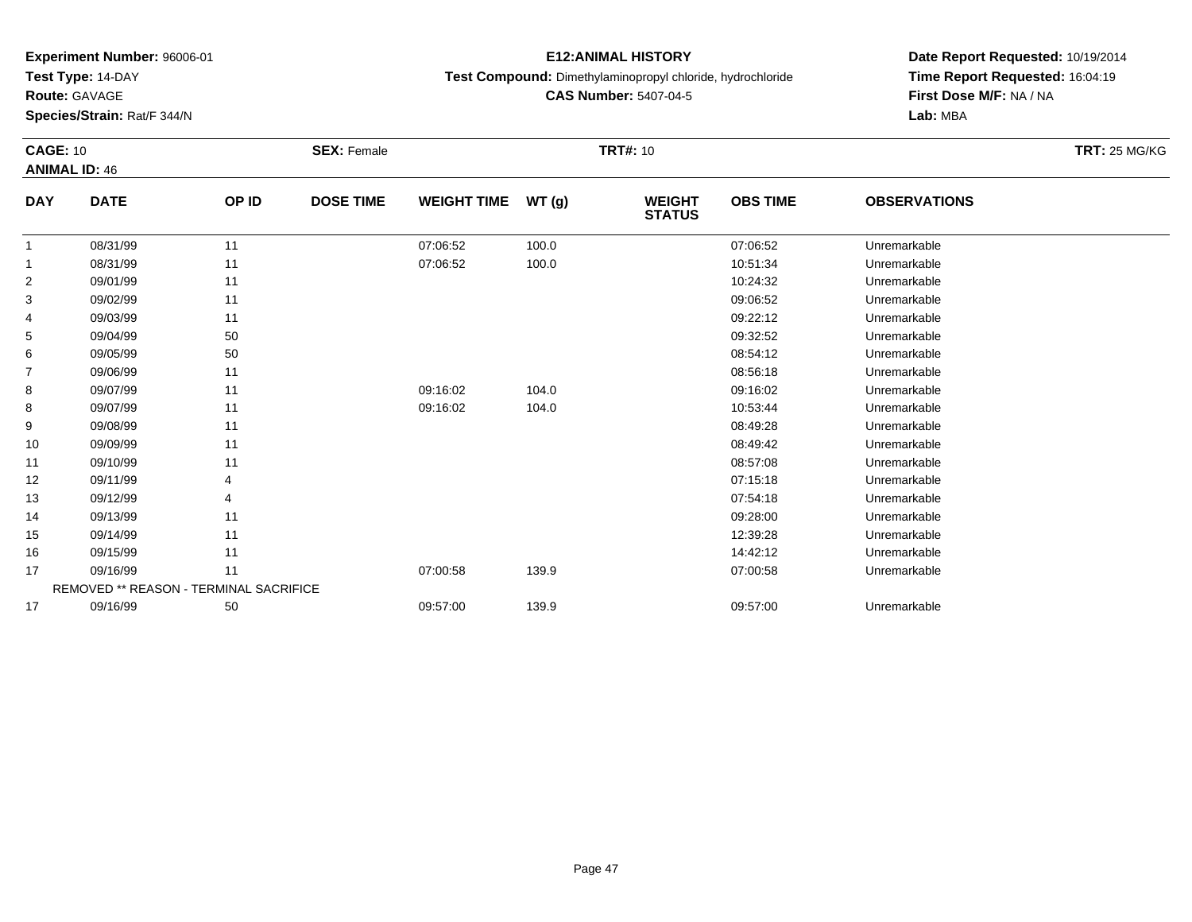**Experiment Number:** 96006-01
**Test Type:** 14-DAY
**Route:** GAVAGE
**Species/Strain:** Rat/F 344/N

# E12:ANIMAL HISTORY

**Test Compound:** Dimethylaminopropyl chloride, hydrochloride
**CAS Number:** 5407-04-5

**Date Report Requested:** 10/19/2014
**Time Report Requested:** 16:04:19
**First Dose M/F:** NA / NA
**Lab:** MBA

**CAGE:** 10 **SEX:** Female **TRT#:** 10 **TRT:** 25 MG/KG
**ANIMAL ID:** 46

| DAY | DATE | OP ID | DOSE TIME | WEIGHT TIME | WT (g) | WEIGHT STATUS | OBS TIME | OBSERVATIONS |
|---|---|---|---|---|---|---|---|---|
| 1 | 08/31/99 | 11 | | 07:06:52 | 100.0 | | 07:06:52 | Unremarkable |
| 1 | 08/31/99 | 11 | | 07:06:52 | 100.0 | | 10:51:34 | Unremarkable |
| 2 | 09/01/99 | 11 | | | | | 10:24:32 | Unremarkable |
| 3 | 09/02/99 | 11 | | | | | 09:06:52 | Unremarkable |
| 4 | 09/03/99 | 11 | | | | | 09:22:12 | Unremarkable |
| 5 | 09/04/99 | 50 | | | | | 09:32:52 | Unremarkable |
| 6 | 09/05/99 | 50 | | | | | 08:54:12 | Unremarkable |
| 7 | 09/06/99 | 11 | | | | | 08:56:18 | Unremarkable |
| 8 | 09/07/99 | 11 | | 09:16:02 | 104.0 | | 09:16:02 | Unremarkable |
| 8 | 09/07/99 | 11 | | 09:16:02 | 104.0 | | 10:53:44 | Unremarkable |
| 9 | 09/08/99 | 11 | | | | | 08:49:28 | Unremarkable |
| 10 | 09/09/99 | 11 | | | | | 08:49:42 | Unremarkable |
| 11 | 09/10/99 | 11 | | | | | 08:57:08 | Unremarkable |
| 12 | 09/11/99 | 4 | | | | | 07:15:18 | Unremarkable |
| 13 | 09/12/99 | 4 | | | | | 07:54:18 | Unremarkable |
| 14 | 09/13/99 | 11 | | | | | 09:28:00 | Unremarkable |
| 15 | 09/14/99 | 11 | | | | | 12:39:28 | Unremarkable |
| 16 | 09/15/99 | 11 | | | | | 14:42:12 | Unremarkable |
| 17 | 09/16/99 | 11 | | 07:00:58 | 139.9 | | 07:00:58 | Unremarkable |
| | REMOVED ** REASON - TERMINAL SACRIFICE | | | | | | | |
| 17 | 09/16/99 | 50 | | 09:57:00 | 139.9 | | 09:57:00 | Unremarkable |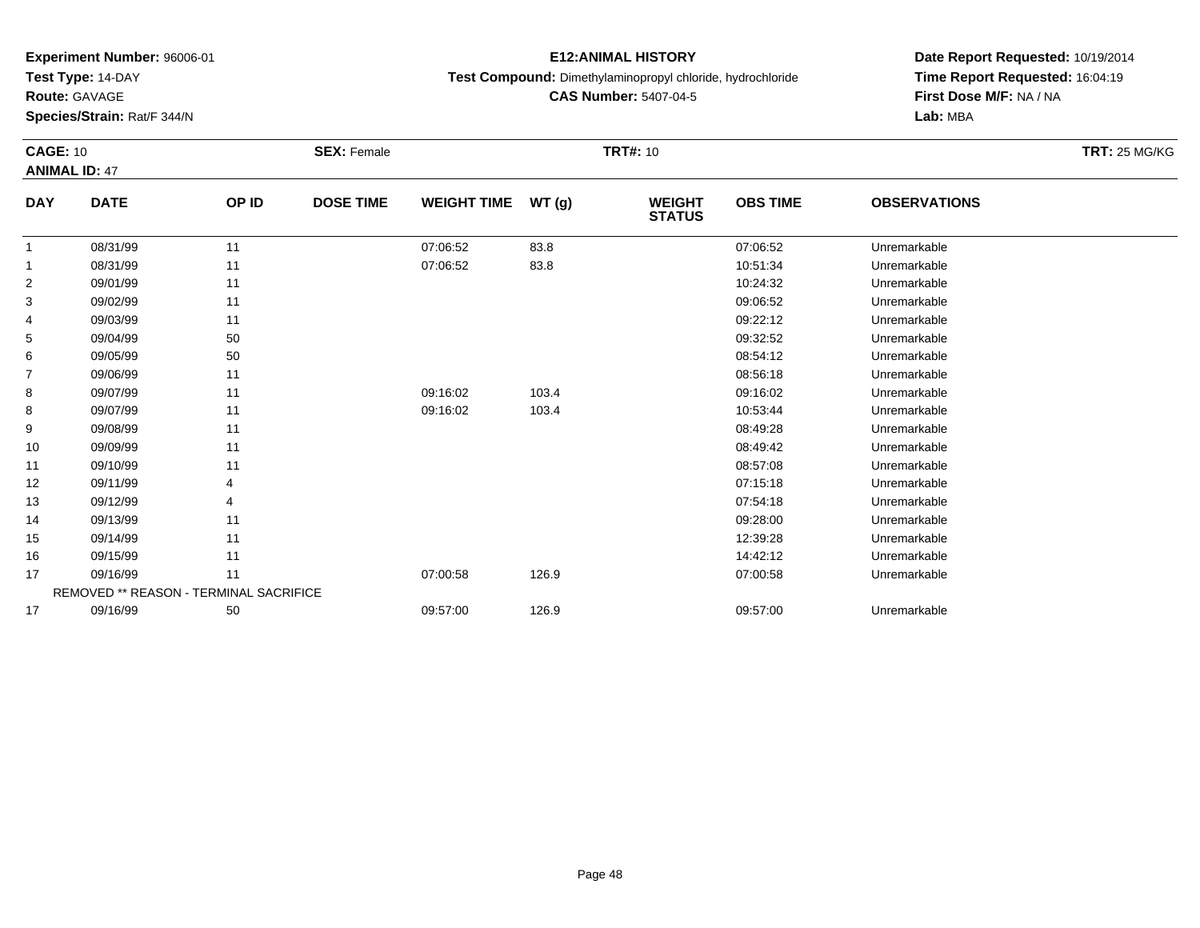**Experiment Number:** 96006-01
**Test Type:** 14-DAY
**Route:** GAVAGE
**Species/Strain:** Rat/F 344/N

**E12:ANIMAL HISTORY**
**Test Compound:** Dimethylaminopropyl chloride, hydrochloride
**CAS Number:** 5407-04-5

**Date Report Requested:** 10/19/2014
**Time Report Requested:** 16:04:19
**First Dose M/F:** NA / NA
**Lab:** MBA

**CAGE:** 10 **SEX:** Female **TRT#:** 10 **TRT:** 25 MG/KG
**ANIMAL ID:** 47

| DAY | DATE | OP ID | DOSE TIME | WEIGHT TIME | WT (g) | WEIGHT STATUS | OBS TIME | OBSERVATIONS |
|---|---|---|---|---|---|---|---|---|
| 1 | 08/31/99 | 11 | | 07:06:52 | 83.8 | | 07:06:52 | Unremarkable |
| 1 | 08/31/99 | 11 | | 07:06:52 | 83.8 | | 10:51:34 | Unremarkable |
| 2 | 09/01/99 | 11 | | | | | 10:24:32 | Unremarkable |
| 3 | 09/02/99 | 11 | | | | | 09:06:52 | Unremarkable |
| 4 | 09/03/99 | 11 | | | | | 09:22:12 | Unremarkable |
| 5 | 09/04/99 | 50 | | | | | 09:32:52 | Unremarkable |
| 6 | 09/05/99 | 50 | | | | | 08:54:12 | Unremarkable |
| 7 | 09/06/99 | 11 | | | | | 08:56:18 | Unremarkable |
| 8 | 09/07/99 | 11 | | 09:16:02 | 103.4 | | 09:16:02 | Unremarkable |
| 8 | 09/07/99 | 11 | | 09:16:02 | 103.4 | | 10:53:44 | Unremarkable |
| 9 | 09/08/99 | 11 | | | | | 08:49:28 | Unremarkable |
| 10 | 09/09/99 | 11 | | | | | 08:49:42 | Unremarkable |
| 11 | 09/10/99 | 11 | | | | | 08:57:08 | Unremarkable |
| 12 | 09/11/99 | 4 | | | | | 07:15:18 | Unremarkable |
| 13 | 09/12/99 | 4 | | | | | 07:54:18 | Unremarkable |
| 14 | 09/13/99 | 11 | | | | | 09:28:00 | Unremarkable |
| 15 | 09/14/99 | 11 | | | | | 12:39:28 | Unremarkable |
| 16 | 09/15/99 | 11 | | | | | 14:42:12 | Unremarkable |
| 17 | 09/16/99 | 11 | | 07:00:58 | 126.9 | | 07:00:58 | Unremarkable |
| REMOVED ** REASON - TERMINAL SACRIFICE | | | | | | | | |
| 17 | 09/16/99 | 50 | | 09:57:00 | 126.9 | | 09:57:00 | Unremarkable |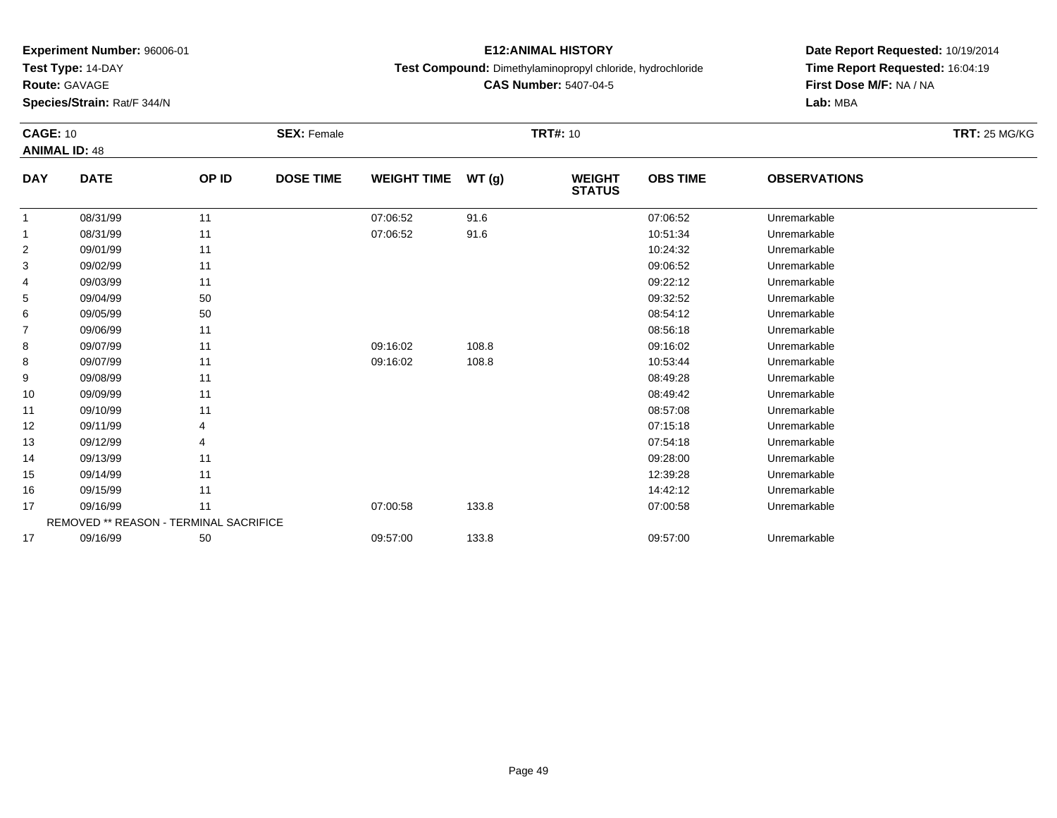**Experiment Number:** 96006-01
**Test Type:** 14-DAY
**Route:** GAVAGE
**Species/Strain:** Rat/F 344/N

**E12:ANIMAL HISTORY**
**Test Compound:** Dimethylaminopropyl chloride, hydrochloride
**CAS Number:** 5407-04-5

**Date Report Requested:** 10/19/2014
**Time Report Requested:** 16:04:19
**First Dose M/F:** NA / NA
**Lab:** MBA

**CAGE:** 10 **SEX:** Female **TRT#:** 10 **TRT:** 25 MG/KG
**ANIMAL ID:** 48

| DAY | DATE | OP ID | DOSE TIME | WEIGHT TIME | WT (g) | WEIGHT STATUS | OBS TIME | OBSERVATIONS |
|---|---|---|---|---|---|---|---|---|
| 1 | 08/31/99 | 11 | | 07:06:52 | 91.6 | | 07:06:52 | Unremarkable |
| 1 | 08/31/99 | 11 | | 07:06:52 | 91.6 | | 10:51:34 | Unremarkable |
| 2 | 09/01/99 | 11 | | | | | 10:24:32 | Unremarkable |
| 3 | 09/02/99 | 11 | | | | | 09:06:52 | Unremarkable |
| 4 | 09/03/99 | 11 | | | | | 09:22:12 | Unremarkable |
| 5 | 09/04/99 | 50 | | | | | 09:32:52 | Unremarkable |
| 6 | 09/05/99 | 50 | | | | | 08:54:12 | Unremarkable |
| 7 | 09/06/99 | 11 | | | | | 08:56:18 | Unremarkable |
| 8 | 09/07/99 | 11 | | 09:16:02 | 108.8 | | 09:16:02 | Unremarkable |
| 8 | 09/07/99 | 11 | | 09:16:02 | 108.8 | | 10:53:44 | Unremarkable |
| 9 | 09/08/99 | 11 | | | | | 08:49:28 | Unremarkable |
| 10 | 09/09/99 | 11 | | | | | 08:49:42 | Unremarkable |
| 11 | 09/10/99 | 11 | | | | | 08:57:08 | Unremarkable |
| 12 | 09/11/99 | 4 | | | | | 07:15:18 | Unremarkable |
| 13 | 09/12/99 | 4 | | | | | 07:54:18 | Unremarkable |
| 14 | 09/13/99 | 11 | | | | | 09:28:00 | Unremarkable |
| 15 | 09/14/99 | 11 | | | | | 12:39:28 | Unremarkable |
| 16 | 09/15/99 | 11 | | | | | 14:42:12 | Unremarkable |
| 17 | 09/16/99 | 11 | | 07:00:58 | 133.8 | | 07:00:58 | Unremarkable |
| REMOVED ** REASON - TERMINAL SACRIFICE | | | | | | | | |
| 17 | 09/16/99 | 50 | | 09:57:00 | 133.8 | | 09:57:00 | Unremarkable |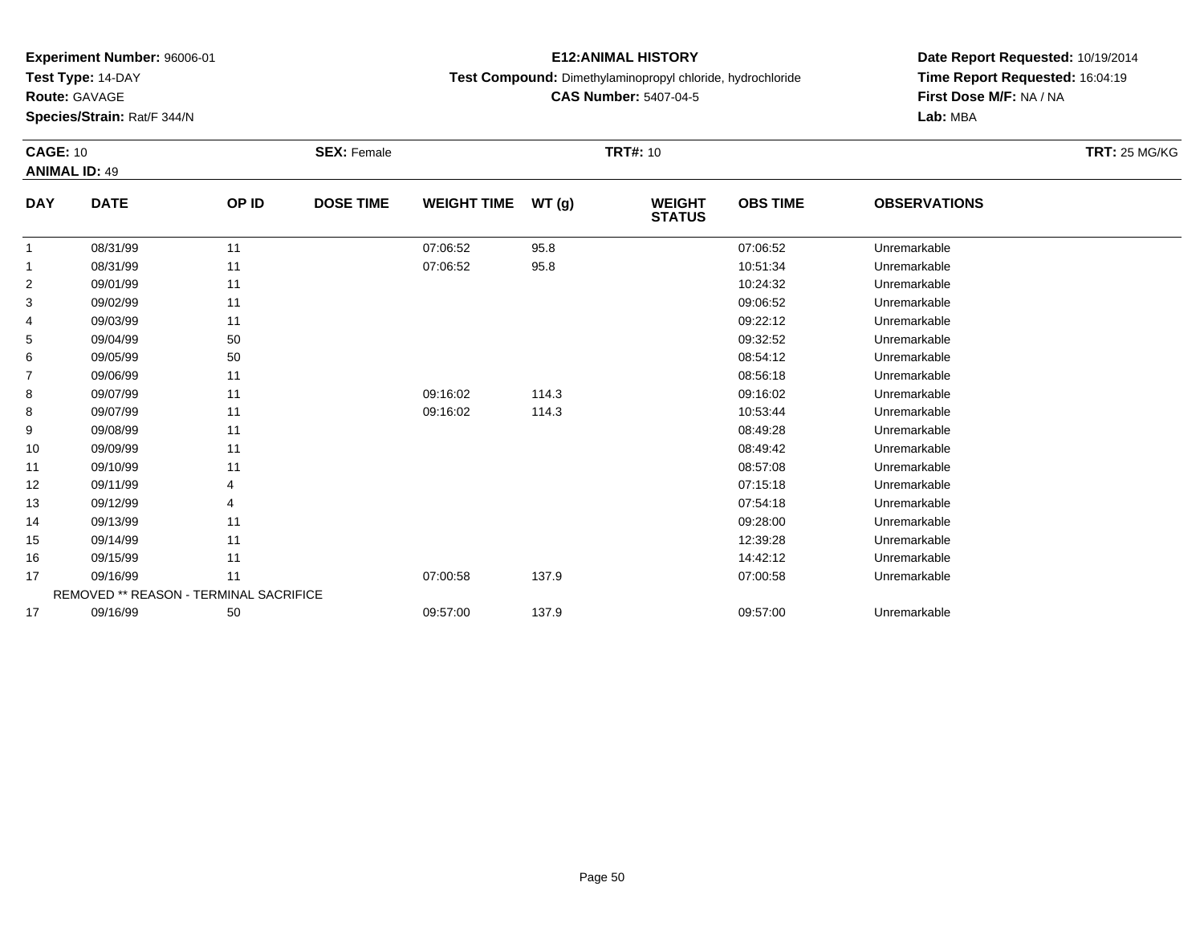**Experiment Number:** 96006-01
**Test Type:** 14-DAY
**Route:** GAVAGE
**Species/Strain:** Rat/F 344/N

**E12:ANIMAL HISTORY**
**Test Compound:** Dimethylaminopropyl chloride, hydrochloride
**CAS Number:** 5407-04-5

**Date Report Requested:** 10/19/2014
**Time Report Requested:** 16:04:19
**First Dose M/F:** NA / NA
**Lab:** MBA

**CAGE:** 10 **SEX:** Female **TRT#:** 10 **TRT:** 25 MG/KG
**ANIMAL ID:** 49

| DAY | DATE | OP ID | DOSE TIME | WEIGHT TIME | WT (g) | WEIGHT STATUS | OBS TIME | OBSERVATIONS |
|---|---|---|---|---|---|---|---|---|
| 1 | 08/31/99 | 11 | | 07:06:52 | 95.8 | | 07:06:52 | Unremarkable |
| 1 | 08/31/99 | 11 | | 07:06:52 | 95.8 | | 10:51:34 | Unremarkable |
| 2 | 09/01/99 | 11 | | | | | 10:24:32 | Unremarkable |
| 3 | 09/02/99 | 11 | | | | | 09:06:52 | Unremarkable |
| 4 | 09/03/99 | 11 | | | | | 09:22:12 | Unremarkable |
| 5 | 09/04/99 | 50 | | | | | 09:32:52 | Unremarkable |
| 6 | 09/05/99 | 50 | | | | | 08:54:12 | Unremarkable |
| 7 | 09/06/99 | 11 | | | | | 08:56:18 | Unremarkable |
| 8 | 09/07/99 | 11 | | 09:16:02 | 114.3 | | 09:16:02 | Unremarkable |
| 8 | 09/07/99 | 11 | | 09:16:02 | 114.3 | | 10:53:44 | Unremarkable |
| 9 | 09/08/99 | 11 | | | | | 08:49:28 | Unremarkable |
| 10 | 09/09/99 | 11 | | | | | 08:49:42 | Unremarkable |
| 11 | 09/10/99 | 11 | | | | | 08:57:08 | Unremarkable |
| 12 | 09/11/99 | 4 | | | | | 07:15:18 | Unremarkable |
| 13 | 09/12/99 | 4 | | | | | 07:54:18 | Unremarkable |
| 14 | 09/13/99 | 11 | | | | | 09:28:00 | Unremarkable |
| 15 | 09/14/99 | 11 | | | | | 12:39:28 | Unremarkable |
| 16 | 09/15/99 | 11 | | | | | 14:42:12 | Unremarkable |
| 17 | 09/16/99 | 11 | | 07:00:58 | 137.9 | | 07:00:58 | Unremarkable |
| REMOVED ** REASON - TERMINAL SACRIFICE | | | | | | | | |
| 17 | 09/16/99 | 50 | | 09:57:00 | 137.9 | | 09:57:00 | Unremarkable |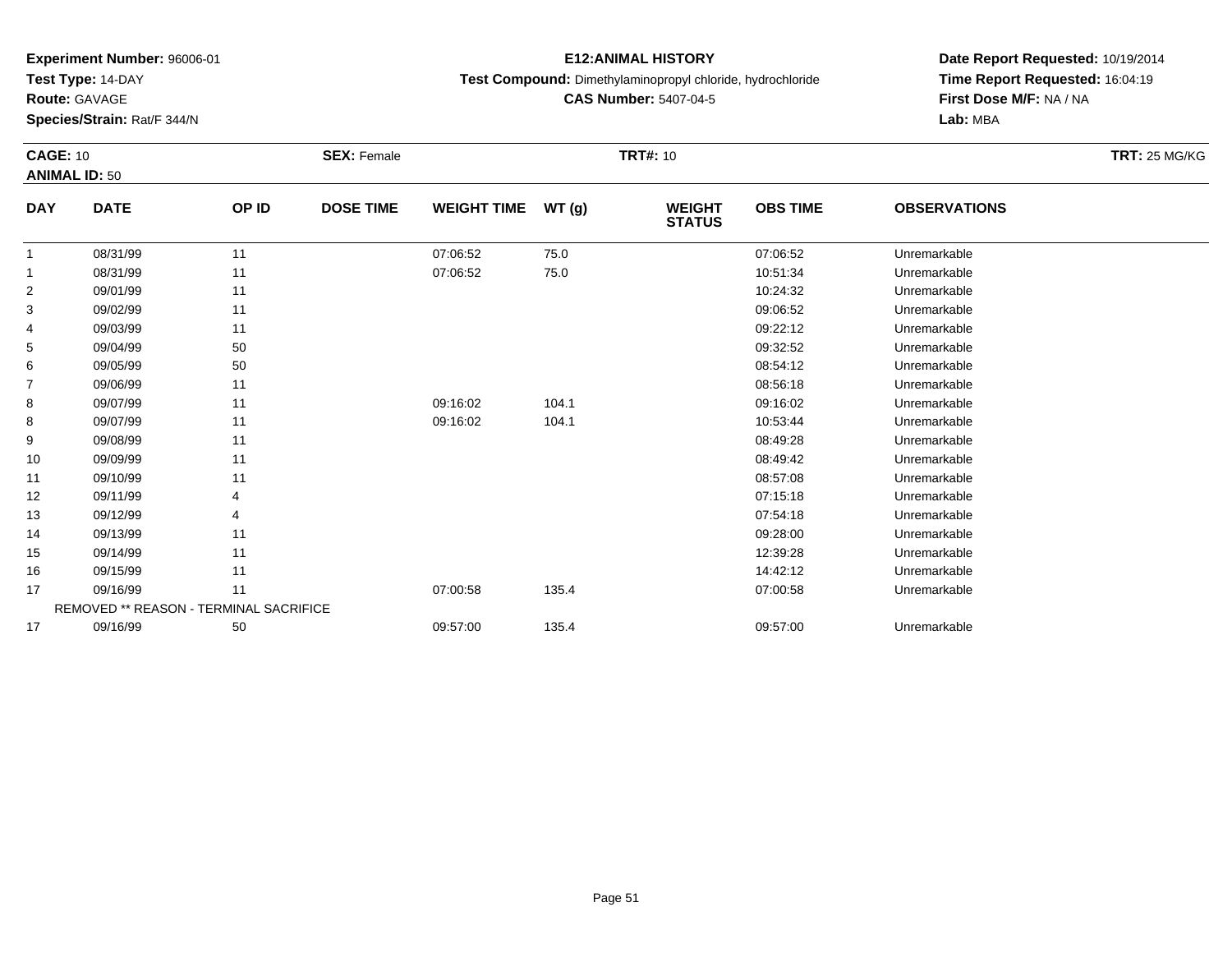**Experiment Number:** 96006-01
**Test Type:** 14-DAY
**Route:** GAVAGE
**Species/Strain:** Rat/F 344/N

**E12:ANIMAL HISTORY**
**Test Compound:** Dimethylaminopropyl chloride, hydrochloride
**CAS Number:** 5407-04-5

**Date Report Requested:** 10/19/2014
**Time Report Requested:** 16:04:19
**First Dose M/F:** NA / NA
**Lab:** MBA

**CAGE:** 10 **SEX:** Female **TRT#:** 10 **TRT:** 25 MG/KG
**ANIMAL ID:** 50

| DAY | DATE | OP ID | DOSE TIME | WEIGHT TIME | WT (g) | WEIGHT STATUS | OBS TIME | OBSERVATIONS |
|---|---|---|---|---|---|---|---|---|
| 1 | 08/31/99 | 11 | | 07:06:52 | 75.0 | | 07:06:52 | Unremarkable |
| 1 | 08/31/99 | 11 | | 07:06:52 | 75.0 | | 10:51:34 | Unremarkable |
| 2 | 09/01/99 | 11 | | | | | 10:24:32 | Unremarkable |
| 3 | 09/02/99 | 11 | | | | | 09:06:52 | Unremarkable |
| 4 | 09/03/99 | 11 | | | | | 09:22:12 | Unremarkable |
| 5 | 09/04/99 | 50 | | | | | 09:32:52 | Unremarkable |
| 6 | 09/05/99 | 50 | | | | | 08:54:12 | Unremarkable |
| 7 | 09/06/99 | 11 | | | | | 08:56:18 | Unremarkable |
| 8 | 09/07/99 | 11 | | 09:16:02 | 104.1 | | 09:16:02 | Unremarkable |
| 8 | 09/07/99 | 11 | | 09:16:02 | 104.1 | | 10:53:44 | Unremarkable |
| 9 | 09/08/99 | 11 | | | | | 08:49:28 | Unremarkable |
| 10 | 09/09/99 | 11 | | | | | 08:49:42 | Unremarkable |
| 11 | 09/10/99 | 11 | | | | | 08:57:08 | Unremarkable |
| 12 | 09/11/99 | 4 | | | | | 07:15:18 | Unremarkable |
| 13 | 09/12/99 | 4 | | | | | 07:54:18 | Unremarkable |
| 14 | 09/13/99 | 11 | | | | | 09:28:00 | Unremarkable |
| 15 | 09/14/99 | 11 | | | | | 12:39:28 | Unremarkable |
| 16 | 09/15/99 | 11 | | | | | 14:42:12 | Unremarkable |
| 17 | 09/16/99 | 11 | | 07:00:58 | 135.4 | | 07:00:58 | Unremarkable |
| REMOVED ** REASON - TERMINAL SACRIFICE | | | | | | | | |
| 17 | 09/16/99 | 50 | | 09:57:00 | 135.4 | | 09:57:00 | Unremarkable |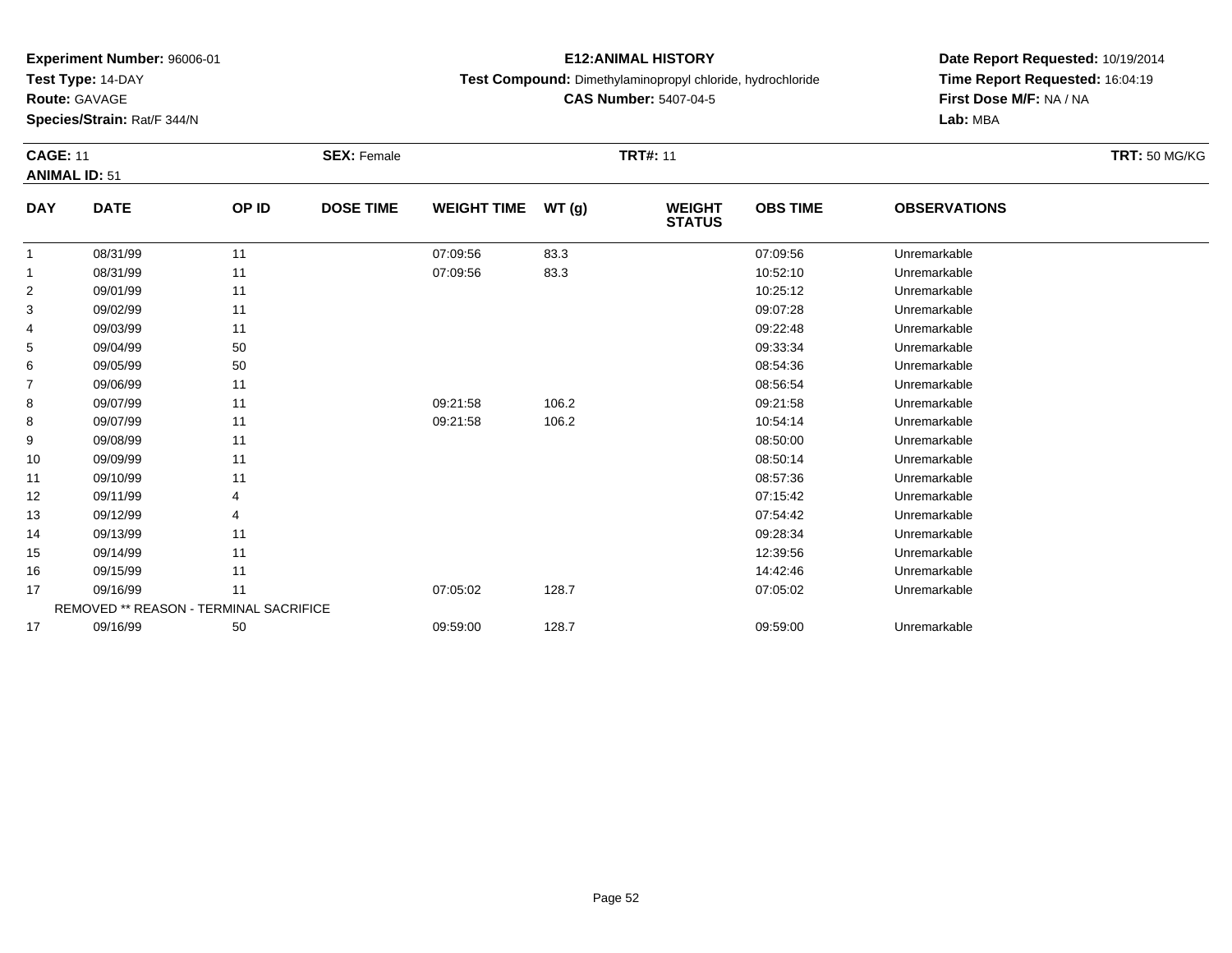**Experiment Number:** 96006-01
**Test Type:** 14-DAY
**Route:** GAVAGE
**Species/Strain:** Rat/F 344/N

**E12:ANIMAL HISTORY**
**Test Compound:** Dimethylaminopropyl chloride, hydrochloride
**CAS Number:** 5407-04-5

**Date Report Requested:** 10/19/2014
**Time Report Requested:** 16:04:19
**First Dose M/F:** NA / NA
**Lab:** MBA

**CAGE:** 11 **SEX:** Female **TRT#:** 11 **TRT:** 50 MG/KG
**ANIMAL ID:** 51

| DAY | DATE | OP ID | DOSE TIME | WEIGHT TIME | WT (g) | WEIGHT STATUS | OBS TIME | OBSERVATIONS |
|---|---|---|---|---|---|---|---|---|
| 1 | 08/31/99 | 11 | | 07:09:56 | 83.3 | | 07:09:56 | Unremarkable |
| 1 | 08/31/99 | 11 | | 07:09:56 | 83.3 | | 10:52:10 | Unremarkable |
| 2 | 09/01/99 | 11 | | | | | 10:25:12 | Unremarkable |
| 3 | 09/02/99 | 11 | | | | | 09:07:28 | Unremarkable |
| 4 | 09/03/99 | 11 | | | | | 09:22:48 | Unremarkable |
| 5 | 09/04/99 | 50 | | | | | 09:33:34 | Unremarkable |
| 6 | 09/05/99 | 50 | | | | | 08:54:36 | Unremarkable |
| 7 | 09/06/99 | 11 | | | | | 08:56:54 | Unremarkable |
| 8 | 09/07/99 | 11 | | 09:21:58 | 106.2 | | 09:21:58 | Unremarkable |
| 8 | 09/07/99 | 11 | | 09:21:58 | 106.2 | | 10:54:14 | Unremarkable |
| 9 | 09/08/99 | 11 | | | | | 08:50:00 | Unremarkable |
| 10 | 09/09/99 | 11 | | | | | 08:50:14 | Unremarkable |
| 11 | 09/10/99 | 11 | | | | | 08:57:36 | Unremarkable |
| 12 | 09/11/99 | 4 | | | | | 07:15:42 | Unremarkable |
| 13 | 09/12/99 | 4 | | | | | 07:54:42 | Unremarkable |
| 14 | 09/13/99 | 11 | | | | | 09:28:34 | Unremarkable |
| 15 | 09/14/99 | 11 | | | | | 12:39:56 | Unremarkable |
| 16 | 09/15/99 | 11 | | | | | 14:42:46 | Unremarkable |
| 17 | 09/16/99 | 11 | | 07:05:02 | 128.7 | | 07:05:02 | Unremarkable |
| REMOVED ** REASON - TERMINAL SACRIFICE | | | | | | | | |
| 17 | 09/16/99 | 50 | | 09:59:00 | 128.7 | | 09:59:00 | Unremarkable |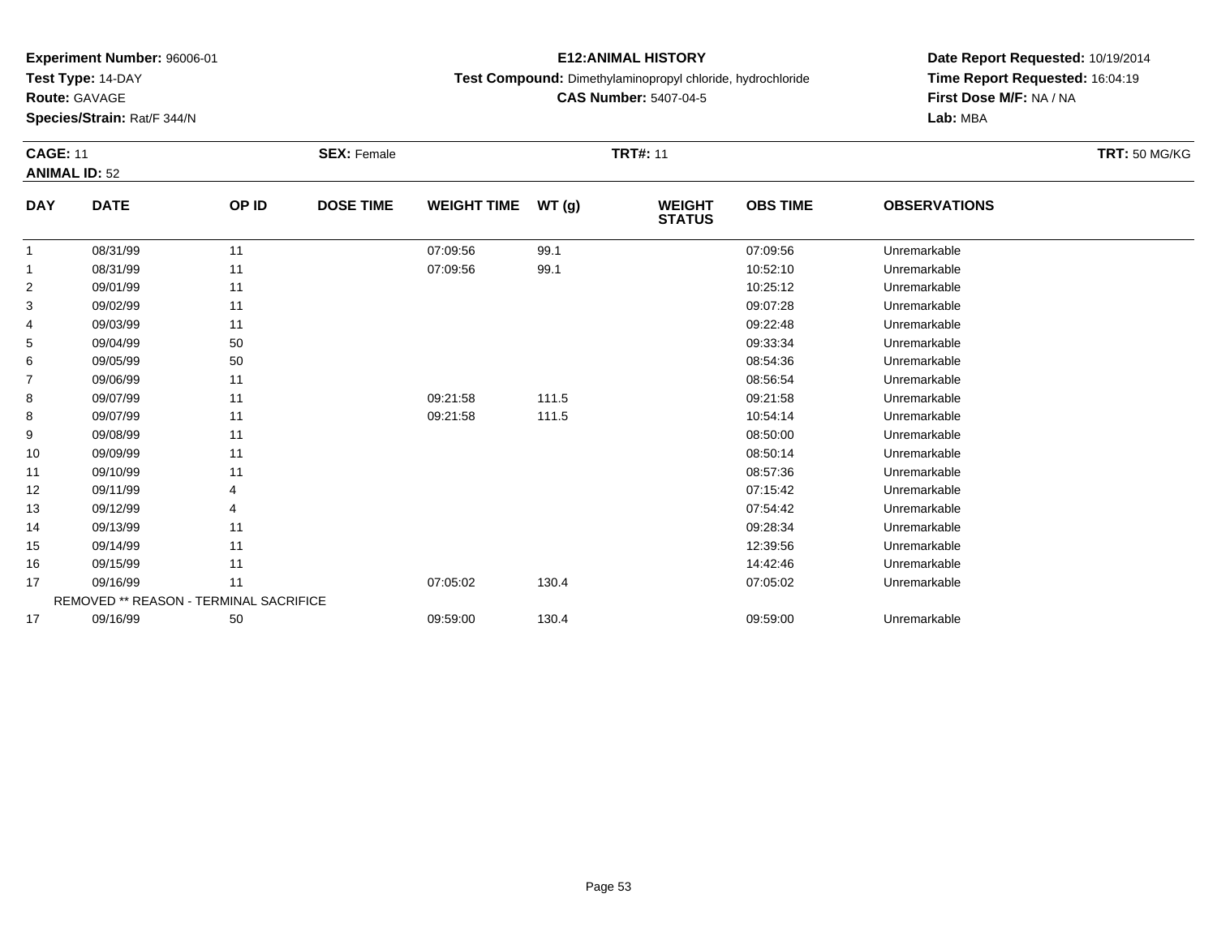**Experiment Number:** 96006-01
**Test Type:** 14-DAY
**Route:** GAVAGE
**Species/Strain:** Rat/F 344/N

**E12:ANIMAL HISTORY**
**Test Compound:** Dimethylaminopropyl chloride, hydrochloride
**CAS Number:** 5407-04-5

**Date Report Requested:** 10/19/2014
**Time Report Requested:** 16:04:19
**First Dose M/F:** NA / NA
**Lab:** MBA

**CAGE:** 11 **SEX:** Female **TRT#:** 11 **TRT:** 50 MG/KG
**ANIMAL ID:** 52

| DAY | DATE | OP ID | DOSE TIME | WEIGHT TIME | WT (g) | WEIGHT STATUS | OBS TIME | OBSERVATIONS |
|---|---|---|---|---|---|---|---|---|
| 1 | 08/31/99 | 11 | | 07:09:56 | 99.1 | | 07:09:56 | Unremarkable |
| 1 | 08/31/99 | 11 | | 07:09:56 | 99.1 | | 10:52:10 | Unremarkable |
| 2 | 09/01/99 | 11 | | | | | 10:25:12 | Unremarkable |
| 3 | 09/02/99 | 11 | | | | | 09:07:28 | Unremarkable |
| 4 | 09/03/99 | 11 | | | | | 09:22:48 | Unremarkable |
| 5 | 09/04/99 | 50 | | | | | 09:33:34 | Unremarkable |
| 6 | 09/05/99 | 50 | | | | | 08:54:36 | Unremarkable |
| 7 | 09/06/99 | 11 | | | | | 08:56:54 | Unremarkable |
| 8 | 09/07/99 | 11 | | 09:21:58 | 111.5 | | 09:21:58 | Unremarkable |
| 8 | 09/07/99 | 11 | | 09:21:58 | 111.5 | | 10:54:14 | Unremarkable |
| 9 | 09/08/99 | 11 | | | | | 08:50:00 | Unremarkable |
| 10 | 09/09/99 | 11 | | | | | 08:50:14 | Unremarkable |
| 11 | 09/10/99 | 11 | | | | | 08:57:36 | Unremarkable |
| 12 | 09/11/99 | 4 | | | | | 07:15:42 | Unremarkable |
| 13 | 09/12/99 | 4 | | | | | 07:54:42 | Unremarkable |
| 14 | 09/13/99 | 11 | | | | | 09:28:34 | Unremarkable |
| 15 | 09/14/99 | 11 | | | | | 12:39:56 | Unremarkable |
| 16 | 09/15/99 | 11 | | | | | 14:42:46 | Unremarkable |
| 17 | 09/16/99 | 11 | | 07:05:02 | 130.4 | | 07:05:02 | Unremarkable |
| REMOVED ** REASON - TERMINAL SACRIFICE | | | | | | | | |
| 17 | 09/16/99 | 50 | | 09:59:00 | 130.4 | | 09:59:00 | Unremarkable |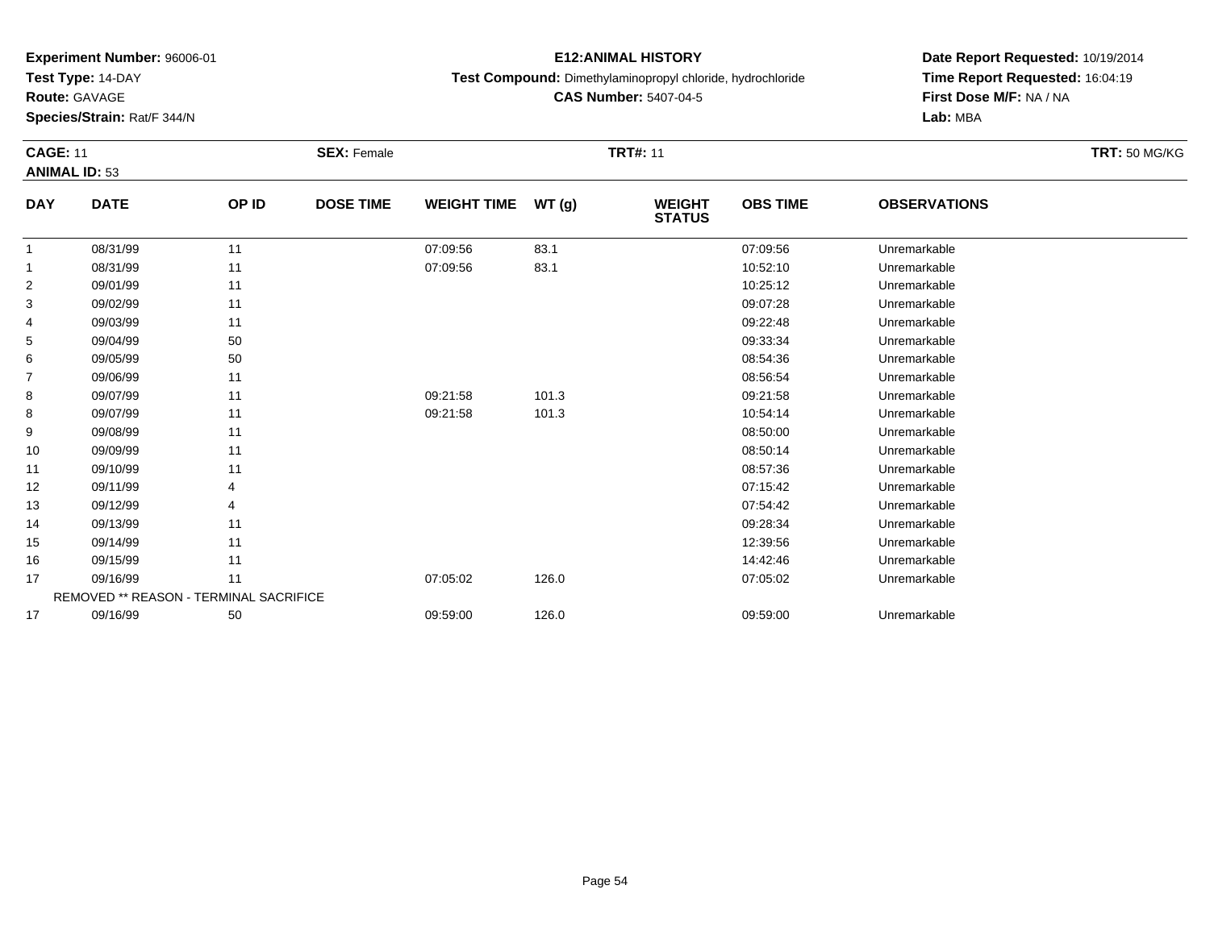**Experiment Number:** 96006-01
**Test Type:** 14-DAY
**Route:** GAVAGE
**Species/Strain:** Rat/F 344/N

**E12:ANIMAL HISTORY**
**Test Compound:** Dimethylaminopropyl chloride, hydrochloride
**CAS Number:** 5407-04-5

**Date Report Requested:** 10/19/2014
**Time Report Requested:** 16:04:19
**First Dose M/F:** NA / NA
**Lab:** MBA

**CAGE:** 11 **SEX:** Female **TRT#:** 11 **TRT:** 50 MG/KG
**ANIMAL ID:** 53

| DAY | DATE | OP ID | DOSE TIME | WEIGHT TIME | WT (g) | WEIGHT STATUS | OBS TIME | OBSERVATIONS |
|---|---|---|---|---|---|---|---|---|
| 1 | 08/31/99 | 11 | | 07:09:56 | 83.1 | | 07:09:56 | Unremarkable |
| 1 | 08/31/99 | 11 | | 07:09:56 | 83.1 | | 10:52:10 | Unremarkable |
| 2 | 09/01/99 | 11 | | | | | 10:25:12 | Unremarkable |
| 3 | 09/02/99 | 11 | | | | | 09:07:28 | Unremarkable |
| 4 | 09/03/99 | 11 | | | | | 09:22:48 | Unremarkable |
| 5 | 09/04/99 | 50 | | | | | 09:33:34 | Unremarkable |
| 6 | 09/05/99 | 50 | | | | | 08:54:36 | Unremarkable |
| 7 | 09/06/99 | 11 | | | | | 08:56:54 | Unremarkable |
| 8 | 09/07/99 | 11 | | 09:21:58 | 101.3 | | 09:21:58 | Unremarkable |
| 8 | 09/07/99 | 11 | | 09:21:58 | 101.3 | | 10:54:14 | Unremarkable |
| 9 | 09/08/99 | 11 | | | | | 08:50:00 | Unremarkable |
| 10 | 09/09/99 | 11 | | | | | 08:50:14 | Unremarkable |
| 11 | 09/10/99 | 11 | | | | | 08:57:36 | Unremarkable |
| 12 | 09/11/99 | 4 | | | | | 07:15:42 | Unremarkable |
| 13 | 09/12/99 | 4 | | | | | 07:54:42 | Unremarkable |
| 14 | 09/13/99 | 11 | | | | | 09:28:34 | Unremarkable |
| 15 | 09/14/99 | 11 | | | | | 12:39:56 | Unremarkable |
| 16 | 09/15/99 | 11 | | | | | 14:42:46 | Unremarkable |
| 17 | 09/16/99 | 11 | | 07:05:02 | 126.0 | | 07:05:02 | Unremarkable |
| REMOVED ** REASON - TERMINAL SACRIFICE | | | | | | | | |
| 17 | 09/16/99 | 50 | | 09:59:00 | 126.0 | | 09:59:00 | Unremarkable |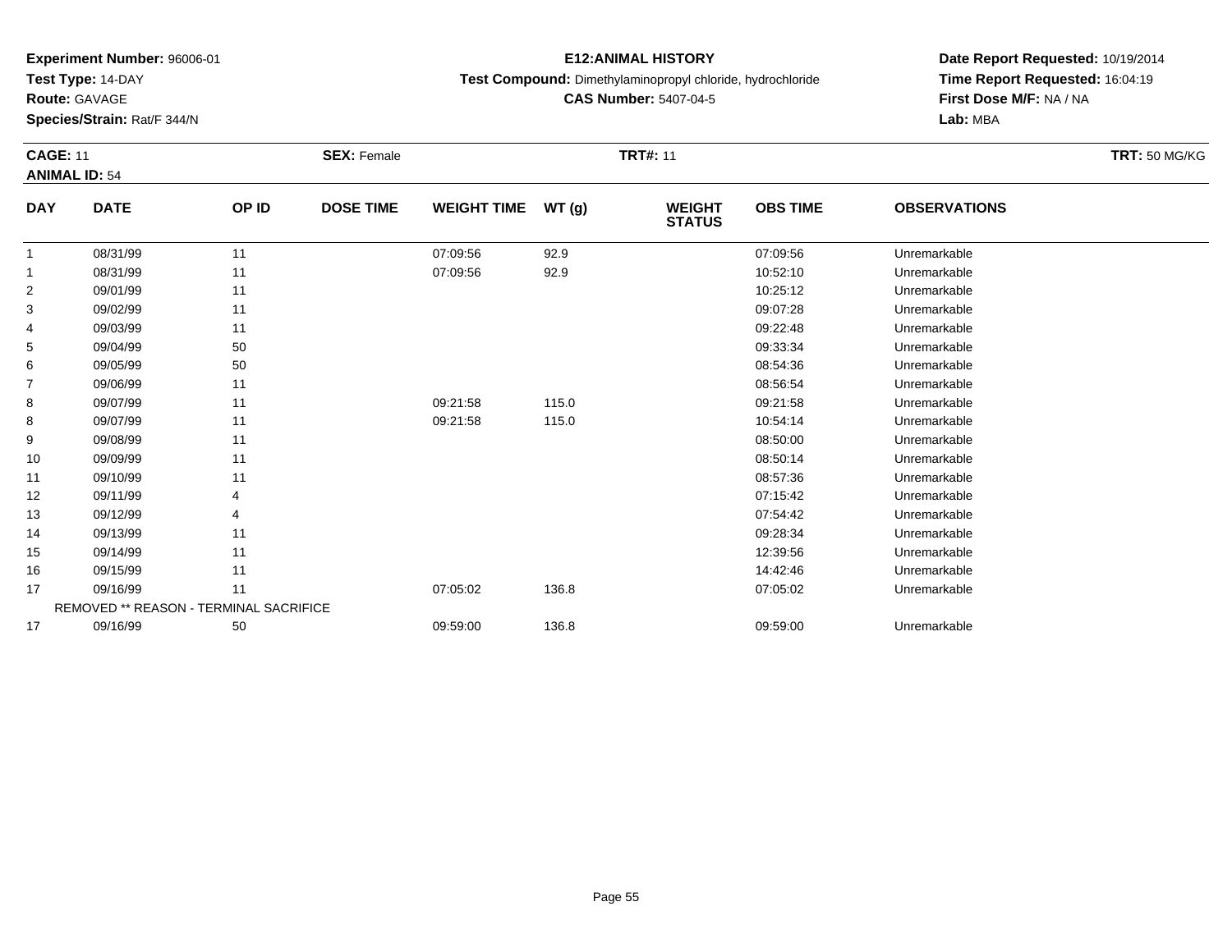**Experiment Number:** 96006-01
**Test Type:** 14-DAY
**Route:** GAVAGE
**Species/Strain:** Rat/F 344/N

**E12:ANIMAL HISTORY**
**Test Compound:** Dimethylaminopropyl chloride, hydrochloride
**CAS Number:** 5407-04-5

**Date Report Requested:** 10/19/2014
**Time Report Requested:** 16:04:19
**First Dose M/F:** NA / NA
**Lab:** MBA

**CAGE:** 11 **SEX:** Female **TRT#:** 11 **TRT:** 50 MG/KG
**ANIMAL ID:** 54

| DAY | DATE | OP ID | DOSE TIME | WEIGHT TIME | WT (g) | WEIGHT STATUS | OBS TIME | OBSERVATIONS |
|---|---|---|---|---|---|---|---|---|
| 1 | 08/31/99 | 11 | | 07:09:56 | 92.9 | | 07:09:56 | Unremarkable |
| 1 | 08/31/99 | 11 | | 07:09:56 | 92.9 | | 10:52:10 | Unremarkable |
| 2 | 09/01/99 | 11 | | | | | 10:25:12 | Unremarkable |
| 3 | 09/02/99 | 11 | | | | | 09:07:28 | Unremarkable |
| 4 | 09/03/99 | 11 | | | | | 09:22:48 | Unremarkable |
| 5 | 09/04/99 | 50 | | | | | 09:33:34 | Unremarkable |
| 6 | 09/05/99 | 50 | | | | | 08:54:36 | Unremarkable |
| 7 | 09/06/99 | 11 | | | | | 08:56:54 | Unremarkable |
| 8 | 09/07/99 | 11 | | 09:21:58 | 115.0 | | 09:21:58 | Unremarkable |
| 8 | 09/07/99 | 11 | | 09:21:58 | 115.0 | | 10:54:14 | Unremarkable |
| 9 | 09/08/99 | 11 | | | | | 08:50:00 | Unremarkable |
| 10 | 09/09/99 | 11 | | | | | 08:50:14 | Unremarkable |
| 11 | 09/10/99 | 11 | | | | | 08:57:36 | Unremarkable |
| 12 | 09/11/99 | 4 | | | | | 07:15:42 | Unremarkable |
| 13 | 09/12/99 | 4 | | | | | 07:54:42 | Unremarkable |
| 14 | 09/13/99 | 11 | | | | | 09:28:34 | Unremarkable |
| 15 | 09/14/99 | 11 | | | | | 12:39:56 | Unremarkable |
| 16 | 09/15/99 | 11 | | | | | 14:42:46 | Unremarkable |
| 17 | 09/16/99 | 11 | | 07:05:02 | 136.8 | | 07:05:02 | Unremarkable |
| REMOVED ** REASON - TERMINAL SACRIFICE | | | | | | | | |
| 17 | 09/16/99 | 50 | | 09:59:00 | 136.8 | | 09:59:00 | Unremarkable |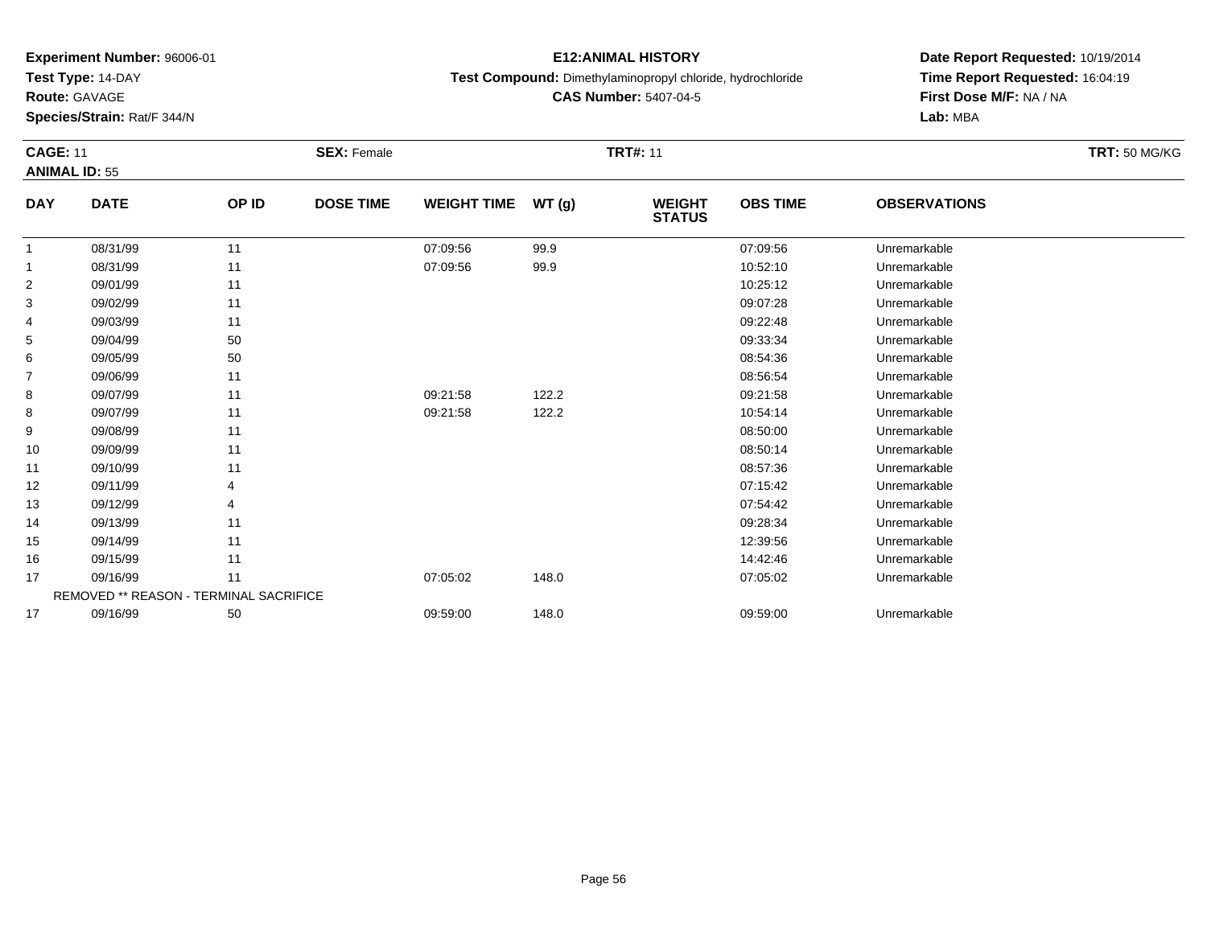**Experiment Number:** 96006-01
**Test Type:** 14-DAY
**Route:** GAVAGE
**Species/Strain:** Rat/F 344/N

**E12:ANIMAL HISTORY**
**Test Compound:** Dimethylaminopropyl chloride, hydrochloride
**CAS Number:** 5407-04-5

**Date Report Requested:** 10/19/2014
**Time Report Requested:** 16:04:19
**First Dose M/F:** NA / NA
**Lab:** MBA

**CAGE:** 11 **SEX:** Female **TRT#:** 11 **TRT:** 50 MG/KG
**ANIMAL ID:** 55

| DAY | DATE | OP ID | DOSE TIME | WEIGHT TIME | WT (g) | WEIGHT STATUS | OBS TIME | OBSERVATIONS |
|---|---|---|---|---|---|---|---|---|
| 1 | 08/31/99 | 11 | | 07:09:56 | 99.9 | | 07:09:56 | Unremarkable |
| 1 | 08/31/99 | 11 | | 07:09:56 | 99.9 | | 10:52:10 | Unremarkable |
| 2 | 09/01/99 | 11 | | | | | 10:25:12 | Unremarkable |
| 3 | 09/02/99 | 11 | | | | | 09:07:28 | Unremarkable |
| 4 | 09/03/99 | 11 | | | | | 09:22:48 | Unremarkable |
| 5 | 09/04/99 | 50 | | | | | 09:33:34 | Unremarkable |
| 6 | 09/05/99 | 50 | | | | | 08:54:36 | Unremarkable |
| 7 | 09/06/99 | 11 | | | | | 08:56:54 | Unremarkable |
| 8 | 09/07/99 | 11 | | 09:21:58 | 122.2 | | 09:21:58 | Unremarkable |
| 8 | 09/07/99 | 11 | | 09:21:58 | 122.2 | | 10:54:14 | Unremarkable |
| 9 | 09/08/99 | 11 | | | | | 08:50:00 | Unremarkable |
| 10 | 09/09/99 | 11 | | | | | 08:50:14 | Unremarkable |
| 11 | 09/10/99 | 11 | | | | | 08:57:36 | Unremarkable |
| 12 | 09/11/99 | 4 | | | | | 07:15:42 | Unremarkable |
| 13 | 09/12/99 | 4 | | | | | 07:54:42 | Unremarkable |
| 14 | 09/13/99 | 11 | | | | | 09:28:34 | Unremarkable |
| 15 | 09/14/99 | 11 | | | | | 12:39:56 | Unremarkable |
| 16 | 09/15/99 | 11 | | | | | 14:42:46 | Unremarkable |
| 17 | 09/16/99 | 11 | | 07:05:02 | 148.0 | | 07:05:02 | Unremarkable |
| REMOVED ** REASON - TERMINAL SACRIFICE | | | | | | | | |
| 17 | 09/16/99 | 50 | | 09:59:00 | 148.0 | | 09:59:00 | Unremarkable |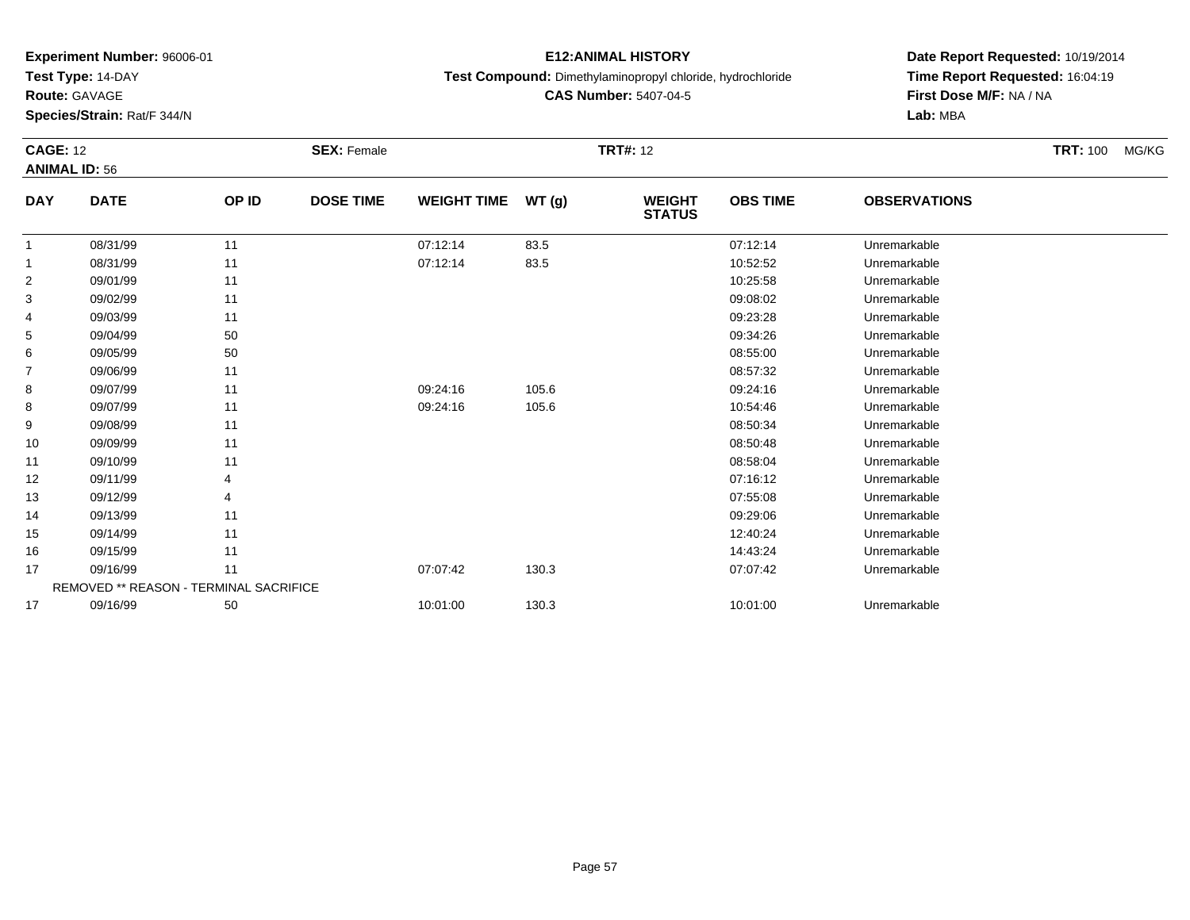**Experiment Number:** 96006-01
**Test Type:** 14-DAY
**Route:** GAVAGE
**Species/Strain:** Rat/F 344/N

**E12:ANIMAL HISTORY**
**Test Compound:** Dimethylaminopropyl chloride, hydrochloride
**CAS Number:** 5407-04-5

**Date Report Requested:** 10/19/2014
**Time Report Requested:** 16:04:19
**First Dose M/F:** NA / NA
**Lab:** MBA

**CAGE:** 12 **SEX:** Female **TRT#:** 12 **TRT:** 100 MG/KG
**ANIMAL ID:** 56

| DAY | DATE | OP ID | DOSE TIME | WEIGHT TIME | WT (g) | WEIGHT STATUS | OBS TIME | OBSERVATIONS |
|---|---|---|---|---|---|---|---|---|
| 1 | 08/31/99 | 11 | | 07:12:14 | 83.5 | | 07:12:14 | Unremarkable |
| 1 | 08/31/99 | 11 | | 07:12:14 | 83.5 | | 10:52:52 | Unremarkable |
| 2 | 09/01/99 | 11 | | | | | 10:25:58 | Unremarkable |
| 3 | 09/02/99 | 11 | | | | | 09:08:02 | Unremarkable |
| 4 | 09/03/99 | 11 | | | | | 09:23:28 | Unremarkable |
| 5 | 09/04/99 | 50 | | | | | 09:34:26 | Unremarkable |
| 6 | 09/05/99 | 50 | | | | | 08:55:00 | Unremarkable |
| 7 | 09/06/99 | 11 | | | | | 08:57:32 | Unremarkable |
| 8 | 09/07/99 | 11 | | 09:24:16 | 105.6 | | 09:24:16 | Unremarkable |
| 8 | 09/07/99 | 11 | | 09:24:16 | 105.6 | | 10:54:46 | Unremarkable |
| 9 | 09/08/99 | 11 | | | | | 08:50:34 | Unremarkable |
| 10 | 09/09/99 | 11 | | | | | 08:50:48 | Unremarkable |
| 11 | 09/10/99 | 11 | | | | | 08:58:04 | Unremarkable |
| 12 | 09/11/99 | 4 | | | | | 07:16:12 | Unremarkable |
| 13 | 09/12/99 | 4 | | | | | 07:55:08 | Unremarkable |
| 14 | 09/13/99 | 11 | | | | | 09:29:06 | Unremarkable |
| 15 | 09/14/99 | 11 | | | | | 12:40:24 | Unremarkable |
| 16 | 09/15/99 | 11 | | | | | 14:43:24 | Unremarkable |
| 17 | 09/16/99 | 11 | | 07:07:42 | 130.3 | | 07:07:42 | Unremarkable |
| | REMOVED ** REASON - TERMINAL SACRIFICE | | | | | | | |
| 17 | 09/16/99 | 50 | | 10:01:00 | 130.3 | | 10:01:00 | Unremarkable |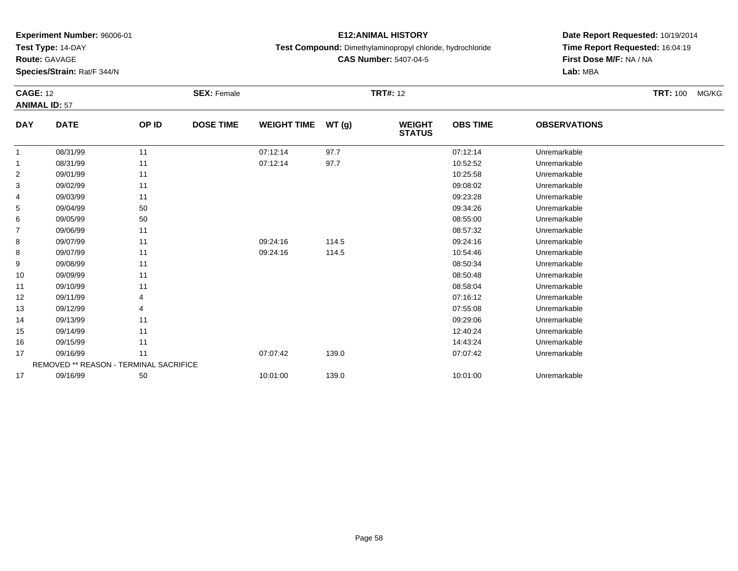**Experiment Number:** 96006-01
**Test Type:** 14-DAY
**Route:** GAVAGE
**Species/Strain:** Rat/F 344/N

**E12:ANIMAL HISTORY**
**Test Compound:** Dimethylaminopropyl chloride, hydrochloride
**CAS Number:** 5407-04-5

**Date Report Requested:** 10/19/2014
**Time Report Requested:** 16:04:19
**First Dose M/F:** NA / NA
**Lab:** MBA

**CAGE:** 12 **SEX:** Female **TRT#:** 12 **TRT:** 100 MG/KG
**ANIMAL ID:** 57

| DAY | DATE | OP ID | DOSE TIME | WEIGHT TIME | WT (g) | WEIGHT STATUS | OBS TIME | OBSERVATIONS |
|---|---|---|---|---|---|---|---|---|
| 1 | 08/31/99 | 11 | | 07:12:14 | 97.7 | | 07:12:14 | Unremarkable |
| 1 | 08/31/99 | 11 | | 07:12:14 | 97.7 | | 10:52:52 | Unremarkable |
| 2 | 09/01/99 | 11 | | | | | 10:25:58 | Unremarkable |
| 3 | 09/02/99 | 11 | | | | | 09:08:02 | Unremarkable |
| 4 | 09/03/99 | 11 | | | | | 09:23:28 | Unremarkable |
| 5 | 09/04/99 | 50 | | | | | 09:34:26 | Unremarkable |
| 6 | 09/05/99 | 50 | | | | | 08:55:00 | Unremarkable |
| 7 | 09/06/99 | 11 | | | | | 08:57:32 | Unremarkable |
| 8 | 09/07/99 | 11 | | 09:24:16 | 114.5 | | 09:24:16 | Unremarkable |
| 8 | 09/07/99 | 11 | | 09:24:16 | 114.5 | | 10:54:46 | Unremarkable |
| 9 | 09/08/99 | 11 | | | | | 08:50:34 | Unremarkable |
| 10 | 09/09/99 | 11 | | | | | 08:50:48 | Unremarkable |
| 11 | 09/10/99 | 11 | | | | | 08:58:04 | Unremarkable |
| 12 | 09/11/99 | 4 | | | | | 07:16:12 | Unremarkable |
| 13 | 09/12/99 | 4 | | | | | 07:55:08 | Unremarkable |
| 14 | 09/13/99 | 11 | | | | | 09:29:06 | Unremarkable |
| 15 | 09/14/99 | 11 | | | | | 12:40:24 | Unremarkable |
| 16 | 09/15/99 | 11 | | | | | 14:43:24 | Unremarkable |
| 17 | 09/16/99 | 11 | | 07:07:42 | 139.0 | | 07:07:42 | Unremarkable |
| REMOVED ** REASON - TERMINAL SACRIFICE | | | | | | | | |
| 17 | 09/16/99 | 50 | | 10:01:00 | 139.0 | | 10:01:00 | Unremarkable |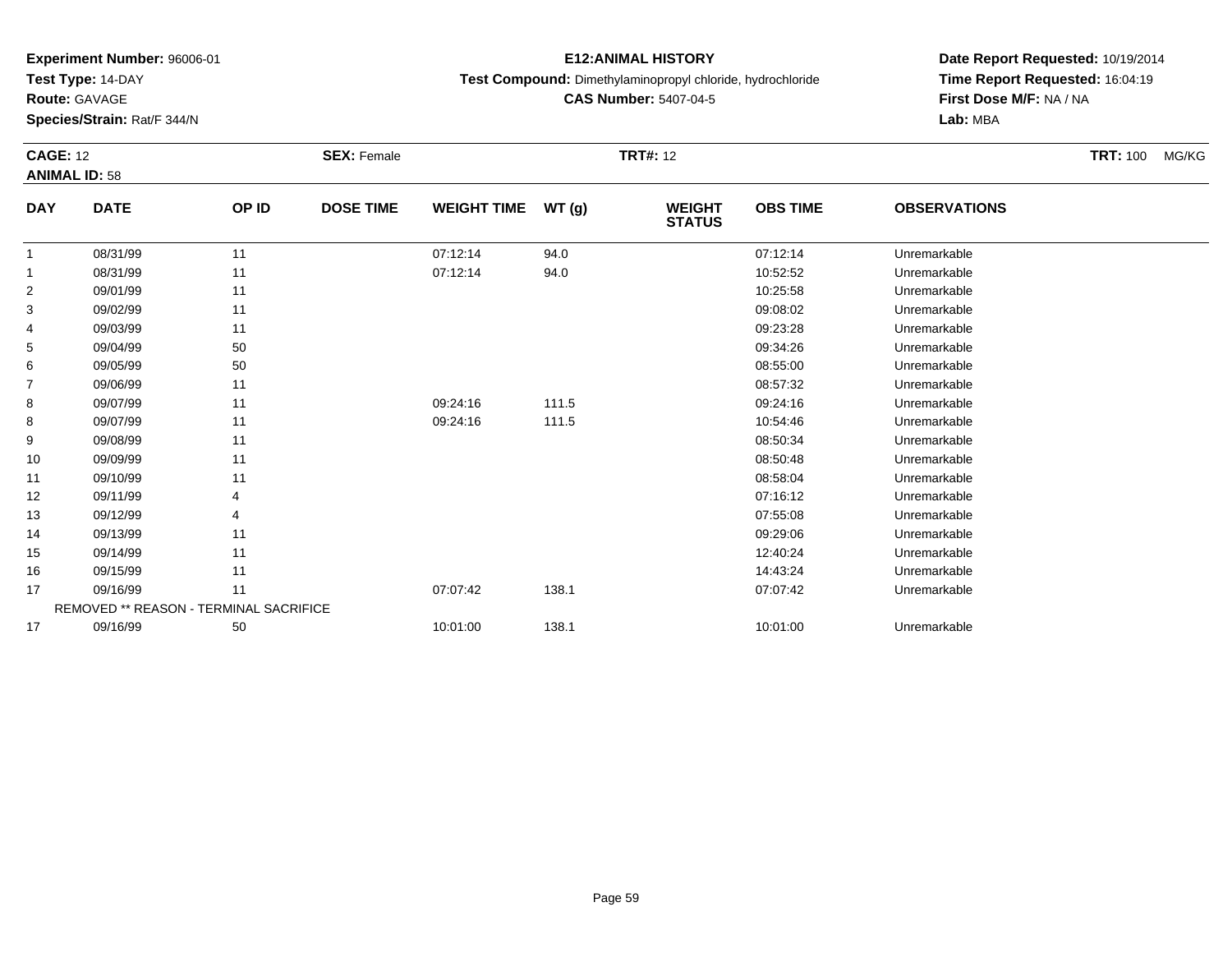**Experiment Number:** 96006-01
**Test Type:** 14-DAY
**Route:** GAVAGE
**Species/Strain:** Rat/F 344/N

# E12:ANIMAL HISTORY

**Test Compound:** Dimethylaminopropyl chloride, hydrochloride
**CAS Number:** 5407-04-5

**Date Report Requested:** 10/19/2014
**Time Report Requested:** 16:04:19
**First Dose M/F:** NA / NA
**Lab:** MBA

**CAGE:** 12 **SEX:** Female **TRT#:** 12 **TRT:** 100 MG/KG
**ANIMAL ID:** 58

| DAY | DATE | OP ID | DOSE TIME | WEIGHT TIME | WT (g) | WEIGHT STATUS | OBS TIME | OBSERVATIONS |
|---|---|---|---|---|---|---|---|---|
| 1 | 08/31/99 | 11 | | 07:12:14 | 94.0 | | 07:12:14 | Unremarkable |
| 1 | 08/31/99 | 11 | | 07:12:14 | 94.0 | | 10:52:52 | Unremarkable |
| 2 | 09/01/99 | 11 | | | | | 10:25:58 | Unremarkable |
| 3 | 09/02/99 | 11 | | | | | 09:08:02 | Unremarkable |
| 4 | 09/03/99 | 11 | | | | | 09:23:28 | Unremarkable |
| 5 | 09/04/99 | 50 | | | | | 09:34:26 | Unremarkable |
| 6 | 09/05/99 | 50 | | | | | 08:55:00 | Unremarkable |
| 7 | 09/06/99 | 11 | | | | | 08:57:32 | Unremarkable |
| 8 | 09/07/99 | 11 | | 09:24:16 | 111.5 | | 09:24:16 | Unremarkable |
| 8 | 09/07/99 | 11 | | 09:24:16 | 111.5 | | 10:54:46 | Unremarkable |
| 9 | 09/08/99 | 11 | | | | | 08:50:34 | Unremarkable |
| 10 | 09/09/99 | 11 | | | | | 08:50:48 | Unremarkable |
| 11 | 09/10/99 | 11 | | | | | 08:58:04 | Unremarkable |
| 12 | 09/11/99 | 4 | | | | | 07:16:12 | Unremarkable |
| 13 | 09/12/99 | 4 | | | | | 07:55:08 | Unremarkable |
| 14 | 09/13/99 | 11 | | | | | 09:29:06 | Unremarkable |
| 15 | 09/14/99 | 11 | | | | | 12:40:24 | Unremarkable |
| 16 | 09/15/99 | 11 | | | | | 14:43:24 | Unremarkable |
| 17 | 09/16/99 | 11 | | 07:07:42 | 138.1 | | 07:07:42 | Unremarkable |
| REMOVED ** REASON - TERMINAL SACRIFICE | | | | | | | | |
| 17 | 09/16/99 | 50 | | 10:01:00 | 138.1 | | 10:01:00 | Unremarkable |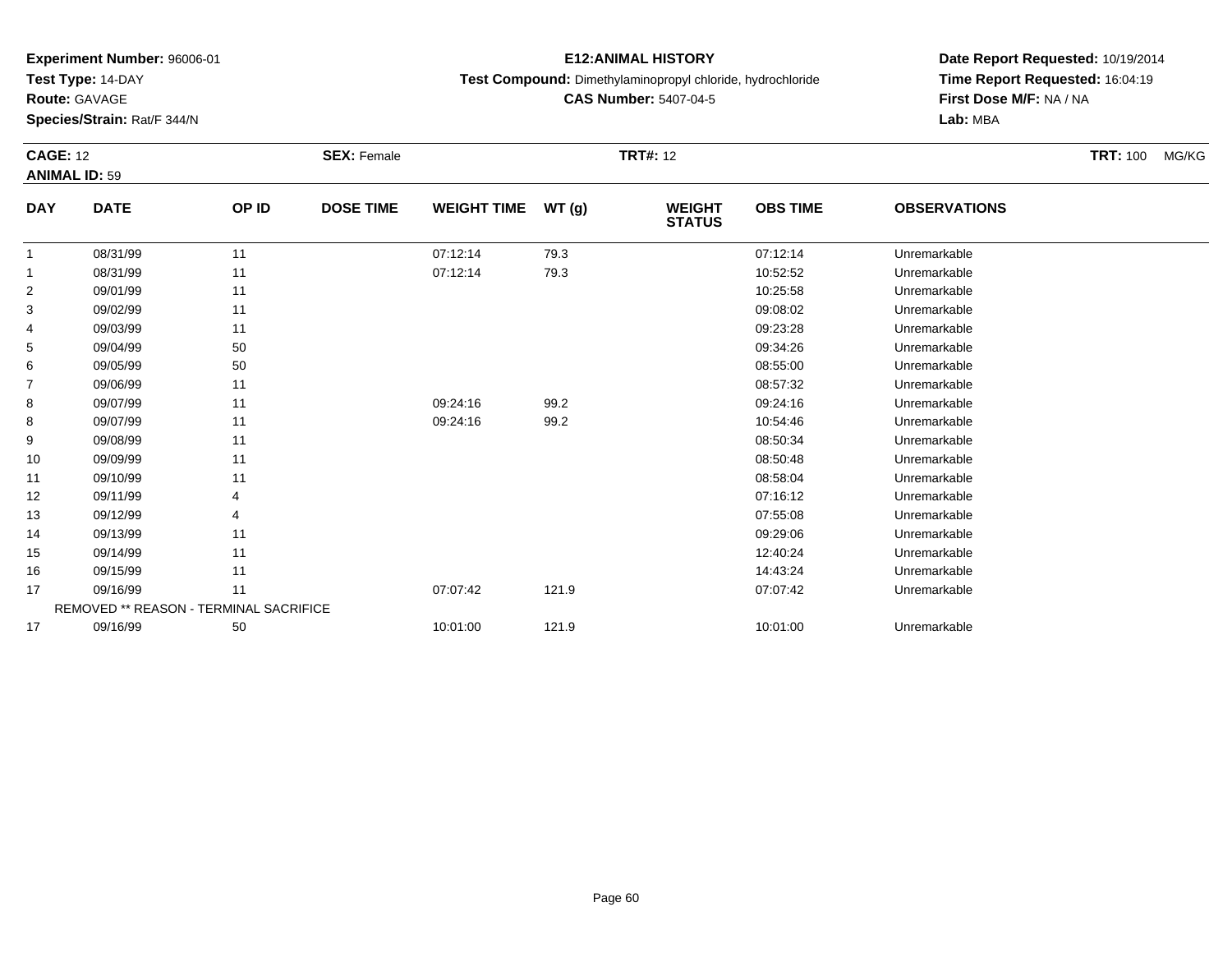**Experiment Number:** 96006-01
**Test Type:** 14-DAY
**Route:** GAVAGE
**Species/Strain:** Rat/F 344/N

# E12:ANIMAL HISTORY

**Test Compound:** Dimethylaminopropyl chloride, hydrochloride
**CAS Number:** 5407-04-5

**Date Report Requested:** 10/19/2014
**Time Report Requested:** 16:04:19
**First Dose M/F:** NA / NA
**Lab:** MBA

**CAGE:** 12 **SEX:** Female **TRT#:** 12 **TRT:** 100 MG/KG
**ANIMAL ID:** 59

| DAY | DATE | OP ID | DOSE TIME | WEIGHT TIME | WT (g) | WEIGHT STATUS | OBS TIME | OBSERVATIONS |
|---|---|---|---|---|---|---|---|---|
| 1 | 08/31/99 | 11 | | 07:12:14 | 79.3 | | 07:12:14 | Unremarkable |
| 1 | 08/31/99 | 11 | | 07:12:14 | 79.3 | | 10:52:52 | Unremarkable |
| 2 | 09/01/99 | 11 | | | | | 10:25:58 | Unremarkable |
| 3 | 09/02/99 | 11 | | | | | 09:08:02 | Unremarkable |
| 4 | 09/03/99 | 11 | | | | | 09:23:28 | Unremarkable |
| 5 | 09/04/99 | 50 | | | | | 09:34:26 | Unremarkable |
| 6 | 09/05/99 | 50 | | | | | 08:55:00 | Unremarkable |
| 7 | 09/06/99 | 11 | | | | | 08:57:32 | Unremarkable |
| 8 | 09/07/99 | 11 | | 09:24:16 | 99.2 | | 09:24:16 | Unremarkable |
| 8 | 09/07/99 | 11 | | 09:24:16 | 99.2 | | 10:54:46 | Unremarkable |
| 9 | 09/08/99 | 11 | | | | | 08:50:34 | Unremarkable |
| 10 | 09/09/99 | 11 | | | | | 08:50:48 | Unremarkable |
| 11 | 09/10/99 | 11 | | | | | 08:58:04 | Unremarkable |
| 12 | 09/11/99 | 4 | | | | | 07:16:12 | Unremarkable |
| 13 | 09/12/99 | 4 | | | | | 07:55:08 | Unremarkable |
| 14 | 09/13/99 | 11 | | | | | 09:29:06 | Unremarkable |
| 15 | 09/14/99 | 11 | | | | | 12:40:24 | Unremarkable |
| 16 | 09/15/99 | 11 | | | | | 14:43:24 | Unremarkable |
| 17 | 09/16/99 | 11 | | 07:07:42 | 121.9 | | 07:07:42 | Unremarkable |
| REMOVED ** REASON - TERMINAL SACRIFICE | | | | | | | | |
| 17 | 09/16/99 | 50 | | 10:01:00 | 121.9 | | 10:01:00 | Unremarkable |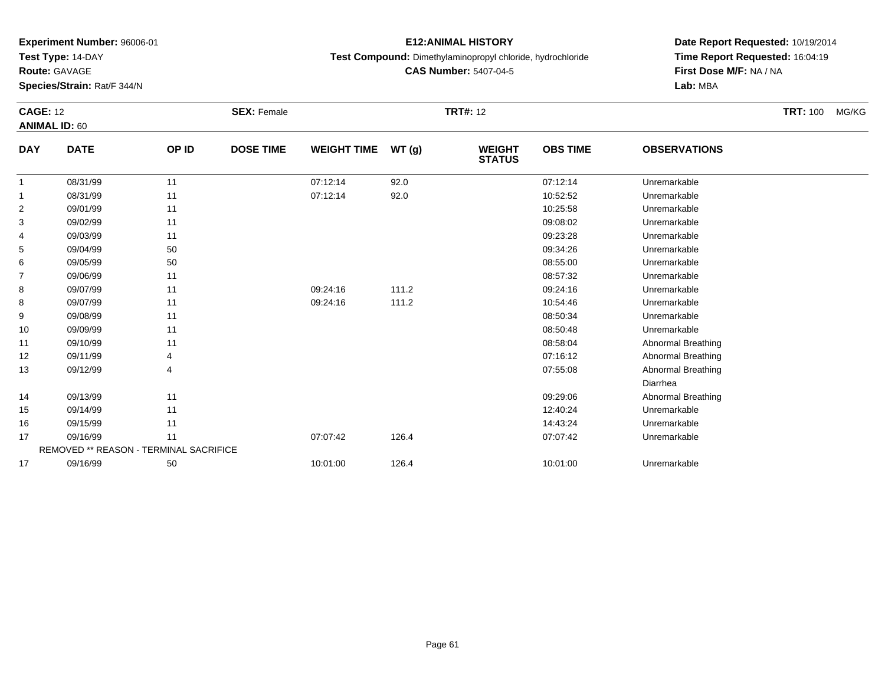**Experiment Number:** 96006-01
**Test Type:** 14-DAY
**Route:** GAVAGE
**Species/Strain:** Rat/F 344/N

**E12:ANIMAL HISTORY**
**Test Compound:** Dimethylaminopropyl chloride, hydrochloride
**CAS Number:** 5407-04-5

**Date Report Requested:** 10/19/2014
**Time Report Requested:** 16:04:19
**First Dose M/F:** NA / NA
**Lab:** MBA

**CAGE:** 12 **SEX:** Female **TRT#:** 12 **TRT:** 100 MG/KG
**ANIMAL ID:** 60

| DAY | DATE | OP ID | DOSE TIME | WEIGHT TIME | WT (g) | WEIGHT STATUS | OBS TIME | OBSERVATIONS |
|---|---|---|---|---|---|---|---|---|
| 1 | 08/31/99 | 11 | | 07:12:14 | 92.0 | | 07:12:14 | Unremarkable |
| 1 | 08/31/99 | 11 | | 07:12:14 | 92.0 | | 10:52:52 | Unremarkable |
| 2 | 09/01/99 | 11 | | | | | 10:25:58 | Unremarkable |
| 3 | 09/02/99 | 11 | | | | | 09:08:02 | Unremarkable |
| 4 | 09/03/99 | 11 | | | | | 09:23:28 | Unremarkable |
| 5 | 09/04/99 | 50 | | | | | 09:34:26 | Unremarkable |
| 6 | 09/05/99 | 50 | | | | | 08:55:00 | Unremarkable |
| 7 | 09/06/99 | 11 | | | | | 08:57:32 | Unremarkable |
| 8 | 09/07/99 | 11 | | 09:24:16 | 111.2 | | 09:24:16 | Unremarkable |
| 8 | 09/07/99 | 11 | | 09:24:16 | 111.2 | | 10:54:46 | Unremarkable |
| 9 | 09/08/99 | 11 | | | | | 08:50:34 | Unremarkable |
| 10 | 09/09/99 | 11 | | | | | 08:50:48 | Unremarkable |
| 11 | 09/10/99 | 11 | | | | | 08:58:04 | Abnormal Breathing |
| 12 | 09/11/99 | 4 | | | | | 07:16:12 | Abnormal Breathing |
| 13 | 09/12/99 | 4 | | | | | 07:55:08 | Abnormal Breathing |
| | | | | | | | | Diarrhea |
| 14 | 09/13/99 | 11 | | | | | 09:29:06 | Abnormal Breathing |
| 15 | 09/14/99 | 11 | | | | | 12:40:24 | Unremarkable |
| 16 | 09/15/99 | 11 | | | | | 14:43:24 | Unremarkable |
| 17 | 09/16/99 | 11 | | 07:07:42 | 126.4 | | 07:07:42 | Unremarkable |
| REMOVED ** REASON - TERMINAL SACRIFICE | | | | | | | | |
| 17 | 09/16/99 | 50 | | 10:01:00 | 126.4 | | 10:01:00 | Unremarkable |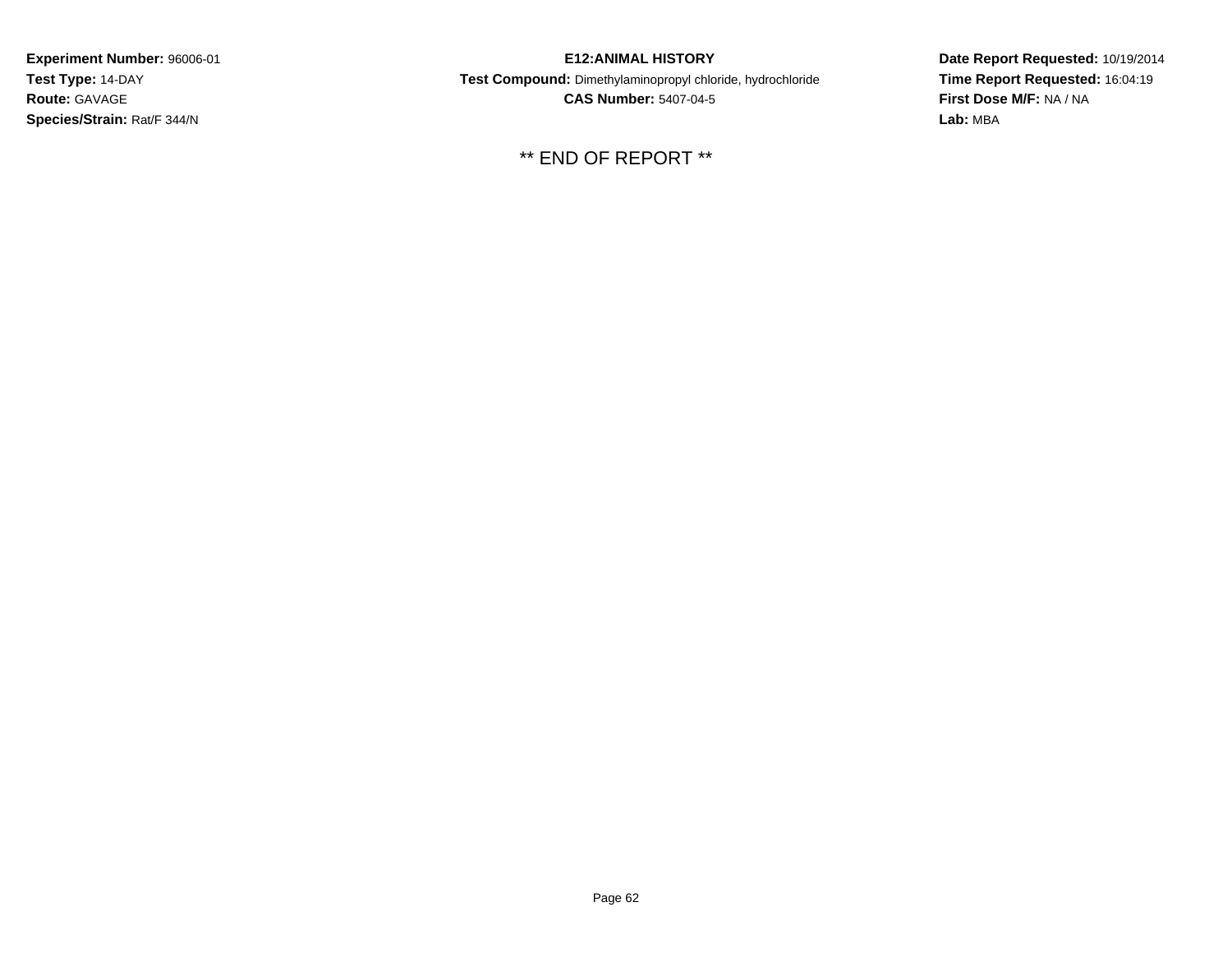**Experiment Number:** 96006-01
**Test Type:** 14-DAY
**Route:** GAVAGE
**Species/Strain:** Rat/F 344/N

**E12:ANIMAL HISTORY**
**Test Compound:** Dimethylaminopropyl chloride, hydrochloride
**CAS Number:** 5407-04-5

**Date Report Requested:** 10/19/2014
**Time Report Requested:** 16:04:19
**First Dose M/F:** NA / NA
**Lab:** MBA

** END OF REPORT **